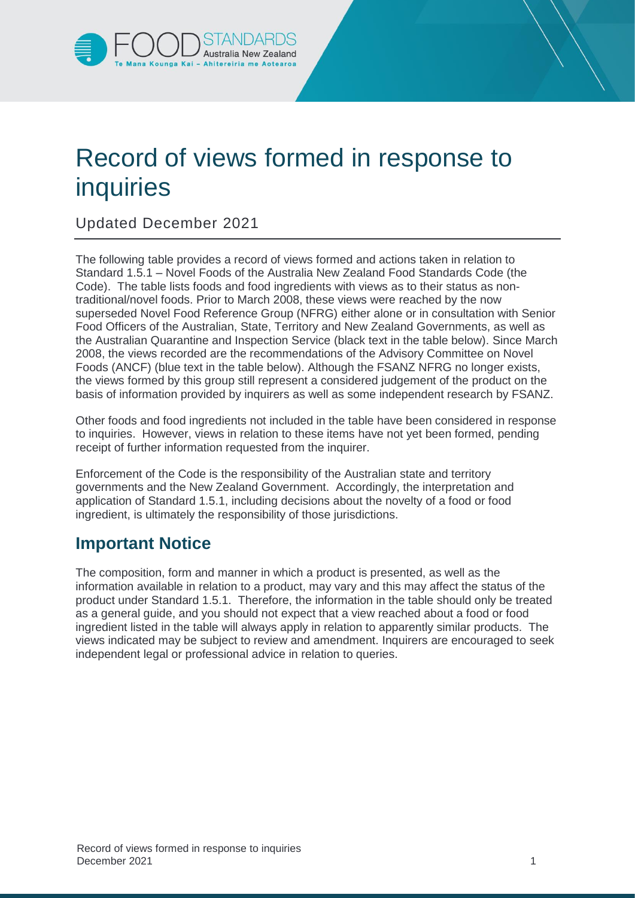# Record of views formed in response to inquiries

Updated December 2021

The following table provides a record of views formed and actions taken in relation to Standard 1.5.1 – Novel Foods of the Australia New Zealand Food Standards Code (the Code). The table lists foods and food ingredients with views as to their status as non-traditional/novel foods. Prior to March 2008, these views were reached by the now superseded Novel Food Reference Group (NFRG) either alone or in consultation with Senior Food Officers of the Australian, State, Territory and New Zealand Governments, as well as the Australian Quarantine and Inspection Service (black text in the table below). Since March 2008, the views recorded are the recommendations of the Advisory Committee on Novel Foods (ANCF) (blue text in the table below). Although the FSANZ NFRG no longer exists, the views formed by this group still represent a considered judgement of the product on the basis of information provided by inquirers as well as some independent research by FSANZ.

Other foods and food ingredients not included in the table have been considered in response to inquiries. However, views in relation to these items have not yet been formed, pending receipt of further information requested from the inquirer.

Enforcement of the Code is the responsibility of the Australian state and territory governments and the New Zealand Government. Accordingly, the interpretation and application of Standard 1.5.1, including decisions about the novelty of a food or food ingredient, is ultimately the responsibility of those jurisdictions.

## Important Notice

The composition, form and manner in which a product is presented, as well as the information available in relation to a product, may vary and this may affect the status of the product under Standard 1.5.1. Therefore, the information in the table should only be treated as a general guide, and you should not expect that a view reached about a food or food ingredient listed in the table will always apply in relation to apparently similar products. The views indicated may be subject to review and amendment. Inquirers are encouraged to seek independent legal or professional advice in relation to queries.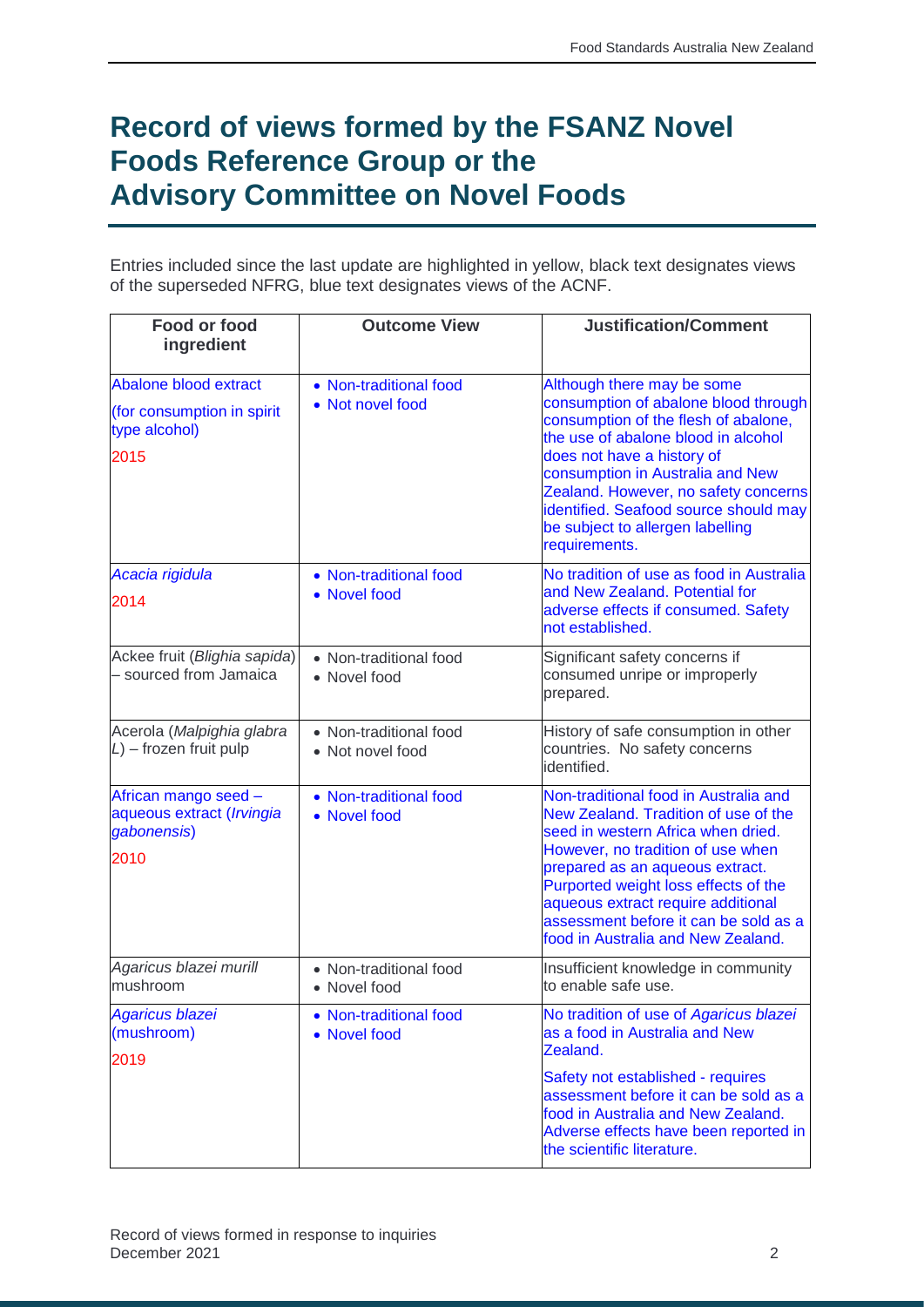# Record of views formed by the FSANZ Novel Foods Reference Group or the Advisory Committee on Novel Foods

Entries included since the last update are highlighted in yellow, black text designates views of the superseded NFRG, blue text designates views of the ACNF.

| Food or food ingredient | Outcome View | Justification/Comment |
|---|---|---|
| Abalone blood extract<br>(for consumption in spirit type alcohol)<br>2015 | • Non-traditional food<br>• Not novel food | Although there may be some consumption of abalone blood through consumption of the flesh of abalone, the use of abalone blood in alcohol does not have a history of consumption in Australia and New Zealand. However, no safety concerns identified. Seafood source should may be subject to allergen labelling requirements. |
| *Acacia rigidula*<br>2014 | • Non-traditional food<br>• Novel food | No tradition of use as food in Australia and New Zealand. Potential for adverse effects if consumed. Safety not established. |
| Ackee fruit (*Blighia sapida*) – sourced from Jamaica | • Non-traditional food<br>• Novel food | Significant safety concerns if consumed unripe or improperly prepared. |
| Acerola (*Malpighia glabra L*) – frozen fruit pulp | • Non-traditional food<br>• Not novel food | History of safe consumption in other countries. No safety concerns identified. |
| African mango seed – aqueous extract (*Irvingia gabonensis*)<br>2010 | • Non-traditional food<br>• Novel food | Non-traditional food in Australia and New Zealand. Tradition of use of the seed in western Africa when dried. However, no tradition of use when prepared as an aqueous extract. Purported weight loss effects of the aqueous extract require additional assessment before it can be sold as a food in Australia and New Zealand. |
| *Agaricus blazei murill* mushroom | • Non-traditional food<br>• Novel food | Insufficient knowledge in community to enable safe use. |
| *Agaricus blazei* (mushroom)<br>2019 | • Non-traditional food<br>• Novel food | No tradition of use of *Agaricus blazei* as a food in Australia and New Zealand.<br><br>Safety not established - requires assessment before it can be sold as a food in Australia and New Zealand. Adverse effects have been reported in the scientific literature. |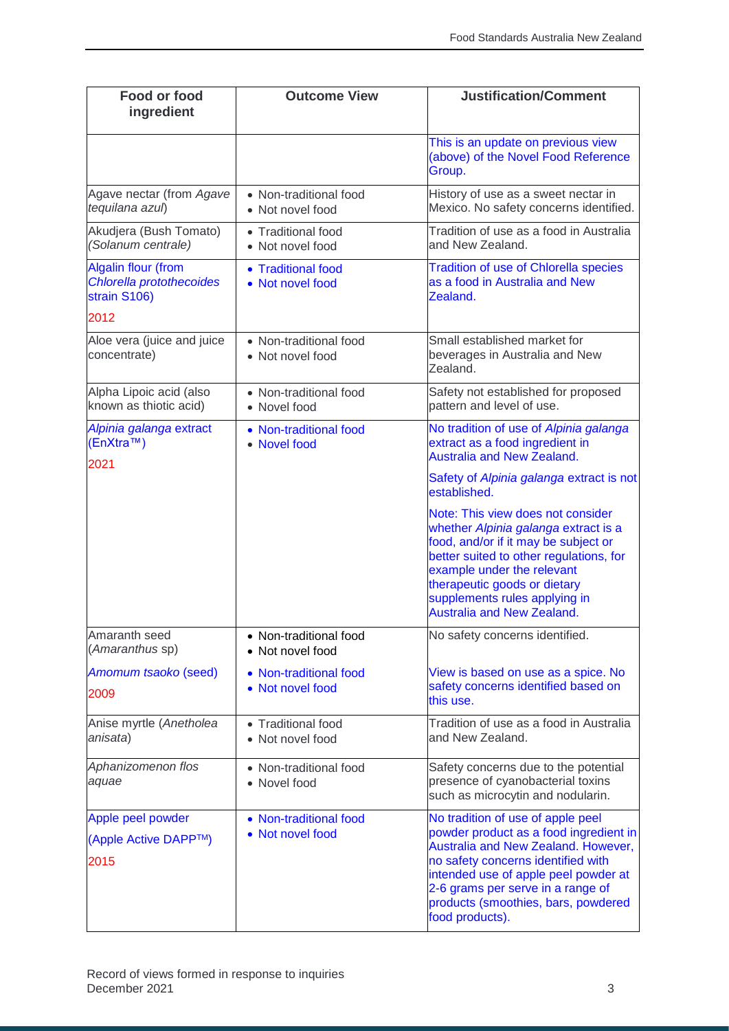| Food or food ingredient | Outcome View | Justification/Comment |
|---|---|---|
| | | This is an update on previous view (above) of the Novel Food Reference Group. |
| Agave nectar (from *Agave tequilana azul*) | • Non-traditional food<br>• Not novel food | History of use as a sweet nectar in Mexico. No safety concerns identified. |
| Akudjera (Bush Tomato) (*Solanum centrale)* | • Traditional food<br>• Not novel food | Tradition of use as a food in Australia and New Zealand. |
| Algalin flour (from *Chlorella protothecoides* strain S106)<br><br>2012 | • Traditional food<br>• Not novel food | Tradition of use of Chlorella species as a food in Australia and New Zealand. |
| Aloe vera (juice and juice concentrate) | • Non-traditional food<br>• Not novel food | Small established market for beverages in Australia and New Zealand. |
| Alpha Lipoic acid (also known as thiotic acid) | • Non-traditional food<br>• Novel food | Safety not established for proposed pattern and level of use. |
| *Alpinia galanga* extract (EnXtra™)<br><br>2021 | • Non-traditional food<br>• Novel food | No tradition of use of *Alpinia galanga* extract as a food ingredient in Australia and New Zealand.<br><br>Safety of *Alpinia galanga* extract is not established.<br><br>Note: This view does not consider whether *Alpinia galanga* extract is a food, and/or if it may be subject or better suited to other regulations, for example under the relevant therapeutic goods or dietary supplements rules applying in Australia and New Zealand. |
| Amaranth seed (*Amaranthus* sp) | • Non-traditional food<br>• Not novel food | No safety concerns identified. |
| *Amomum tsaoko* (seed)<br><br>2009 | • Non-traditional food<br>• Not novel food | View is based on use as a spice. No safety concerns identified based on this use. |
| Anise myrtle (*Anetholea anisata*) | • Traditional food<br>• Not novel food | Tradition of use as a food in Australia and New Zealand. |
| *Aphanizomenon flos aquae* | • Non-traditional food<br>• Novel food | Safety concerns due to the potential presence of cyanobacterial toxins such as microcytin and nodularin. |
| Apple peel powder<br><br>(Apple Active DAPP™)<br><br>2015 | • Non-traditional food<br>• Not novel food | No tradition of use of apple peel powder product as a food ingredient in Australia and New Zealand. However, no safety concerns identified with intended use of apple peel powder at 2-6 grams per serve in a range of products (smoothies, bars, powdered food products). |

Record of views formed in response to inquiries
December 2021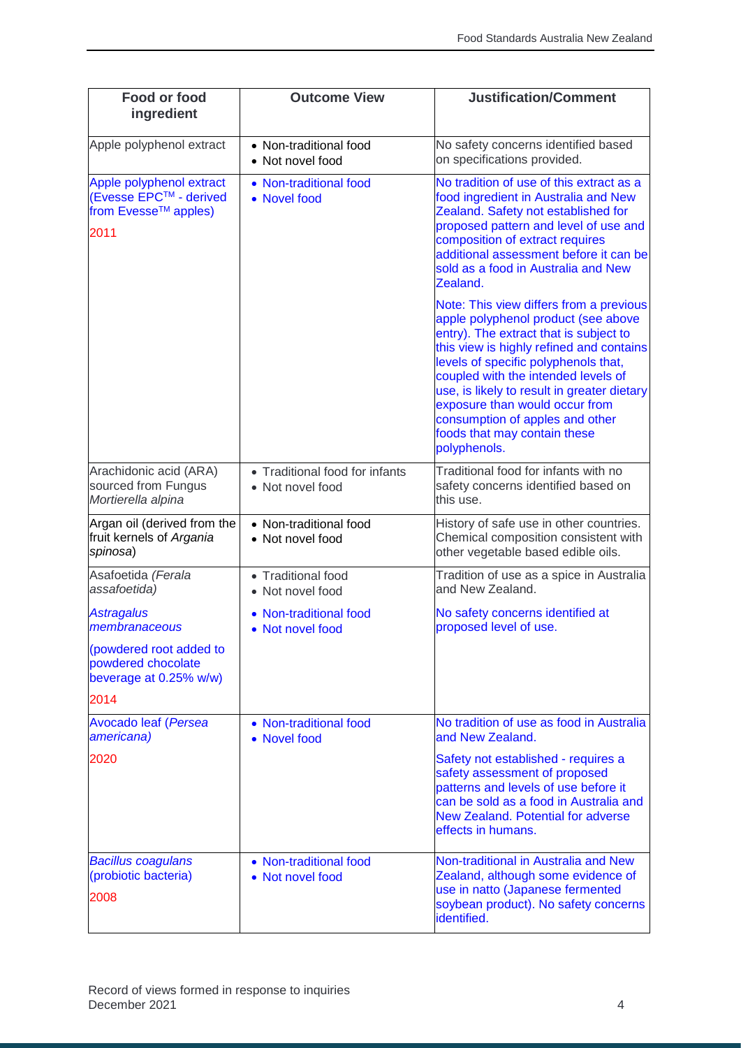| Food or food ingredient | Outcome View | Justification/Comment |
| --- | --- | --- |
| Apple polyphenol extract | • Non-traditional food<br>• Not novel food | No safety concerns identified based on specifications provided. |
| Apple polyphenol extract (Evesse EPC™ - derived from Evesse™ apples)<br><br>2011 | • Non-traditional food<br>• Novel food | No tradition of use of this extract as a food ingredient in Australia and New Zealand. Safety not established for proposed pattern and level of use and composition of extract requires additional assessment before it can be sold as a food in Australia and New Zealand.<br><br>Note: This view differs from a previous apple polyphenol product (see above entry). The extract that is subject to this view is highly refined and contains levels of specific polyphenols that, coupled with the intended levels of use, is likely to result in greater dietary exposure than would occur from consumption of apples and other foods that may contain these polyphenols. |
| Arachidonic acid (ARA) sourced from Fungus *Mortierella alpina* | • Traditional food for infants<br>• Not novel food | Traditional food for infants with no safety concerns identified based on this use. |
| Argan oil (derived from the fruit kernels of *Argania spinosa*) | • Non-traditional food<br>• Not novel food | History of safe use in other countries. Chemical composition consistent with other vegetable based edible oils. |
| Asafoetida *(Ferala assafoetida)* | • Traditional food<br>• Not novel food | Tradition of use as a spice in Australia and New Zealand. |
| *Astragalus membranaceous*<br><br>(powdered root added to powdered chocolate beverage at 0.25% w/w)<br><br>2014 | • Non-traditional food<br>• Not novel food | No safety concerns identified at proposed level of use. |
| Avocado leaf (*Persea americana)*<br><br>2020 | • Non-traditional food<br>• Novel food | No tradition of use as food in Australia and New Zealand.<br><br>Safety not established - requires a safety assessment of proposed patterns and levels of use before it can be sold as a food in Australia and New Zealand. Potential for adverse effects in humans. |
| *Bacillus coagulans* (probiotic bacteria)<br><br>2008 | • Non-traditional food<br>• Not novel food | Non-traditional in Australia and New Zealand, although some evidence of use in natto (Japanese fermented soybean product). No safety concerns identified. |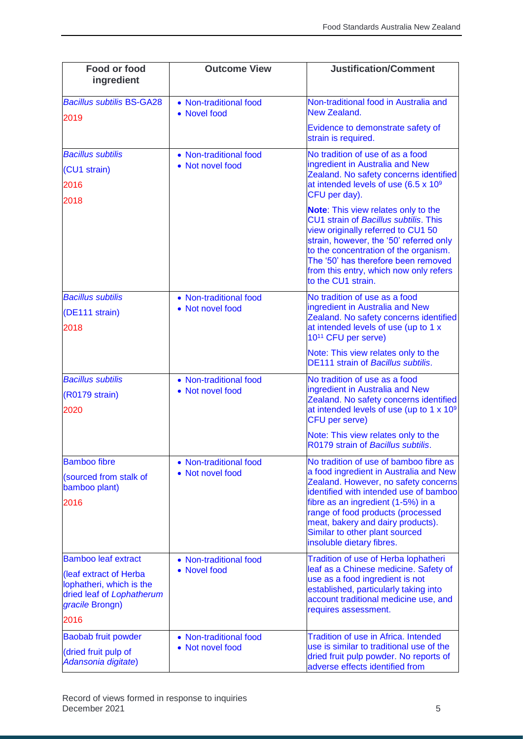| Food or food ingredient | Outcome View | Justification/Comment |
|---|---|---|
| *Bacillus subtilis* BS-GA28<br>2019 | • Non-traditional food<br>• Novel food | Non-traditional food in Australia and New Zealand.<br>Evidence to demonstrate safety of strain is required. |
| *Bacillus subtilis*<br>(CU1 strain)<br>2016<br>2018 | • Non-traditional food<br>• Not novel food | No tradition of use of as a food ingredient in Australia and New Zealand. No safety concerns identified at intended levels of use (6.5 x $10^9$ CFU per day).<br>**Note**: This view relates only to the CU1 strain of *Bacillus subtilis*. This view originally referred to CU1 50 strain, however, the '50' referred only to the concentration of the organism. The '50' has therefore been removed from this entry, which now only refers to the CU1 strain. |
| *Bacillus subtilis*<br>(DE111 strain)<br>2018 | • Non-traditional food<br>• Not novel food | No tradition of use as a food ingredient in Australia and New Zealand. No safety concerns identified at intended levels of use (up to 1 x $10^{11}$ CFU per serve)<br>Note: This view relates only to the DE111 strain of *Bacillus subtilis*. |
| *Bacillus subtilis*<br>(R0179 strain)<br>2020 | • Non-traditional food<br>• Not novel food | No tradition of use as a food ingredient in Australia and New Zealand. No safety concerns identified at intended levels of use (up to 1 x $10^9$ CFU per serve)<br>Note: This view relates only to the R0179 strain of *Bacillus subtilis*. |
| Bamboo fibre<br>(sourced from stalk of bamboo plant)<br>2016 | • Non-traditional food<br>• Not novel food | No tradition of use of bamboo fibre as a food ingredient in Australia and New Zealand. However, no safety concerns identified with intended use of bamboo fibre as an ingredient (1-5%) in a range of food products (processed meat, bakery and dairy products). Similar to other plant sourced insoluble dietary fibres. |
| Bamboo leaf extract<br>(leaf extract of Herba lophatheri, which is the dried leaf of *Lophatherum gracile* Brongn)<br>2016 | • Non-traditional food<br>• Novel food | Tradition of use of Herba lophatheri leaf as a Chinese medicine. Safety of use as a food ingredient is not established, particularly taking into account traditional medicine use, and requires assessment. |
| Baobab fruit powder<br>(dried fruit pulp of *Adansonia digitate*) | • Non-traditional food<br>• Not novel food | Tradition of use in Africa. Intended use is similar to traditional use of the dried fruit pulp powder. No reports of adverse effects identified from |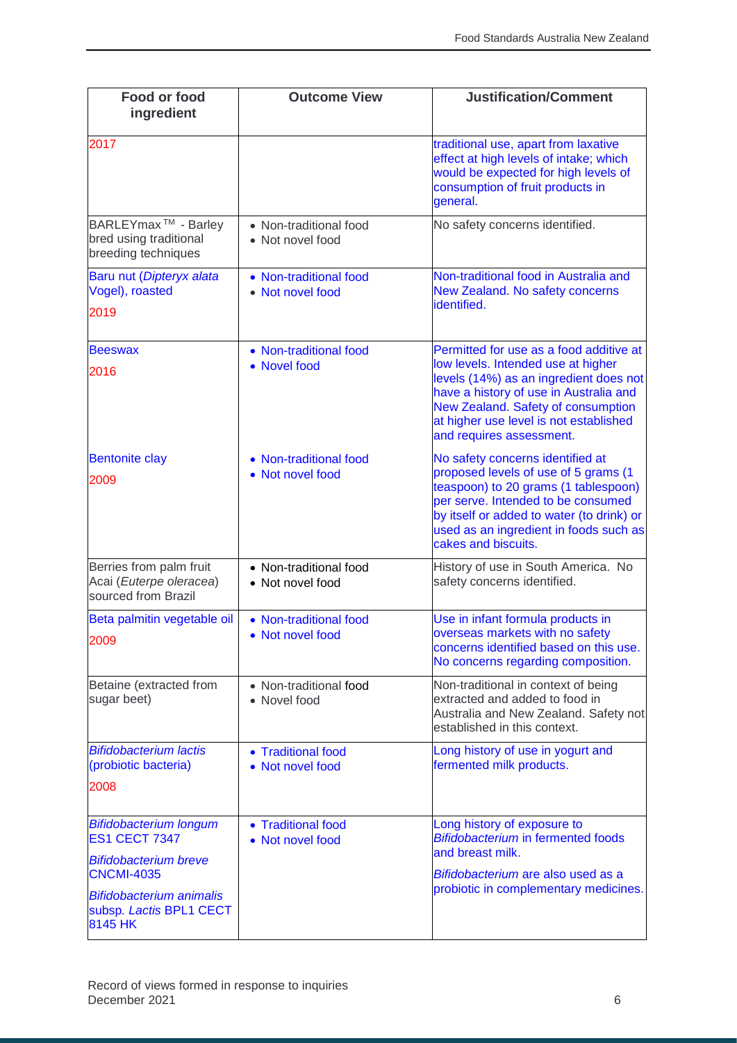| Food or food ingredient | Outcome View | Justification/Comment |
| --- | --- | --- |
| 2017 | | traditional use, apart from laxative effect at high levels of intake; which would be expected for high levels of consumption of fruit products in general. |
| BARLEYmax ™ - Barley bred using traditional breeding techniques | • Non-traditional food<br>• Not novel food | No safety concerns identified. |
| Baru nut (*Dipteryx alata* Vogel), roasted<br>2019 | • Non-traditional food<br>• Not novel food | Non-traditional food in Australia and New Zealand. No safety concerns identified. |
| Beeswax<br>2016 | • Non-traditional food<br>• Novel food | Permitted for use as a food additive at low levels. Intended use at higher levels (14%) as an ingredient does not have a history of use in Australia and New Zealand. Safety of consumption at higher use level is not established and requires assessment. |
| Bentonite clay<br>2009 | • Non-traditional food<br>• Not novel food | No safety concerns identified at proposed levels of use of 5 grams (1 teaspoon) to 20 grams (1 tablespoon) per serve. Intended to be consumed by itself or added to water (to drink) or used as an ingredient in foods such as cakes and biscuits. |
| Berries from palm fruit Acai (*Euterpe oleracea*) sourced from Brazil | • Non-traditional food<br>• Not novel food | History of use in South America. No safety concerns identified. |
| Beta palmitin vegetable oil<br>2009 | • Non-traditional food<br>• Not novel food | Use in infant formula products in overseas markets with no safety concerns identified based on this use. No concerns regarding composition. |
| Betaine (extracted from sugar beet) | • Non-traditional food<br>• Novel food | Non-traditional in context of being extracted and added to food in Australia and New Zealand. Safety not established in this context. |
| *Bifidobacterium lactis* (probiotic bacteria)<br>2008 | • Traditional food<br>• Not novel food | Long history of use in yogurt and fermented milk products. |
| *Bifidobacterium longum* ES1 CECT 7347<br>*Bifidobacterium breve* CNCMI-4035<br>*Bifidobacterium animalis* subsp. *Lactis* BPL1 CECT 8145 HK | • Traditional food<br>• Not novel food | Long history of exposure to *Bifidobacterium* in fermented foods and breast milk.<br>*Bifidobacterium* are also used as a probiotic in complementary medicines. |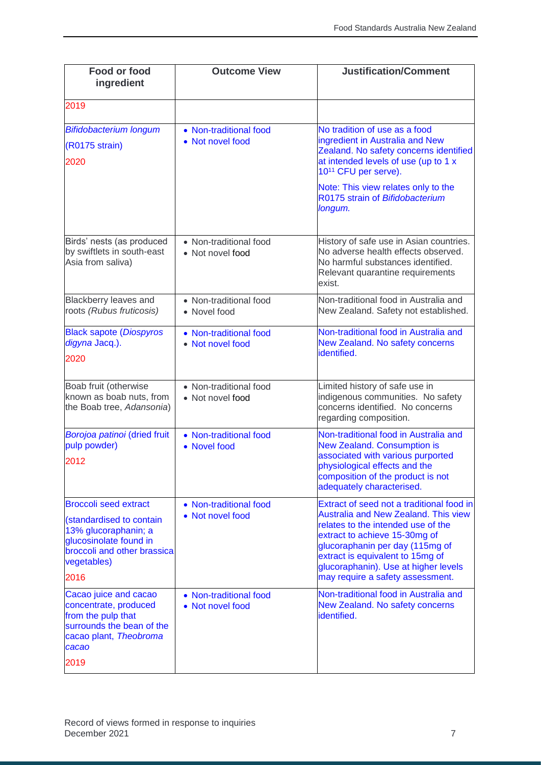| Food or food ingredient | Outcome View | Justification/Comment |
|---|---|---|
| 2019 | | |
| *Bifidobacterium longum* (R0175 strain) 2020 | • Non-traditional food<br>• Not novel food | No tradition of use as a food ingredient in Australia and New Zealand. No safety concerns identified at intended levels of use (up to 1 x $10^{11}$ CFU per serve).<br>Note: This view relates only to the R0175 strain of *Bifidobacterium longum*. |
| Birds' nests (as produced by swiftlets in south-east Asia from saliva) | • Non-traditional food<br>• Not novel food | History of safe use in Asian countries. No adverse health effects observed. No harmful substances identified. Relevant quarantine requirements exist. |
| Blackberry leaves and roots *(Rubus fruticosis)* | • Non-traditional food<br>• Novel food | Non-traditional food in Australia and New Zealand. Safety not established. |
| Black sapote (*Diospyros digyna* Jacq.). 2020 | • Non-traditional food<br>• Not novel food | Non-traditional food in Australia and New Zealand. No safety concerns identified. |
| Boab fruit (otherwise known as boab nuts, from the Boab tree, *Adansonia*) | • Non-traditional food<br>• Not novel food | Limited history of safe use in indigenous communities. No safety concerns identified. No concerns regarding composition. |
| *Borojoa patinoi* (dried fruit pulp powder) 2012 | • Non-traditional food<br>• Novel food | Non-traditional food in Australia and New Zealand. Consumption is associated with various purported physiological effects and the composition of the product is not adequately characterised. |
| Broccoli seed extract (standardised to contain 13% glucoraphanin; a glucosinolate found in broccoli and other brassica vegetables) 2016 | • Non-traditional food<br>• Not novel food | Extract of seed not a traditional food in Australia and New Zealand. This view relates to the intended use of the extract to achieve 15-30mg of glucoraphanin per day (115mg of extract is equivalent to 15mg of glucoraphanin). Use at higher levels may require a safety assessment. |
| Cacao juice and cacao concentrate, produced from the pulp that surrounds the bean of the cacao plant, *Theobroma cacao* 2019 | • Non-traditional food<br>• Not novel food | Non-traditional food in Australia and New Zealand. No safety concerns identified. |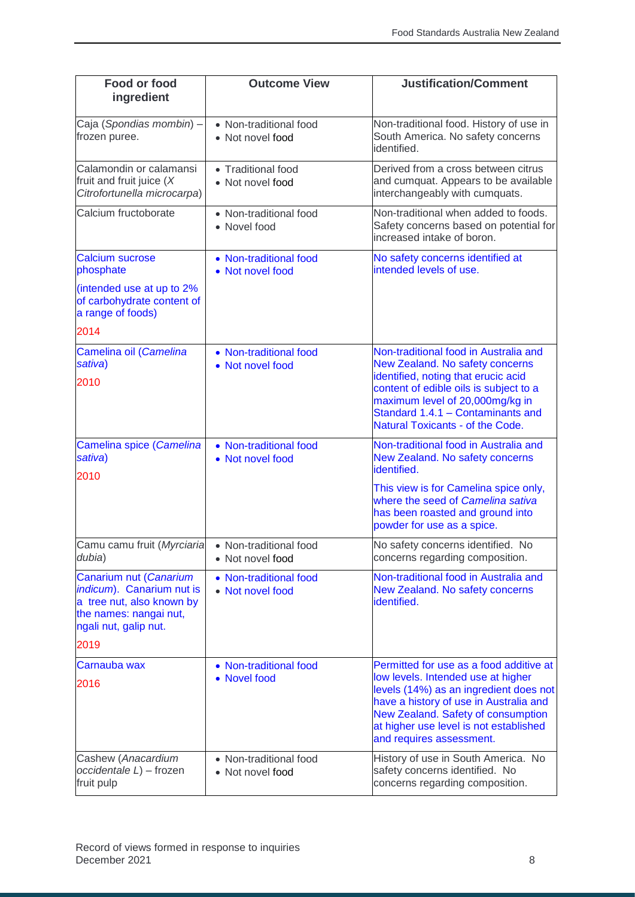| Food or food ingredient | Outcome View | Justification/Comment |
|---|---|---|
| Caja (*Spondias mombin*) – frozen puree. | • Non-traditional food<br>• Not novel food | Non-traditional food. History of use in South America. No safety concerns identified. |
| Calamondin or calamansi fruit and fruit juice (*X Citrofortunella microcarpa*) | • Traditional food<br>• Not novel food | Derived from a cross between citrus and cumquat. Appears to be available interchangeably with cumquats. |
| Calcium fructoborate | • Non-traditional food<br>• Novel food | Non-traditional when added to foods. Safety concerns based on potential for increased intake of boron. |
| Calcium sucrose phosphate<br><br>(intended use at up to 2% of carbohydrate content of a range of foods)<br><br>2014 | • Non-traditional food<br>• Not novel food | No safety concerns identified at intended levels of use. |
| Camelina oil (*Camelina sativa*)<br><br>2010 | • Non-traditional food<br>• Not novel food | Non-traditional food in Australia and New Zealand. No safety concerns identified, noting that erucic acid content of edible oils is subject to a maximum level of 20,000mg/kg in Standard 1.4.1 – Contaminants and Natural Toxicants - of the Code. |
| Camelina spice (*Camelina sativa*)<br><br>2010 | • Non-traditional food<br>• Not novel food | Non-traditional food in Australia and New Zealand. No safety concerns identified.<br><br>This view is for Camelina spice only, where the seed of *Camelina sativa* has been roasted and ground into powder for use as a spice. |
| Camu camu fruit (*Myrciaria dubia*) | • Non-traditional food<br>• Not novel food | No safety concerns identified. No concerns regarding composition. |
| Canarium nut (*Canarium indicum*). Canarium nut is a tree nut, also known by the names: nangai nut, ngali nut, galip nut.<br><br>2019 | • Non-traditional food<br>• Not novel food | Non-traditional food in Australia and New Zealand. No safety concerns identified. |
| Carnauba wax<br><br>2016 | • Non-traditional food<br>• Novel food | Permitted for use as a food additive at low levels. Intended use at higher levels (14%) as an ingredient does not have a history of use in Australia and New Zealand. Safety of consumption at higher use level is not established and requires assessment. |
| Cashew (*Anacardium occidentale L*) – frozen fruit pulp | • Non-traditional food<br>• Not novel food | History of use in South America. No safety concerns identified. No concerns regarding composition. |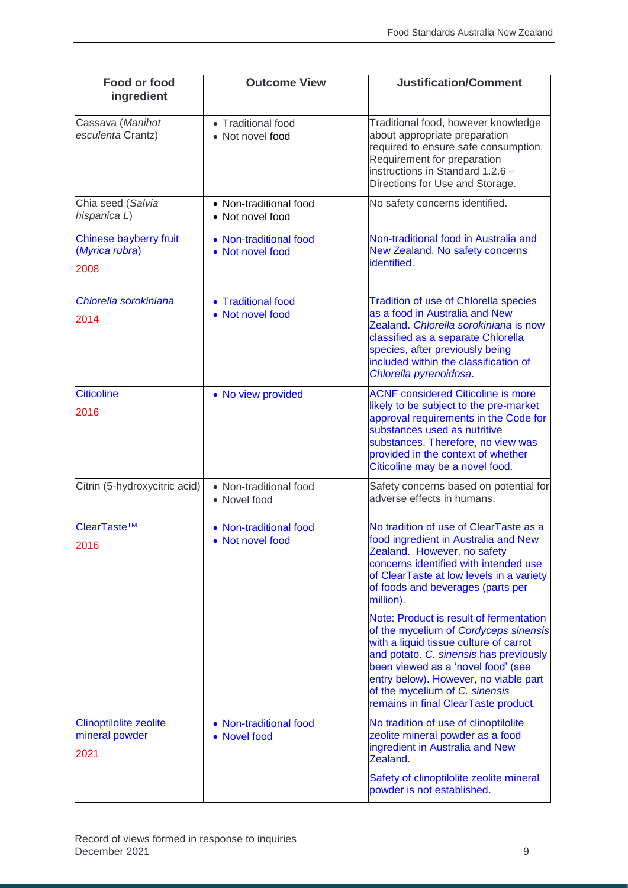| Food or food ingredient | Outcome View | Justification/Comment |
|---|---|---|
| Cassava (*Manihot esculenta* Crantz) | • Traditional food<br>• Not novel food | Traditional food, however knowledge about appropriate preparation required to ensure safe consumption. Requirement for preparation instructions in Standard 1.2.6 – Directions for Use and Storage. |
| Chia seed (*Salvia hispanica L*) | • Non-traditional food<br>• Not novel food | No safety concerns identified. |
| Chinese bayberry fruit (*Myrica rubra*)<br>2008 | • Non-traditional food<br>• Not novel food | Non-traditional food in Australia and New Zealand. No safety concerns identified. |
| *Chlorella sorokiniana*<br>2014 | • Traditional food<br>• Not novel food | Tradition of use of Chlorella species as a food in Australia and New Zealand. *Chlorella sorokiniana* is now classified as a separate Chlorella species, after previously being included within the classification of *Chlorella pyrenoidosa*. |
| Citicoline<br>2016 | • No view provided | ACNF considered Citicoline is more likely to be subject to the pre-market approval requirements in the Code for substances used as nutritive substances. Therefore, no view was provided in the context of whether Citicoline may be a novel food. |
| Citrin (5-hydroxycitric acid) | • Non-traditional food<br>• Novel food | Safety concerns based on potential for adverse effects in humans. |
| ClearTaste™<br>2016 | • Non-traditional food<br>• Not novel food | No tradition of use of ClearTaste as a food ingredient in Australia and New Zealand. However, no safety concerns identified with intended use of ClearTaste at low levels in a variety of foods and beverages (parts per million).<br><br>Note: Product is result of fermentation of the mycelium of *Cordyceps sinensis* with a liquid tissue culture of carrot and potato. *C. sinensis* has previously been viewed as a 'novel food' (see entry below). However, no viable part of the mycelium of *C. sinensis* remains in final ClearTaste product. |
| Clinoptilolite zeolite mineral powder<br>2021 | • Non-traditional food<br>• Novel food | No tradition of use of clinoptilolite zeolite mineral powder as a food ingredient in Australia and New Zealand.<br><br>Safety of clinoptilolite zeolite mineral powder is not established. |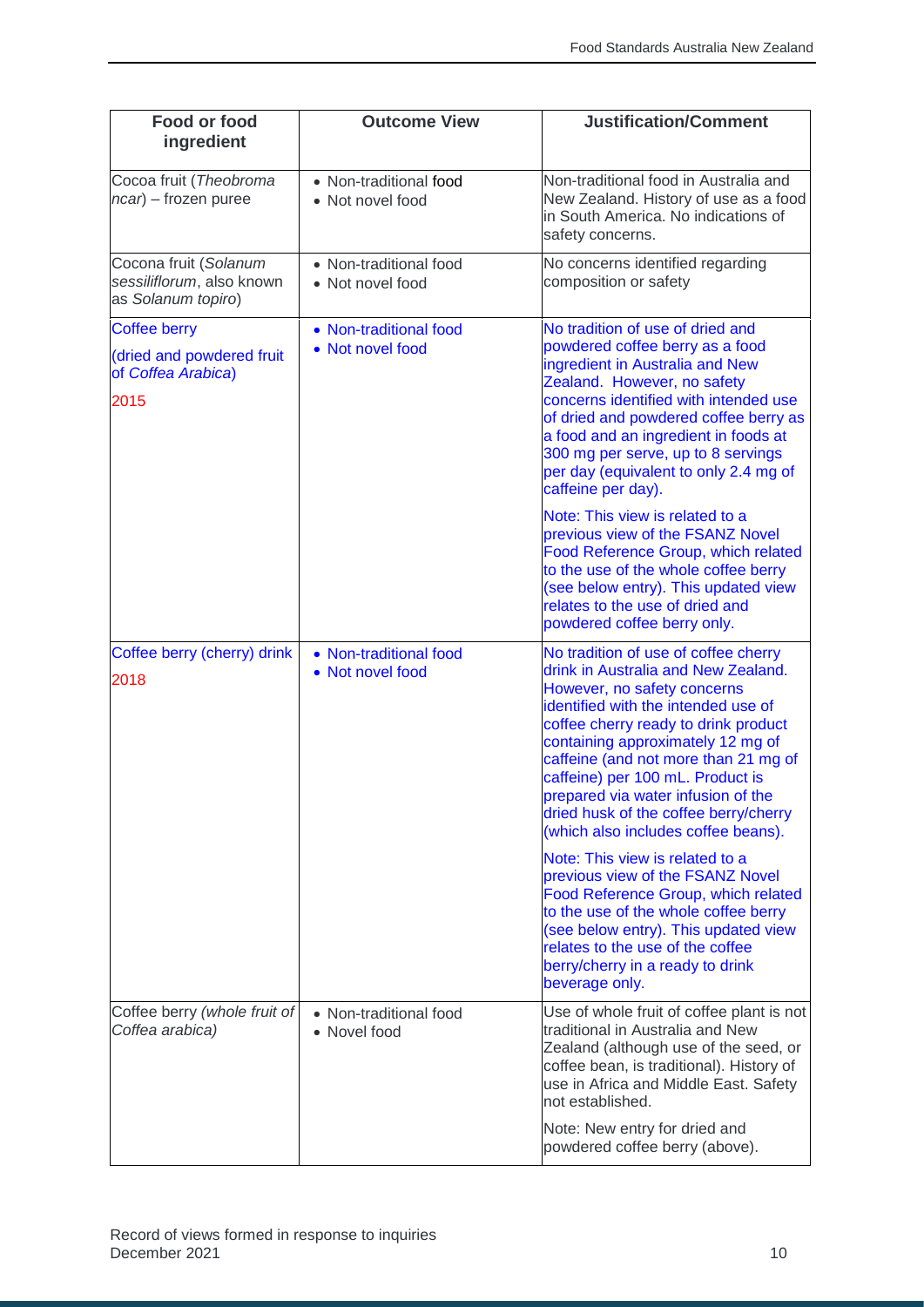| Food or food ingredient | Outcome View | Justification/Comment |
|---|---|---|
| Cocoa fruit (*Theobroma ncar*) – frozen puree | • Non-traditional food<br>• Not novel food | Non-traditional food in Australia and New Zealand. History of use as a food in South America. No indications of safety concerns. |
| Cocona fruit (*Solanum sessiliflorum*, also known as *Solanum topiro*) | • Non-traditional food<br>• Not novel food | No concerns identified regarding composition or safety |
| Coffee berry<br>(dried and powdered fruit of *Coffea Arabica*)<br>2015 | • Non-traditional food<br>• Not novel food | No tradition of use of dried and powdered coffee berry as a food ingredient in Australia and New Zealand. However, no safety concerns identified with intended use of dried and powdered coffee berry as a food and an ingredient in foods at 300 mg per serve, up to 8 servings per day (equivalent to only 2.4 mg of caffeine per day).<br><br>Note: This view is related to a previous view of the FSANZ Novel Food Reference Group, which related to the use of the whole coffee berry (see below entry). This updated view relates to the use of dried and powdered coffee berry only. |
| Coffee berry (cherry) drink<br>2018 | • Non-traditional food<br>• Not novel food | No tradition of use of coffee cherry drink in Australia and New Zealand. However, no safety concerns identified with the intended use of coffee cherry ready to drink product containing approximately 12 mg of caffeine (and not more than 21 mg of caffeine) per 100 mL. Product is prepared via water infusion of the dried husk of the coffee berry/cherry (which also includes coffee beans).<br><br>Note: This view is related to a previous view of the FSANZ Novel Food Reference Group, which related to the use of the whole coffee berry (see below entry). This updated view relates to the use of the coffee berry/cherry in a ready to drink beverage only. |
| Coffee berry *(whole fruit of Coffea arabica)* | • Non-traditional food<br>• Novel food | Use of whole fruit of coffee plant is not traditional in Australia and New Zealand (although use of the seed, or coffee bean, is traditional). History of use in Africa and Middle East. Safety not established.<br><br>Note: New entry for dried and powdered coffee berry (above). |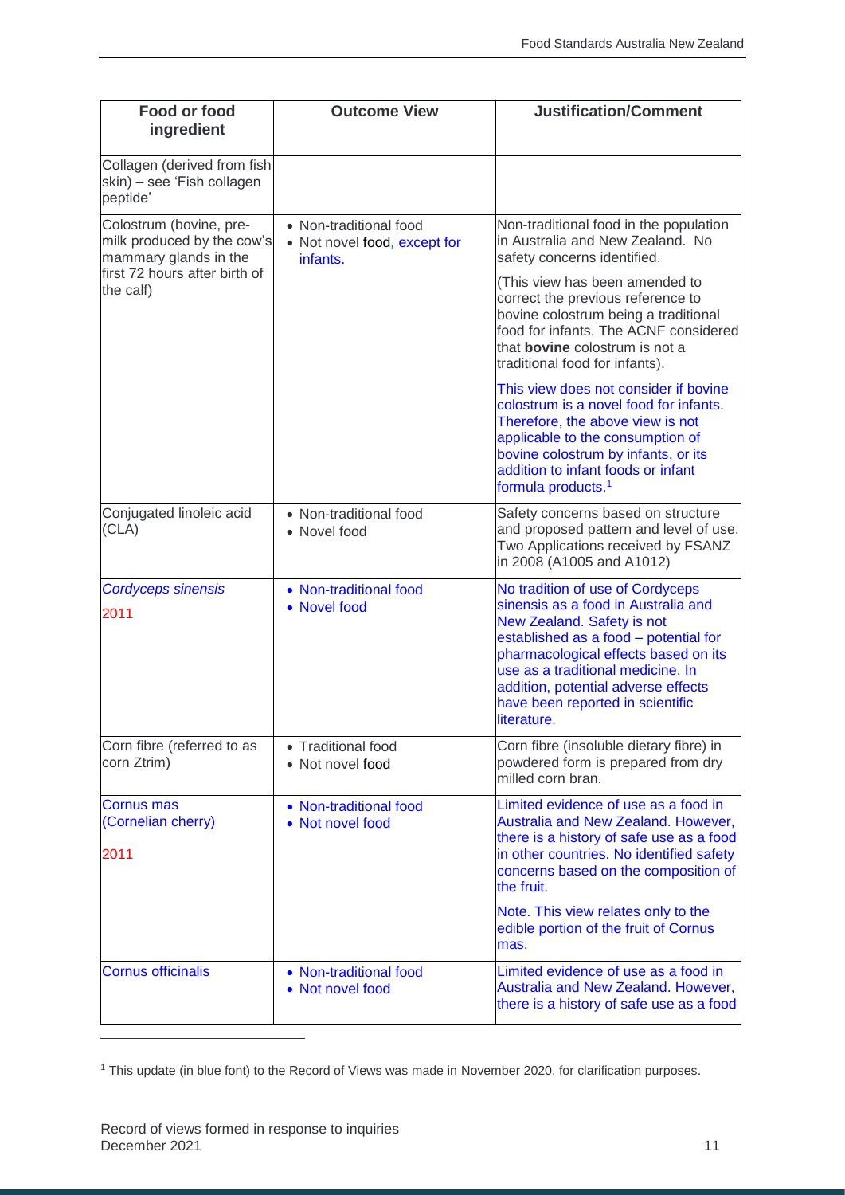| Food or food ingredient | Outcome View | Justification/Comment |
|---|---|---|
| Collagen (derived from fish skin) – see 'Fish collagen peptide' | | |
| Colostrum (bovine, pre-milk produced by the cow's mammary glands in the first 72 hours after birth of the calf) | • Non-traditional food<br>• Not novel food, except for infants. | Non-traditional food in the population in Australia and New Zealand. No safety concerns identified.<br><br>(This view has been amended to correct the previous reference to bovine colostrum being a traditional food for infants. The ACNF considered that **bovine** colostrum is not a traditional food for infants).<br><br>This view does not consider if bovine colostrum is a novel food for infants. Therefore, the above view is not applicable to the consumption of bovine colostrum by infants, or its addition to infant foods or infant formula products.[1] |
| Conjugated linoleic acid (CLA) | • Non-traditional food<br>• Novel food | Safety concerns based on structure and proposed pattern and level of use. Two Applications received by FSANZ in 2008 (A1005 and A1012) |
| *Cordyceps sinensis*<br><br>2011 | • Non-traditional food<br>• Novel food | No tradition of use of Cordyceps sinensis as a food in Australia and New Zealand. Safety is not established as a food – potential for pharmacological effects based on its use as a traditional medicine. In addition, potential adverse effects have been reported in scientific literature. |
| Corn fibre (referred to as corn Ztrim) | • Traditional food<br>• Not novel food | Corn fibre (insoluble dietary fibre) in powdered form is prepared from dry milled corn bran. |
| Cornus mas (Cornelian cherry)<br><br>2011 | • Non-traditional food<br>• Not novel food | Limited evidence of use as a food in Australia and New Zealand. However, there is a history of safe use as a food in other countries. No identified safety concerns based on the composition of the fruit.<br><br>Note. This view relates only to the edible portion of the fruit of Cornus mas. |
| Cornus officinalis | • Non-traditional food<br>• Not novel food | Limited evidence of use as a food in Australia and New Zealand. However, there is a history of safe use as a food |

[1] This update (in blue font) to the Record of Views was made in November 2020, for clarification purposes.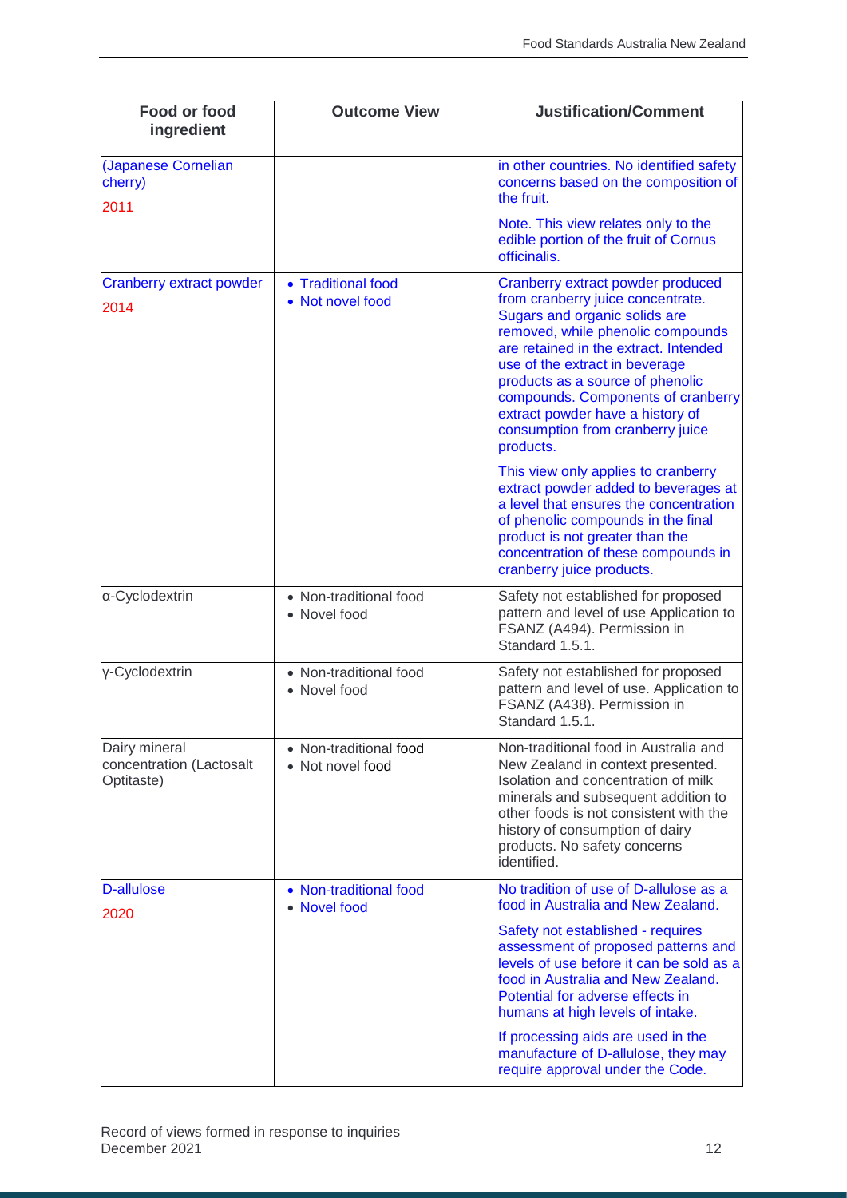| Food or food ingredient | Outcome View | Justification/Comment |
|---|---|---|
| (Japanese Cornelian cherry)<br>2011 | | in other countries. No identified safety concerns based on the composition of the fruit.<br><br>Note. This view relates only to the edible portion of the fruit of Cornus officinalis. |
| Cranberry extract powder<br>2014 | • Traditional food<br>• Not novel food | Cranberry extract powder produced from cranberry juice concentrate. Sugars and organic solids are removed, while phenolic compounds are retained in the extract. Intended use of the extract in beverage products as a source of phenolic compounds. Components of cranberry extract powder have a history of consumption from cranberry juice products.<br><br>This view only applies to cranberry extract powder added to beverages at a level that ensures the concentration of phenolic compounds in the final product is not greater than the concentration of these compounds in cranberry juice products. |
| α-Cyclodextrin | • Non-traditional food<br>• Novel food | Safety not established for proposed pattern and level of use Application to FSANZ (A494). Permission in Standard 1.5.1. |
| γ-Cyclodextrin | • Non-traditional food<br>• Novel food | Safety not established for proposed pattern and level of use. Application to FSANZ (A438). Permission in Standard 1.5.1. |
| Dairy mineral concentration (Lactosalt Optitaste) | • Non-traditional food<br>• Not novel food | Non-traditional food in Australia and New Zealand in context presented. Isolation and concentration of milk minerals and subsequent addition to other foods is not consistent with the history of consumption of dairy products. No safety concerns identified. |
| D-allulose<br>2020 | • Non-traditional food<br>• Novel food | No tradition of use of D-allulose as a food in Australia and New Zealand.<br><br>Safety not established - requires assessment of proposed patterns and levels of use before it can be sold as a food in Australia and New Zealand. Potential for adverse effects in humans at high levels of intake.<br><br>If processing aids are used in the manufacture of D-allulose, they may require approval under the Code. |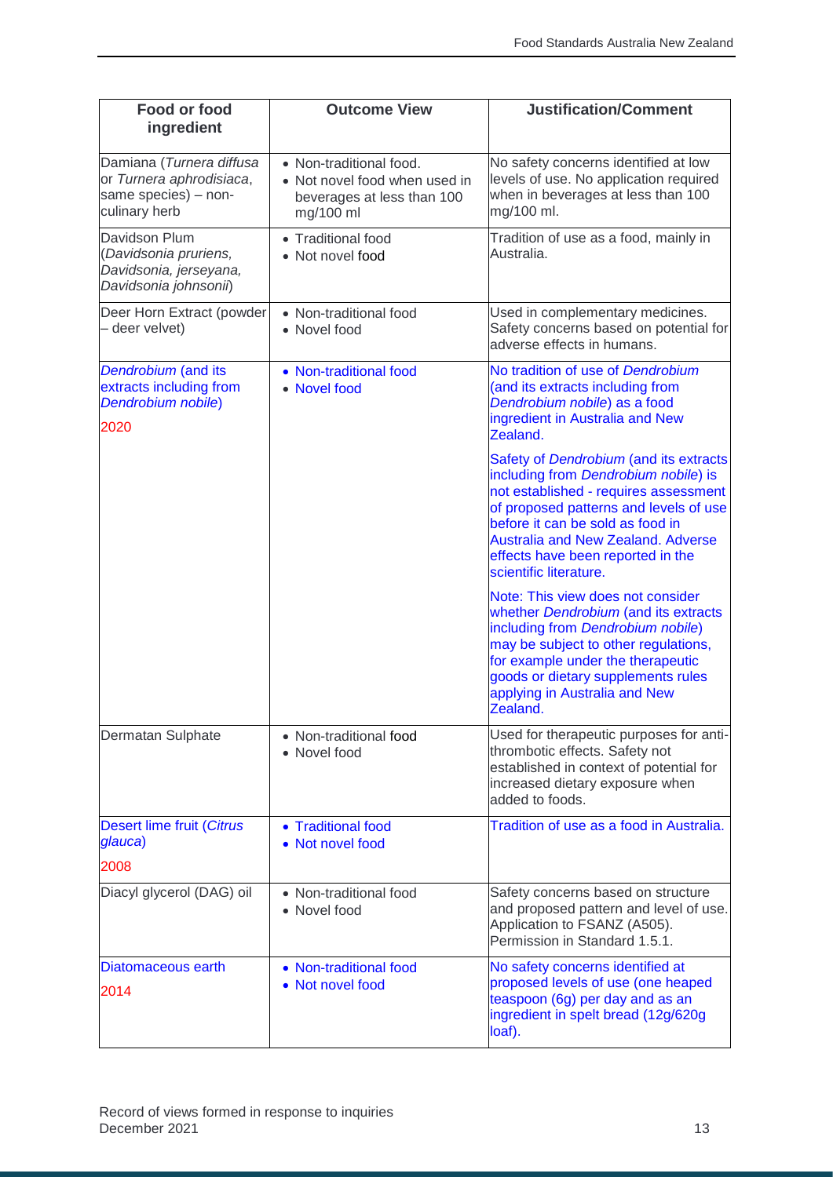| Food or food ingredient | Outcome View | Justification/Comment |
|---|---|---|
| Damiana (*Turnera diffusa* or *Turnera aphrodisiaca*, same species) – non-culinary herb | • Non-traditional food.<br>• Not novel food when used in beverages at less than 100 mg/100 ml | No safety concerns identified at low levels of use. No application required when in beverages at less than 100 mg/100 ml. |
| Davidson Plum (*Davidsonia pruriens, Davidsonia, jerseyana, Davidsonia johnsonii*) | • Traditional food<br>• Not novel food | Tradition of use as a food, mainly in Australia. |
| Deer Horn Extract (powder – deer velvet) | • Non-traditional food<br>• Novel food | Used in complementary medicines. Safety concerns based on potential for adverse effects in humans. |
| *Dendrobium* (and its extracts including from *Dendrobium nobile*)<br><br>2020 | • Non-traditional food<br>• Novel food | No tradition of use of *Dendrobium* (and its extracts including from *Dendrobium nobile*) as a food ingredient in Australia and New Zealand.<br><br>Safety of *Dendrobium* (and its extracts including from *Dendrobium nobile*) is not established - requires assessment of proposed patterns and levels of use before it can be sold as food in Australia and New Zealand. Adverse effects have been reported in the scientific literature.<br><br>Note: This view does not consider whether *Dendrobium* (and its extracts including from *Dendrobium nobile*) may be subject to other regulations, for example under the therapeutic goods or dietary supplements rules applying in Australia and New Zealand. |
| Dermatan Sulphate | • Non-traditional food<br>• Novel food | Used for therapeutic purposes for anti-thrombotic effects. Safety not established in context of potential for increased dietary exposure when added to foods. |
| Desert lime fruit (*Citrus glauca*)<br><br>2008 | • Traditional food<br>• Not novel food | Tradition of use as a food in Australia. |
| Diacyl glycerol (DAG) oil | • Non-traditional food<br>• Novel food | Safety concerns based on structure and proposed pattern and level of use. Application to FSANZ (A505). Permission in Standard 1.5.1. |
| Diatomaceous earth<br><br>2014 | • Non-traditional food<br>• Not novel food | No safety concerns identified at proposed levels of use (one heaped teaspoon (6g) per day and as an ingredient in spelt bread (12g/620g loaf). |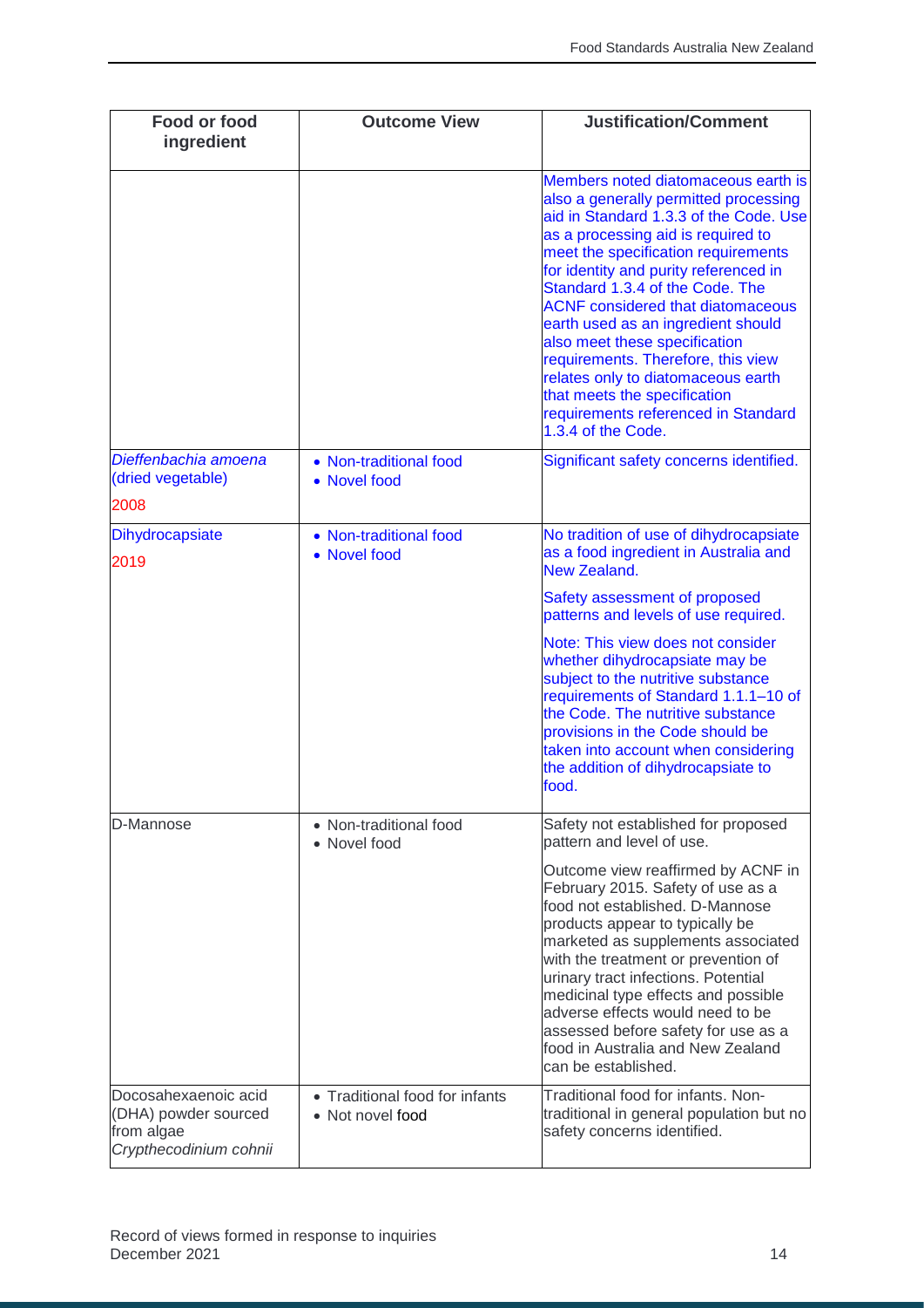| Food or food ingredient | Outcome View | Justification/Comment |
| --- | --- | --- |
| | | Members noted diatomaceous earth is also a generally permitted processing aid in Standard 1.3.3 of the Code. Use as a processing aid is required to meet the specification requirements for identity and purity referenced in Standard 1.3.4 of the Code. The ACNF considered that diatomaceous earth used as an ingredient should also meet these specification requirements. Therefore, this view relates only to diatomaceous earth that meets the specification requirements referenced in Standard 1.3.4 of the Code. |
| *Dieffenbachia amoena* (dried vegetable)<br><br>2008 | • Non-traditional food<br>• Novel food | Significant safety concerns identified. |
| Dihydrocapsiate<br><br>2019 | • Non-traditional food<br>• Novel food | No tradition of use of dihydrocapsiate as a food ingredient in Australia and New Zealand.<br><br>Safety assessment of proposed patterns and levels of use required.<br><br>Note: This view does not consider whether dihydrocapsiate may be subject to the nutritive substance requirements of Standard 1.1.1–10 of the Code. The nutritive substance provisions in the Code should be taken into account when considering the addition of dihydrocapsiate to food. |
| D-Mannose | • Non-traditional food<br>• Novel food | Safety not established for proposed pattern and level of use.<br><br>Outcome view reaffirmed by ACNF in February 2015. Safety of use as a food not established. D-Mannose products appear to typically be marketed as supplements associated with the treatment or prevention of urinary tract infections. Potential medicinal type effects and possible adverse effects would need to be assessed before safety for use as a food in Australia and New Zealand can be established. |
| Docosahexaenoic acid (DHA) powder sourced from algae *Crypthecodinium cohnii* | • Traditional food for infants<br>• Not novel food | Traditional food for infants. Non-traditional in general population but no safety concerns identified. |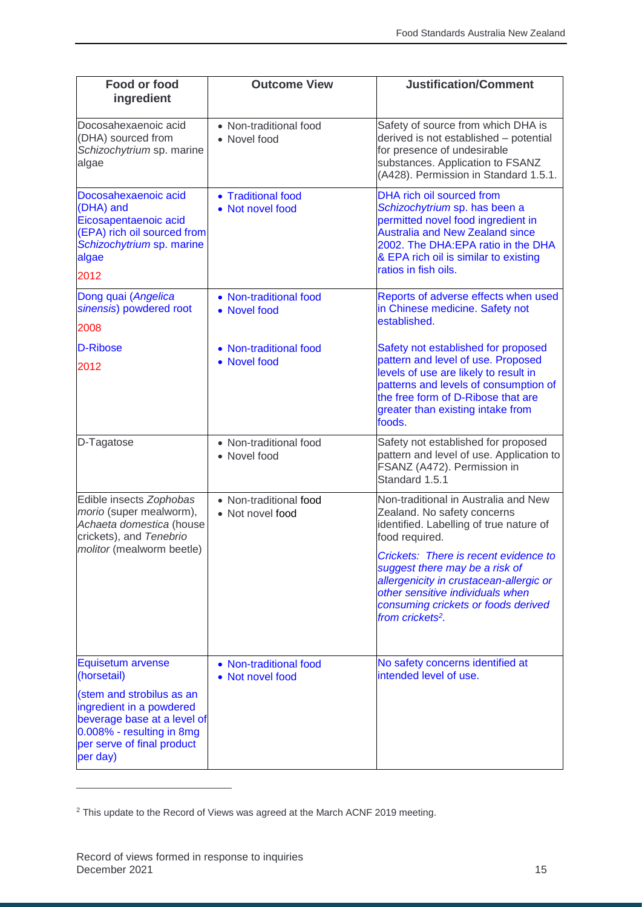| Food or food ingredient | Outcome View | Justification/Comment |
|---|---|---|
| Docosahexaenoic acid (DHA) sourced from *Schizochytrium* sp. marine algae | • Non-traditional food<br>• Novel food | Safety of source from which DHA is derived is not established – potential for presence of undesirable substances. Application to FSANZ (A428). Permission in Standard 1.5.1. |
| Docosahexaenoic acid (DHA) and Eicosapentaenoic acid (EPA) rich oil sourced from *Schizochytrium* sp. marine algae<br><br>2012 | • Traditional food<br>• Not novel food | DHA rich oil sourced from *Schizochytrium* sp. has been a permitted novel food ingredient in Australia and New Zealand since 2002. The DHA:EPA ratio in the DHA & EPA rich oil is similar to existing ratios in fish oils. |
| Dong quai (*Angelica sinensis*) powdered root<br><br>2008 | • Non-traditional food<br>• Novel food | Reports of adverse effects when used in Chinese medicine. Safety not established. |
| D-Ribose<br><br>2012 | • Non-traditional food<br>• Novel food | Safety not established for proposed pattern and level of use. Proposed levels of use are likely to result in patterns and levels of consumption of the free form of D-Ribose that are greater than existing intake from foods. |
| D-Tagatose | • Non-traditional food<br>• Novel food | Safety not established for proposed pattern and level of use. Application to FSANZ (A472). Permission in Standard 1.5.1 |
| Edible insects *Zophobas morio* (super mealworm), *Achaeta domestica* (house crickets), and *Tenebrio molitor* (mealworm beetle) | • Non-traditional food<br>• Not novel food | Non-traditional in Australia and New Zealand. No safety concerns identified. Labelling of true nature of food required.<br><br>*Crickets: There is recent evidence to suggest there may be a risk of allergenicity in crustacean-allergic or other sensitive individuals when consuming crickets or foods derived from crickets[2].* |
| Equisetum arvense (horsetail)<br><br>(stem and strobilus as an ingredient in a powdered beverage base at a level of 0.008% - resulting in 8mg per serve of final product per day) | • Non-traditional food<br>• Not novel food | No safety concerns identified at intended level of use. |

[2] This update to the Record of Views was agreed at the March ACNF 2019 meeting.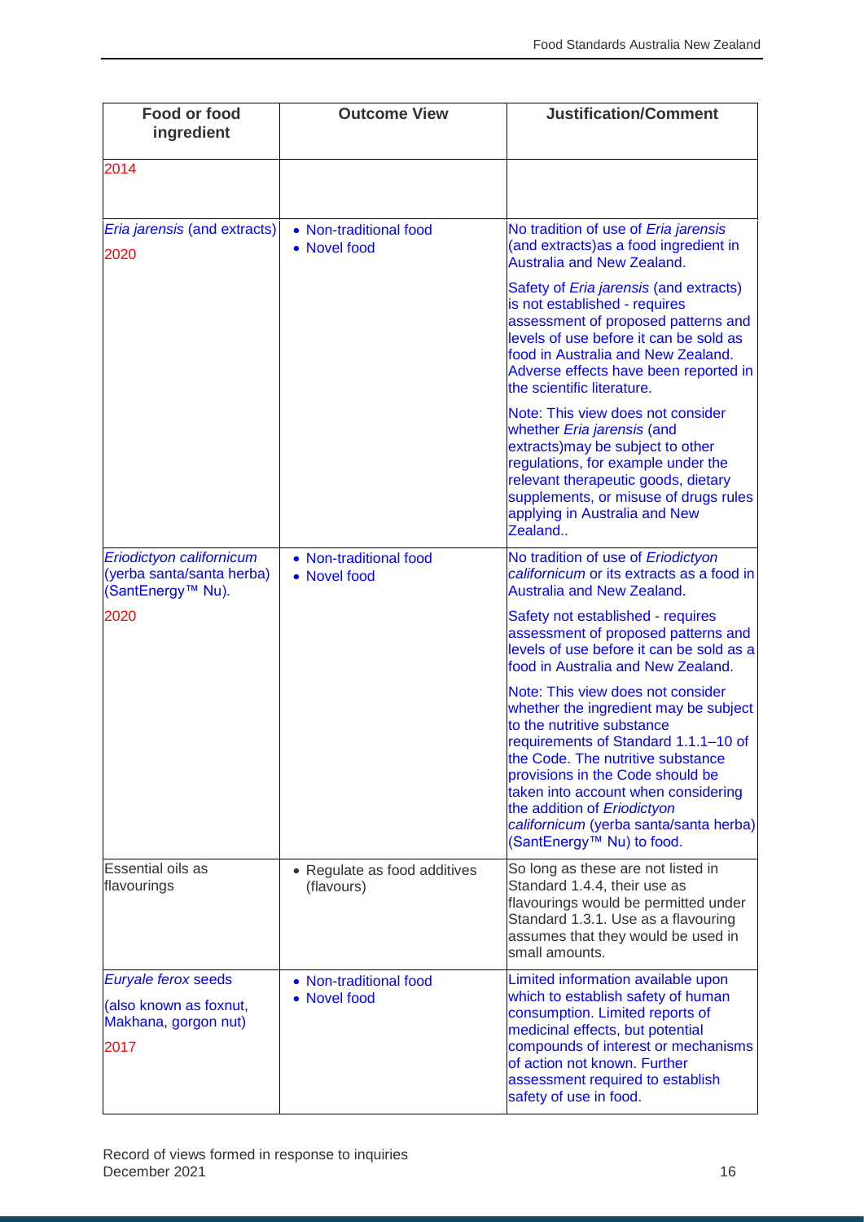| Food or food ingredient | Outcome View | Justification/Comment |
|---|---|---|
| 2014 | | |
| *Eria jarensis* (and extracts)<br><br>2020 | • Non-traditional food<br>• Novel food | No tradition of use of *Eria jarensis* (and extracts)as a food ingredient in Australia and New Zealand.<br><br>Safety of *Eria jarensis* (and extracts) is not established - requires assessment of proposed patterns and levels of use before it can be sold as food in Australia and New Zealand. Adverse effects have been reported in the scientific literature.<br><br>Note: This view does not consider whether *Eria jarensis* (and extracts)may be subject to other regulations, for example under the relevant therapeutic goods, dietary supplements, or misuse of drugs rules applying in Australia and New Zealand.. |
| *Eriodictyon californicum* (yerba santa/santa herba) (SantEnergy™ Nu).<br><br>2020 | • Non-traditional food<br>• Novel food | No tradition of use of *Eriodictyon californicum* or its extracts as a food in Australia and New Zealand.<br><br>Safety not established - requires assessment of proposed patterns and levels of use before it can be sold as a food in Australia and New Zealand.<br><br>Note: This view does not consider whether the ingredient may be subject to the nutritive substance requirements of Standard 1.1.1–10 of the Code. The nutritive substance provisions in the Code should be taken into account when considering the addition of *Eriodictyon californicum* (yerba santa/santa herba) (SantEnergy™ Nu) to food. |
| Essential oils as flavourings | • Regulate as food additives (flavours) | So long as these are not listed in Standard 1.4.4, their use as flavourings would be permitted under Standard 1.3.1. Use as a flavouring assumes that they would be used in small amounts. |
| *Euryale ferox* seeds<br><br>(also known as foxnut, Makhana, gorgon nut)<br><br>2017 | • Non-traditional food<br>• Novel food | Limited information available upon which to establish safety of human consumption. Limited reports of medicinal effects, but potential compounds of interest or mechanisms of action not known. Further assessment required to establish safety of use in food. |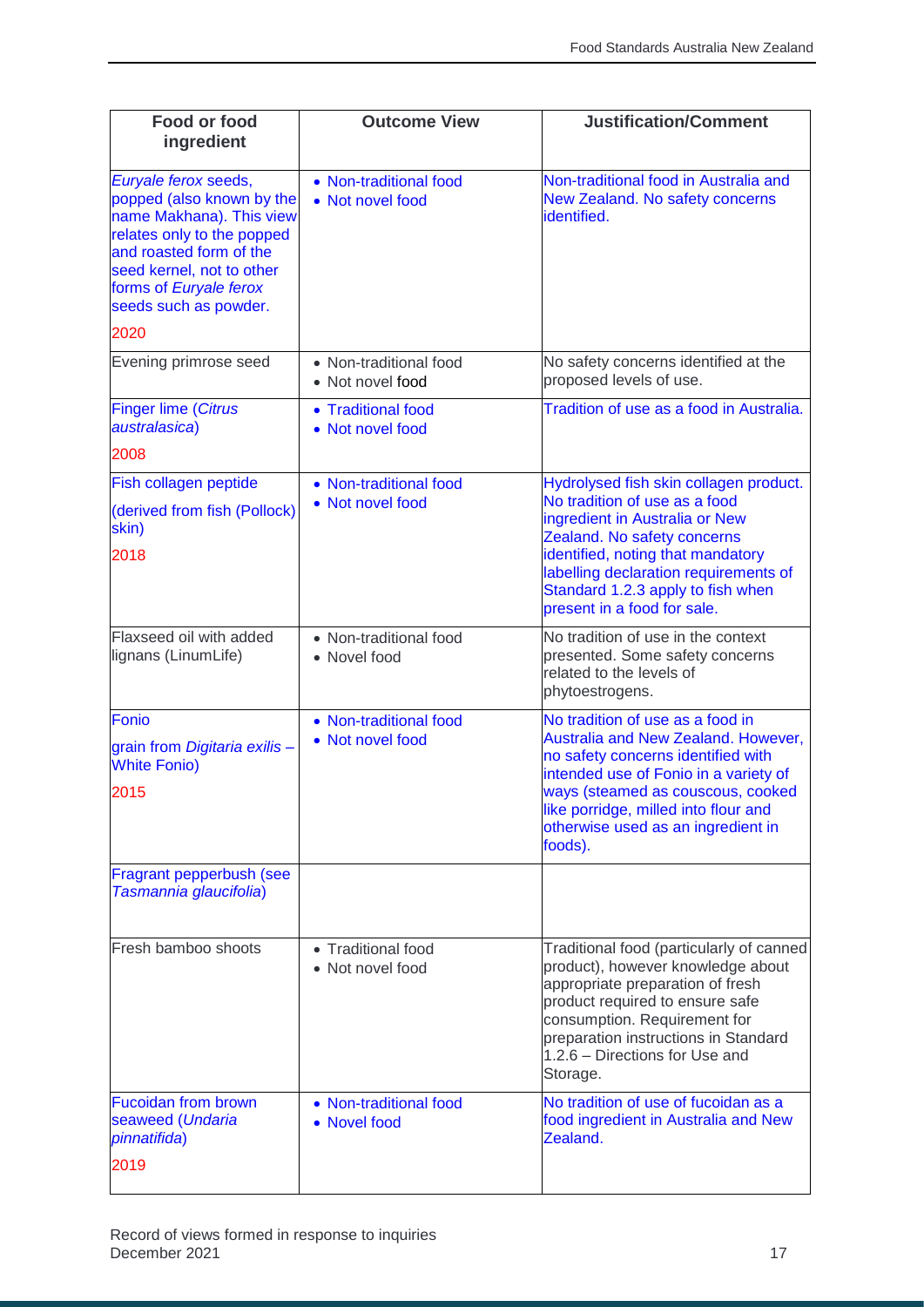| Food or food ingredient | Outcome View | Justification/Comment |
|---|---|---|
| *Euryale ferox* seeds, popped (also known by the name Makhana). This view relates only to the popped and roasted form of the seed kernel, not to other forms of *Euryale ferox* seeds such as powder.<br><br>2020 | • Non-traditional food<br>• Not novel food | Non-traditional food in Australia and New Zealand. No safety concerns identified. |
| Evening primrose seed | • Non-traditional food<br>• Not novel food | No safety concerns identified at the proposed levels of use. |
| Finger lime (*Citrus australasica*)<br><br>2008 | • Traditional food<br>• Not novel food | Tradition of use as a food in Australia. |
| Fish collagen peptide<br><br>(derived from fish (Pollock) skin)<br><br>2018 | • Non-traditional food<br>• Not novel food | Hydrolysed fish skin collagen product. No tradition of use as a food ingredient in Australia or New Zealand. No safety concerns identified, noting that mandatory labelling declaration requirements of Standard 1.2.3 apply to fish when present in a food for sale. |
| Flaxseed oil with added lignans (LinumLife) | • Non-traditional food<br>• Novel food | No tradition of use in the context presented. Some safety concerns related to the levels of phytoestrogens. |
| Fonio<br><br>grain from *Digitaria exilis* – White Fonio)<br><br>2015 | • Non-traditional food<br>• Not novel food | No tradition of use as a food in Australia and New Zealand. However, no safety concerns identified with intended use of Fonio in a variety of ways (steamed as couscous, cooked like porridge, milled into flour and otherwise used as an ingredient in foods). |
| Fragrant pepperbush (see *Tasmannia glaucifolia*) | | |
| Fresh bamboo shoots | • Traditional food<br>• Not novel food | Traditional food (particularly of canned product), however knowledge about appropriate preparation of fresh product required to ensure safe consumption. Requirement for preparation instructions in Standard 1.2.6 – Directions for Use and Storage. |
| Fucoidan from brown seaweed (*Undaria pinnatifida*)<br><br>2019 | • Non-traditional food<br>• Novel food | No tradition of use of fucoidan as a food ingredient in Australia and New Zealand. |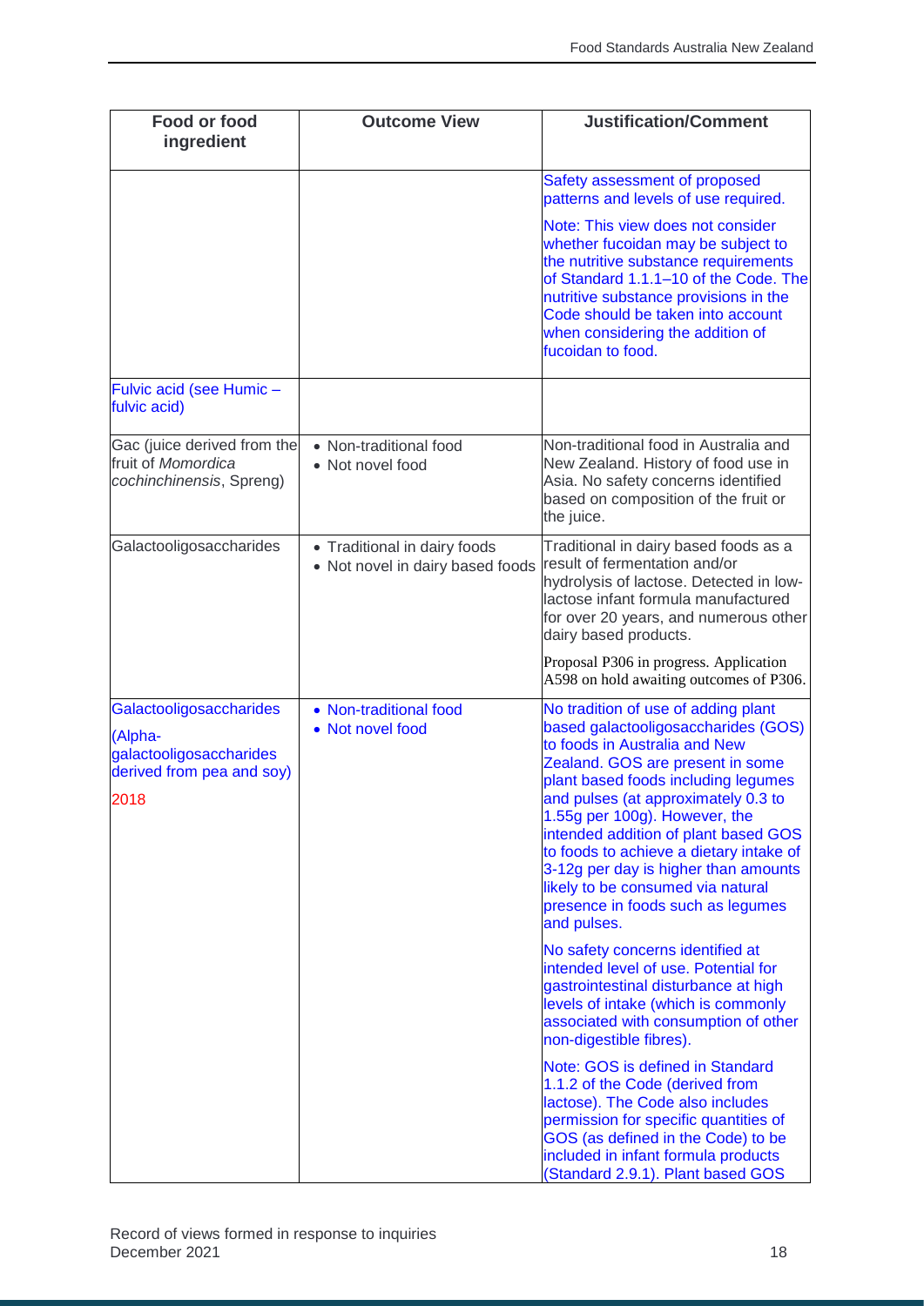| Food or food ingredient | Outcome View | Justification/Comment |
|---|---|---|
| | | Safety assessment of proposed patterns and levels of use required.<br><br>Note: This view does not consider whether fucoidan may be subject to the nutritive substance requirements of Standard 1.1.1–10 of the Code. The nutritive substance provisions in the Code should be taken into account when considering the addition of fucoidan to food. |
| Fulvic acid (see Humic – fulvic acid) | | |
| Gac (juice derived from the fruit of *Momordica cochinchinensis*, Spreng) | • Non-traditional food<br>• Not novel food | Non-traditional food in Australia and New Zealand. History of food use in Asia. No safety concerns identified based on composition of the fruit or the juice. |
| Galactooligosaccharides | • Traditional in dairy foods<br>• Not novel in dairy based foods | Traditional in dairy based foods as a result of fermentation and/or hydrolysis of lactose. Detected in low-lactose infant formula manufactured for over 20 years, and numerous other dairy based products.<br><br>Proposal P306 in progress. Application A598 on hold awaiting outcomes of P306. |
| Galactooligosaccharides (Alpha-galactooligosaccharides derived from pea and soy)<br><br>2018 | • Non-traditional food<br>• Not novel food | No tradition of use of adding plant based galactooligosaccharides (GOS) to foods in Australia and New Zealand. GOS are present in some plant based foods including legumes and pulses (at approximately 0.3 to 1.55g per 100g). However, the intended addition of plant based GOS to foods to achieve a dietary intake of 3-12g per day is higher than amounts likely to be consumed via natural presence in foods such as legumes and pulses.<br><br>No safety concerns identified at intended level of use. Potential for gastrointestinal disturbance at high levels of intake (which is commonly associated with consumption of other non-digestible fibres).<br><br>Note: GOS is defined in Standard 1.1.2 of the Code (derived from lactose). The Code also includes permission for specific quantities of GOS (as defined in the Code) to be included in infant formula products (Standard 2.9.1). Plant based GOS |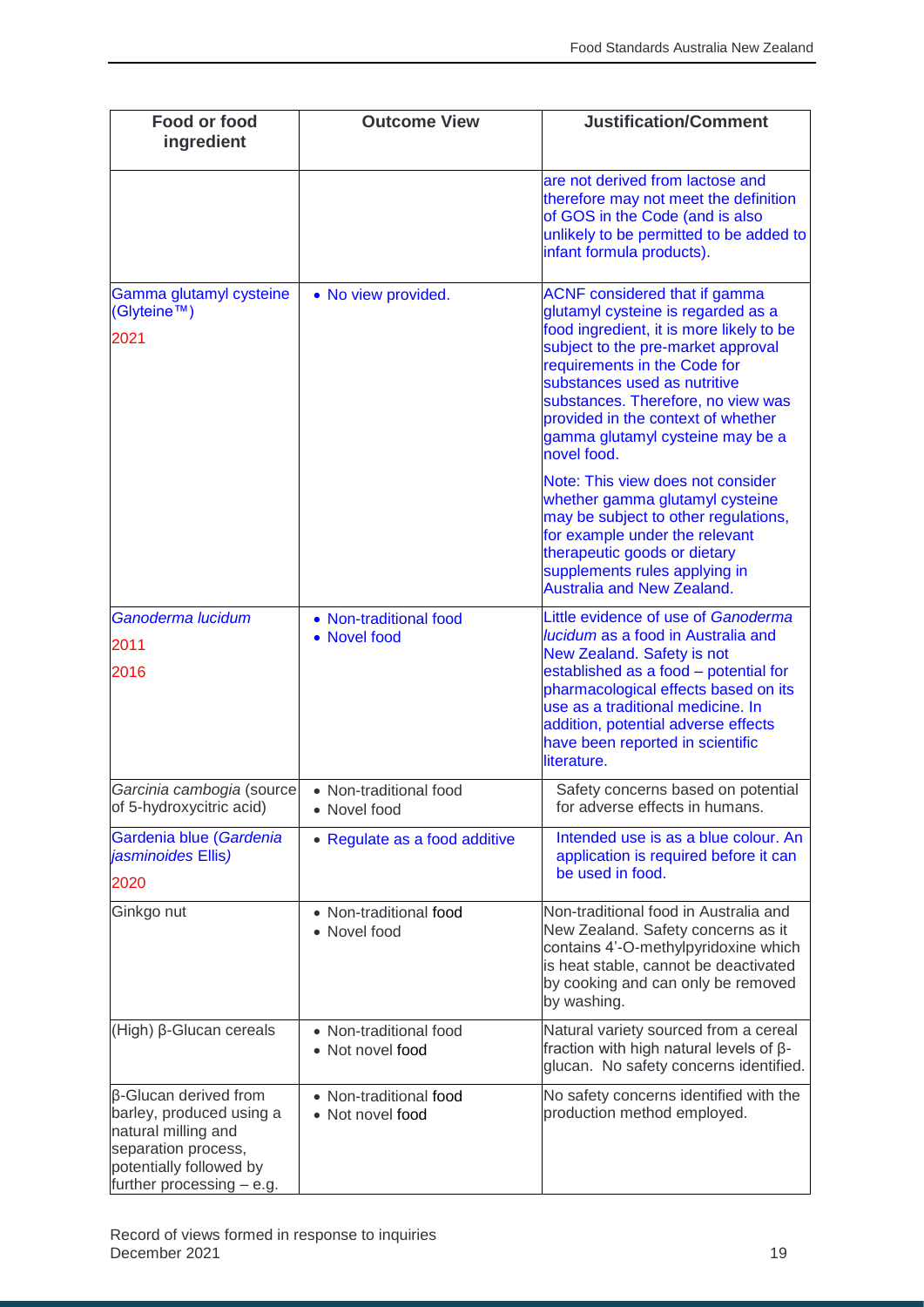| Food or food ingredient | Outcome View | Justification/Comment |
|---|---|---|
| | | are not derived from lactose and therefore may not meet the definition of GOS in the Code (and is also unlikely to be permitted to be added to infant formula products). |
| Gamma glutamyl cysteine (Glyteine™)<br>2021 | • No view provided. | ACNF considered that if gamma glutamyl cysteine is regarded as a food ingredient, it is more likely to be subject to the pre-market approval requirements in the Code for substances used as nutritive substances. Therefore, no view was provided in the context of whether gamma glutamyl cysteine may be a novel food.<br><br>Note: This view does not consider whether gamma glutamyl cysteine may be subject to other regulations, for example under the relevant therapeutic goods or dietary supplements rules applying in Australia and New Zealand. |
| *Ganoderma lucidum*<br>2011<br>2016 | • Non-traditional food<br>• Novel food | Little evidence of use of *Ganoderma lucidum* as a food in Australia and New Zealand. Safety is not established as a food – potential for pharmacological effects based on its use as a traditional medicine. In addition, potential adverse effects have been reported in scientific literature. |
| *Garcinia cambogia* (source of 5-hydroxycitric acid) | • Non-traditional food<br>• Novel food | Safety concerns based on potential for adverse effects in humans. |
| Gardenia blue (*Gardenia jasminoides* Ellis)<br>2020 | • Regulate as a food additive | Intended use is as a blue colour. An application is required before it can be used in food. |
| Ginkgo nut | • Non-traditional food<br>• Novel food | Non-traditional food in Australia and New Zealand. Safety concerns as it contains 4'-O-methylpyridoxine which is heat stable, cannot be deactivated by cooking and can only be removed by washing. |
| (High) β-Glucan cereals | • Non-traditional food<br>• Not novel food | Natural variety sourced from a cereal fraction with high natural levels of β-glucan. No safety concerns identified. |
| β-Glucan derived from barley, produced using a natural milling and separation process, potentially followed by further processing – e.g. | • Non-traditional food<br>• Not novel food | No safety concerns identified with the production method employed. |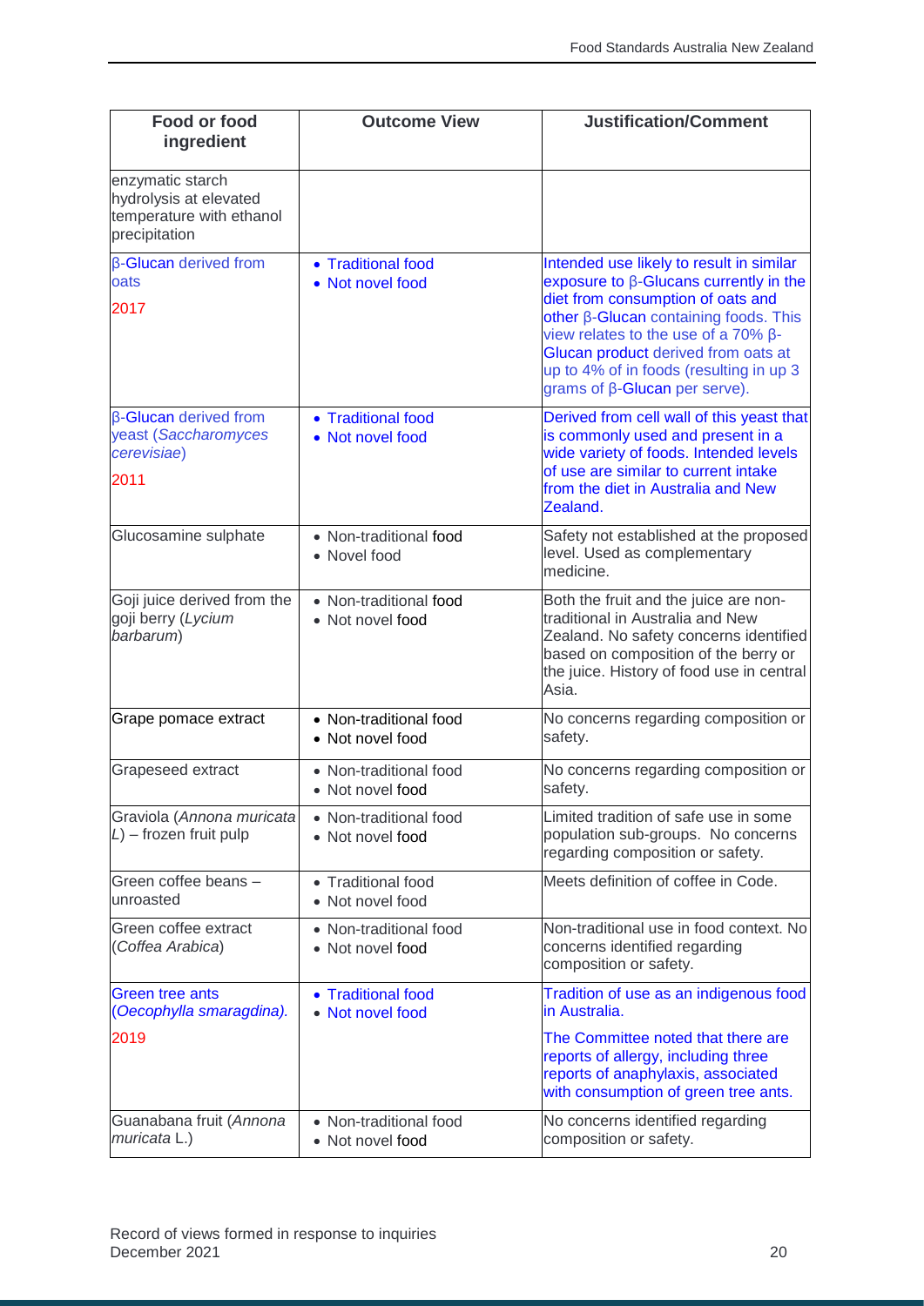| Food or food ingredient | Outcome View | Justification/Comment |
|---|---|---|
| enzymatic starch hydrolysis at elevated temperature with ethanol precipitation | | |
| β-Glucan derived from oats<br><br>2017 | • Traditional food<br>• Not novel food | Intended use likely to result in similar exposure to β-Glucans currently in the diet from consumption of oats and other β-Glucan containing foods. This view relates to the use of a 70% β-Glucan product derived from oats at up to 4% of in foods (resulting in up 3 grams of β-Glucan per serve). |
| β-Glucan derived from yeast (*Saccharomyces cerevisiae*)<br><br>2011 | • Traditional food<br>• Not novel food | Derived from cell wall of this yeast that is commonly used and present in a wide variety of foods. Intended levels of use are similar to current intake from the diet in Australia and New Zealand. |
| Glucosamine sulphate | • Non-traditional food<br>• Novel food | Safety not established at the proposed level. Used as complementary medicine. |
| Goji juice derived from the goji berry (*Lycium barbarum*) | • Non-traditional food<br>• Not novel food | Both the fruit and the juice are non-traditional in Australia and New Zealand. No safety concerns identified based on composition of the berry or the juice. History of food use in central Asia. |
| Grape pomace extract | • Non-traditional food<br>• Not novel food | No concerns regarding composition or safety. |
| Grapeseed extract | • Non-traditional food<br>• Not novel food | No concerns regarding composition or safety. |
| Graviola (*Annona muricata L*) – frozen fruit pulp | • Non-traditional food<br>• Not novel food | Limited tradition of safe use in some population sub-groups. No concerns regarding composition or safety. |
| Green coffee beans – unroasted | • Traditional food<br>• Not novel food | Meets definition of coffee in Code. |
| Green coffee extract (*Coffea Arabica*) | • Non-traditional food<br>• Not novel food | Non-traditional use in food context. No concerns identified regarding composition or safety. |
| Green tree ants (*Oecophylla smaragdina).*<br><br>2019 | • Traditional food<br>• Not novel food | Tradition of use as an indigenous food in Australia.<br><br>The Committee noted that there are reports of allergy, including three reports of anaphylaxis, associated with consumption of green tree ants. |
| Guanabana fruit (*Annona muricata* L.) | • Non-traditional food<br>• Not novel food | No concerns identified regarding composition or safety. |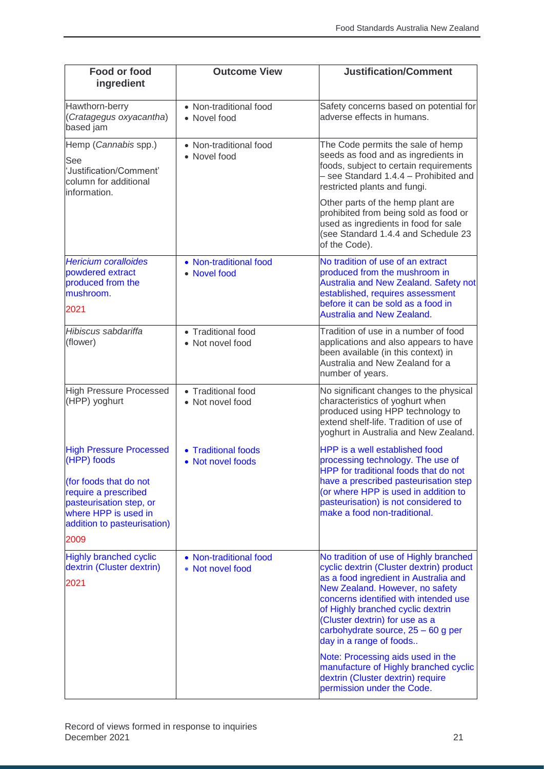| Food or food ingredient | Outcome View | Justification/Comment |
|---|---|---|
| Hawthorn-berry (*Cratagegus oxyacantha*) based jam | • Non-traditional food<br>• Novel food | Safety concerns based on potential for adverse effects in humans. |
| Hemp (*Cannabis* spp.)<br><br>See 'Justification/Comment' column for additional information. | • Non-traditional food<br>• Novel food | The Code permits the sale of hemp seeds as food and as ingredients in foods, subject to certain requirements – see Standard 1.4.4 – Prohibited and restricted plants and fungi.<br><br>Other parts of the hemp plant are prohibited from being sold as food or used as ingredients in food for sale (see Standard 1.4.4 and Schedule 23 of the Code). |
| *Hericium coralloides* powdered extract produced from the mushroom.<br><br>2021 | • Non-traditional food<br>• Novel food | No tradition of use of an extract produced from the mushroom in Australia and New Zealand. Safety not established, requires assessment before it can be sold as a food in Australia and New Zealand. |
| *Hibiscus sabdariffa* (flower) | • Traditional food<br>• Not novel food | Tradition of use in a number of food applications and also appears to have been available (in this context) in Australia and New Zealand for a number of years. |
| High Pressure Processed (HPP) yoghurt | • Traditional food<br>• Not novel food | No significant changes to the physical characteristics of yoghurt when produced using HPP technology to extend shelf-life. Tradition of use of yoghurt in Australia and New Zealand. |
| High Pressure Processed (HPP) foods<br><br>(for foods that do not require a prescribed pasteurisation step, or where HPP is used in addition to pasteurisation)<br><br>2009 | • Traditional foods<br>• Not novel foods | HPP is a well established food processing technology. The use of HPP for traditional foods that do not have a prescribed pasteurisation step (or where HPP is used in addition to pasteurisation) is not considered to make a food non-traditional. |
| Highly branched cyclic dextrin (Cluster dextrin)<br><br>2021 | • Non-traditional food<br>• Not novel food | No tradition of use of Highly branched cyclic dextrin (Cluster dextrin) product as a food ingredient in Australia and New Zealand. However, no safety concerns identified with intended use of Highly branched cyclic dextrin (Cluster dextrin) for use as a carbohydrate source, 25 – 60 g per day in a range of foods..<br><br>Note: Processing aids used in the manufacture of Highly branched cyclic dextrin (Cluster dextrin) require permission under the Code. |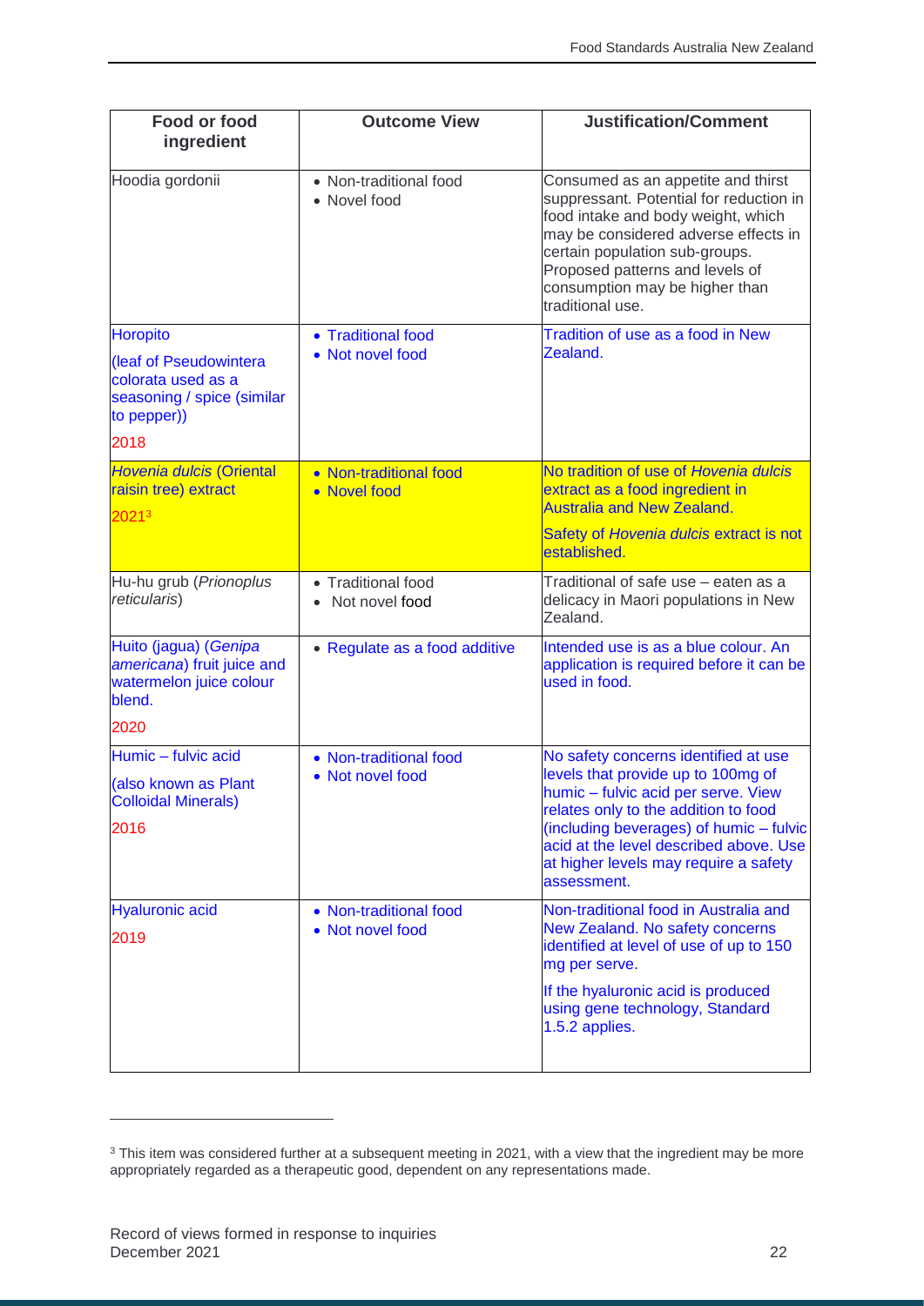| Food or food ingredient | Outcome View | Justification/Comment |
|---|---|---|
| Hoodia gordonii | • Non-traditional food<br>• Novel food | Consumed as an appetite and thirst suppressant. Potential for reduction in food intake and body weight, which may be considered adverse effects in certain population sub-groups. Proposed patterns and levels of consumption may be higher than traditional use. |
| Horopito<br><br>(leaf of Pseudowintera colorata used as a seasoning / spice (similar to pepper))<br><br>2018 | • Traditional food<br>• Not novel food | Tradition of use as a food in New Zealand. |
| *Hovenia dulcis* (Oriental raisin tree) extract<br><br>2021[3] | • Non-traditional food<br>• Novel food | No tradition of use of *Hovenia dulcis* extract as a food ingredient in Australia and New Zealand.<br><br>Safety of *Hovenia dulcis* extract is not established. |
| Hu-hu grub (*Prionoplus reticularis*) | • Traditional food<br>• Not novel food | Traditional of safe use – eaten as a delicacy in Maori populations in New Zealand. |
| Huito (jagua) (*Genipa americana*) fruit juice and watermelon juice colour blend.<br><br>2020 | • Regulate as a food additive | Intended use is as a blue colour. An application is required before it can be used in food. |
| Humic – fulvic acid<br><br>(also known as Plant Colloidal Minerals)<br><br>2016 | • Non-traditional food<br>• Not novel food | No safety concerns identified at use levels that provide up to 100mg of humic – fulvic acid per serve. View relates only to the addition to food (including beverages) of humic – fulvic acid at the level described above. Use at higher levels may require a safety assessment. |
| Hyaluronic acid<br><br>2019 | • Non-traditional food<br>• Not novel food | Non-traditional food in Australia and New Zealand. No safety concerns identified at level of use of up to 150 mg per serve.<br><br>If the hyaluronic acid is produced using gene technology, Standard 1.5.2 applies. |

[3] This item was considered further at a subsequent meeting in 2021, with a view that the ingredient may be more appropriately regarded as a therapeutic good, dependent on any representations made.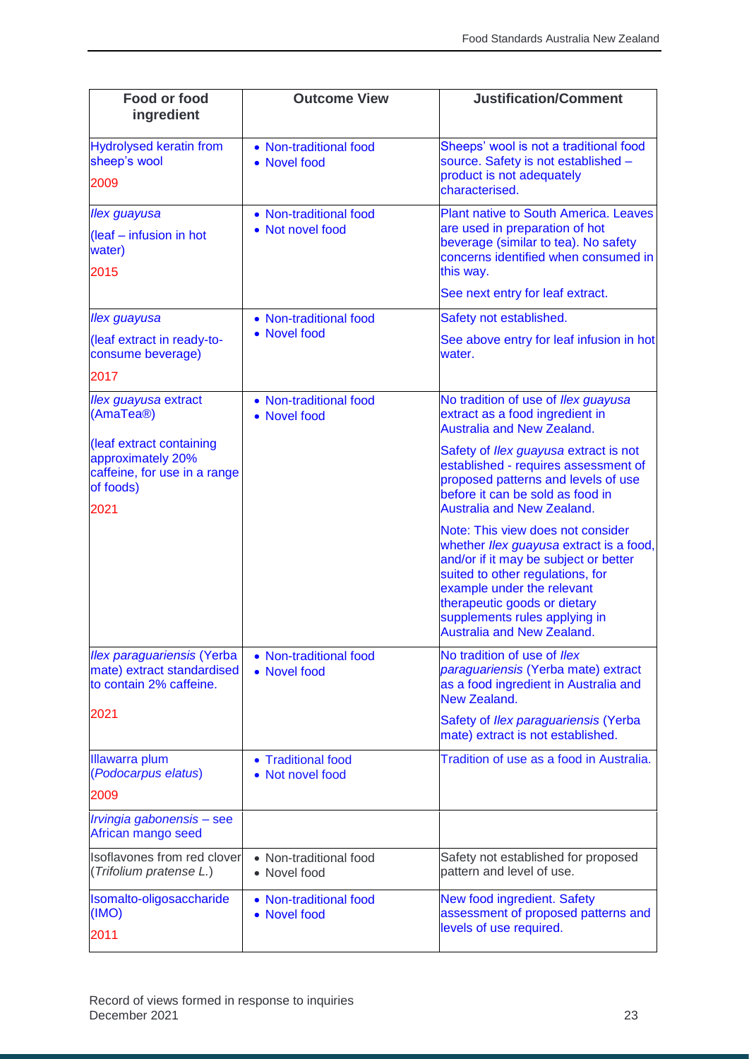| Food or food ingredient | Outcome View | Justification/Comment |
|---|---|---|
| Hydrolysed keratin from sheep's wool<br><br>2009 | • Non-traditional food<br>• Novel food | Sheeps' wool is not a traditional food source. Safety is not established – product is not adequately characterised. |
| *Ilex guayusa*<br><br>(leaf – infusion in hot water)<br><br>2015 | • Non-traditional food<br>• Not novel food | Plant native to South America. Leaves are used in preparation of hot beverage (similar to tea). No safety concerns identified when consumed in this way.<br><br>See next entry for leaf extract. |
| *Ilex guayusa*<br><br>(leaf extract in ready-to-consume beverage)<br><br>2017 | • Non-traditional food<br>• Novel food | Safety not established.<br><br>See above entry for leaf infusion in hot water. |
| *Ilex guayusa* extract (AmaTea®)<br><br>(leaf extract containing approximately 20% caffeine, for use in a range of foods)<br><br>2021 | • Non-traditional food<br>• Novel food | No tradition of use of *Ilex guayusa* extract as a food ingredient in Australia and New Zealand.<br><br>Safety of *Ilex guayusa* extract is not established - requires assessment of proposed patterns and levels of use before it can be sold as food in Australia and New Zealand.<br><br>Note: This view does not consider whether *Ilex guayusa* extract is a food, and/or if it may be subject or better suited to other regulations, for example under the relevant therapeutic goods or dietary supplements rules applying in Australia and New Zealand. |
| *Ilex paraguariensis* (Yerba mate) extract standardised to contain 2% caffeine.<br><br>2021 | • Non-traditional food<br>• Novel food | No tradition of use of *Ilex paraguariensis* (Yerba mate) extract as a food ingredient in Australia and New Zealand.<br><br>Safety of *Ilex paraguariensis* (Yerba mate) extract is not established. |
| Illawarra plum (*Podocarpus elatus*)<br><br>2009 | • Traditional food<br>• Not novel food | Tradition of use as a food in Australia. |
| *Irvingia gabonensis* – see African mango seed | | |
| Isoflavones from red clover (*Trifolium pratense L.*) | • Non-traditional food<br>• Novel food | Safety not established for proposed pattern and level of use. |
| Isomalto-oligosaccharide (IMO)<br><br>2011 | • Non-traditional food<br>• Novel food | New food ingredient. Safety assessment of proposed patterns and levels of use required. |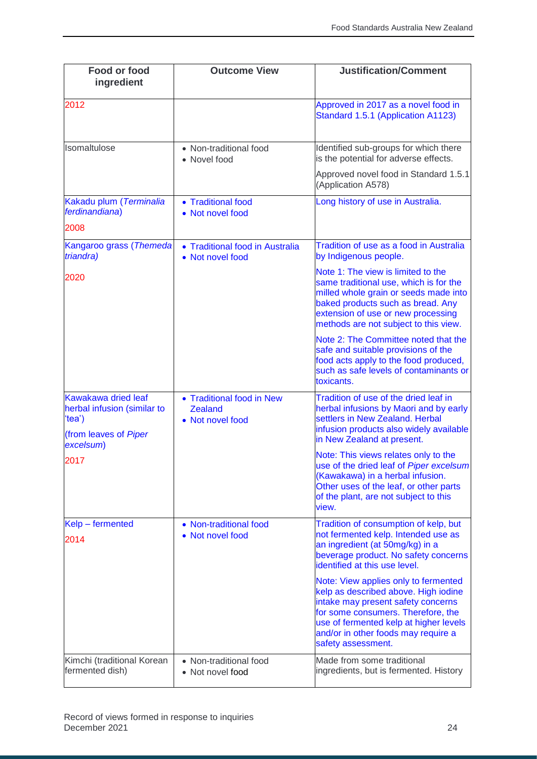| Food or food ingredient | Outcome View | Justification/Comment |
|---|---|---|
| 2012 | | Approved in 2017 as a novel food in Standard 1.5.1 (Application A1123) |
| Isomaltulose | • Non-traditional food<br>• Novel food | Identified sub-groups for which there is the potential for adverse effects.<br><br>Approved novel food in Standard 1.5.1 (Application A578) |
| Kakadu plum (*Terminalia ferdinandiana*)<br><br>2008 | • Traditional food<br>• Not novel food | Long history of use in Australia. |
| Kangaroo grass (*Themeda triandra)*<br><br>2020 | • Traditional food in Australia<br>• Not novel food | Tradition of use as a food in Australia by Indigenous people.<br><br>Note 1: The view is limited to the same traditional use, which is for the milled whole grain or seeds made into baked products such as bread. Any extension of use or new processing methods are not subject to this view.<br><br>Note 2: The Committee noted that the safe and suitable provisions of the food acts apply to the food produced, such as safe levels of contaminants or toxicants. |
| Kawakawa dried leaf herbal infusion (similar to 'tea')<br><br>(from leaves of *Piper excelsum*)<br><br>2017 | • Traditional food in New Zealand<br>• Not novel food | Tradition of use of the dried leaf in herbal infusions by Maori and by early settlers in New Zealand. Herbal infusion products also widely available in New Zealand at present.<br><br>Note: This views relates only to the use of the dried leaf of *Piper excelsum* (Kawakawa) in a herbal infusion. Other uses of the leaf, or other parts of the plant, are not subject to this view. |
| Kelp – fermented<br><br>2014 | • Non-traditional food<br>• Not novel food | Tradition of consumption of kelp, but not fermented kelp. Intended use as an ingredient (at 50mg/kg) in a beverage product. No safety concerns identified at this use level.<br><br>Note: View applies only to fermented kelp as described above. High iodine intake may present safety concerns for some consumers. Therefore, the use of fermented kelp at higher levels and/or in other foods may require a safety assessment. |
| Kimchi (traditional Korean fermented dish) | • Non-traditional food<br>• Not novel food | Made from some traditional ingredients, but is fermented. History |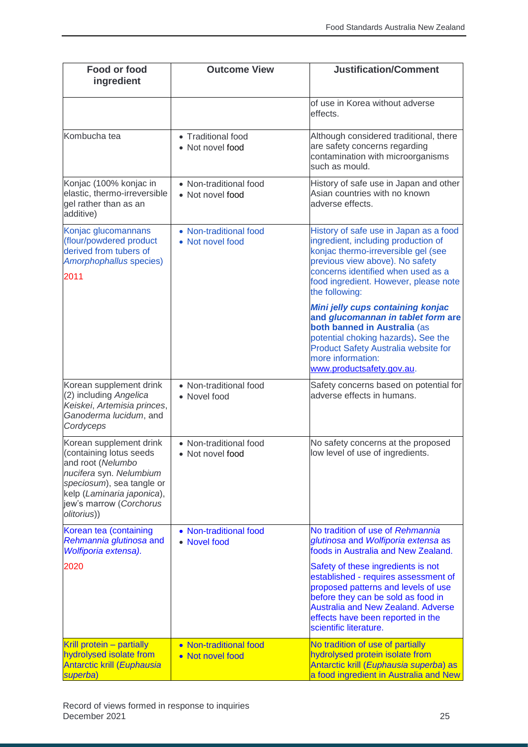| Food or food ingredient | Outcome View | Justification/Comment |
|---|---|---|
| | | of use in Korea without adverse effects. |
| Kombucha tea | • Traditional food<br>• Not novel food | Although considered traditional, there are safety concerns regarding contamination with microorganisms such as mould. |
| Konjac (100% konjac in elastic, thermo-irreversible gel rather than as an additive) | • Non-traditional food<br>• Not novel food | History of safe use in Japan and other Asian countries with no known adverse effects. |
| Konjac glucomannans (flour/powdered product derived from tubers of *Amorphophallus* species)<br><br>2011 | • Non-traditional food<br>• Not novel food | History of safe use in Japan as a food ingredient, including production of konjac thermo-irreversible gel (see previous view above). No safety concerns identified when used as a food ingredient. However, please note the following:<br><br>***Mini jelly cups containing konjac* and *glucomannan in tablet form* are both banned in Australia** (as potential choking hazards)**.** See the Product Safety Australia website for more information: www.productsafety.gov.au. |
| Korean supplement drink (2) including *Angelica Keiskei*, *Artemisia princes*, *Ganoderma lucidum*, and *Cordyceps* | • Non-traditional food<br>• Novel food | Safety concerns based on potential for adverse effects in humans. |
| Korean supplement drink (containing lotus seeds and root (*Nelumbo nucifera* syn. *Nelumbium speciosum*), sea tangle or kelp (*Laminaria japonica*), jew's marrow (*Corchorus olitorius*)) | • Non-traditional food<br>• Not novel food | No safety concerns at the proposed low level of use of ingredients. |
| Korean tea (containing *Rehmannia glutinosa* and *Wolfiporia extensa).*<br><br>2020 | • Non-traditional food<br>• Novel food | No tradition of use of *Rehmannia glutinosa* and *Wolfiporia extensa* as foods in Australia and New Zealand.<br><br>Safety of these ingredients is not established - requires assessment of proposed patterns and levels of use before they can be sold as food in Australia and New Zealand. Adverse effects have been reported in the scientific literature. |
| Krill protein – partially hydrolysed isolate from Antarctic krill (*Euphausia superba*) | • Non-traditional food<br>• Not novel food | No tradition of use of partially hydrolysed protein isolate from Antarctic krill (*Euphausia superba*) as a food ingredient in Australia and New |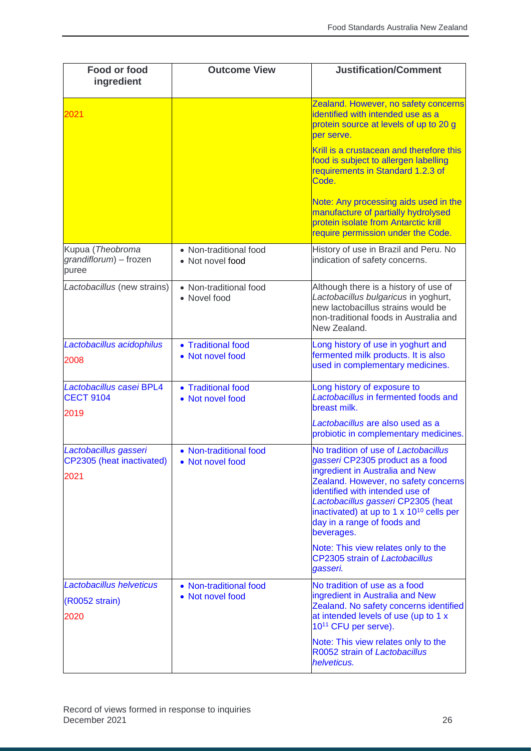| Food or food ingredient | Outcome View | Justification/Comment |
|---|---|---|
| 2021 | | Zealand. However, no safety concerns identified with intended use as a protein source at levels of up to 20 g per serve.<br><br>Krill is a crustacean and therefore this food is subject to allergen labelling requirements in Standard 1.2.3 of Code.<br><br>Note: Any processing aids used in the manufacture of partially hydrolysed protein isolate from Antarctic krill require permission under the Code. |
| Kupua (*Theobroma grandiflorum*) – frozen puree | • Non-traditional food<br>• Not novel food | History of use in Brazil and Peru. No indication of safety concerns. |
| *Lactobacillus* (new strains) | • Non-traditional food<br>• Novel food | Although there is a history of use of *Lactobacillus bulgaricus* in yoghurt, new lactobacillus strains would be non-traditional foods in Australia and New Zealand. |
| *Lactobacillus acidophilus*<br><br>2008 | • Traditional food<br>• Not novel food | Long history of use in yoghurt and fermented milk products. It is also used in complementary medicines. |
| *Lactobacillus casei* BPL4 CECT 9104<br><br>2019 | • Traditional food<br>• Not novel food | Long history of exposure to *Lactobacillus* in fermented foods and breast milk.<br><br>*Lactobacillus* are also used as a probiotic in complementary medicines. |
| *Lactobacillus gasseri* CP2305 (heat inactivated)<br><br>2021 | • Non-traditional food<br>• Not novel food | No tradition of use of *Lactobacillus gasseri* CP2305 product as a food ingredient in Australia and New Zealand. However, no safety concerns identified with intended use of *Lactobacillus gasseri* CP2305 (heat inactivated) at up to 1 x $10^{10}$ cells per day in a range of foods and beverages.<br><br>Note: This view relates only to the CP2305 strain of *Lactobacillus gasseri.* |
| *Lactobacillus helveticus*<br><br>(R0052 strain)<br><br>2020 | • Non-traditional food<br>• Not novel food | No tradition of use as a food ingredient in Australia and New Zealand. No safety concerns identified at intended levels of use (up to 1 x $10^{11}$ CFU per serve).<br><br>Note: This view relates only to the R0052 strain of *Lactobacillus helveticus.* |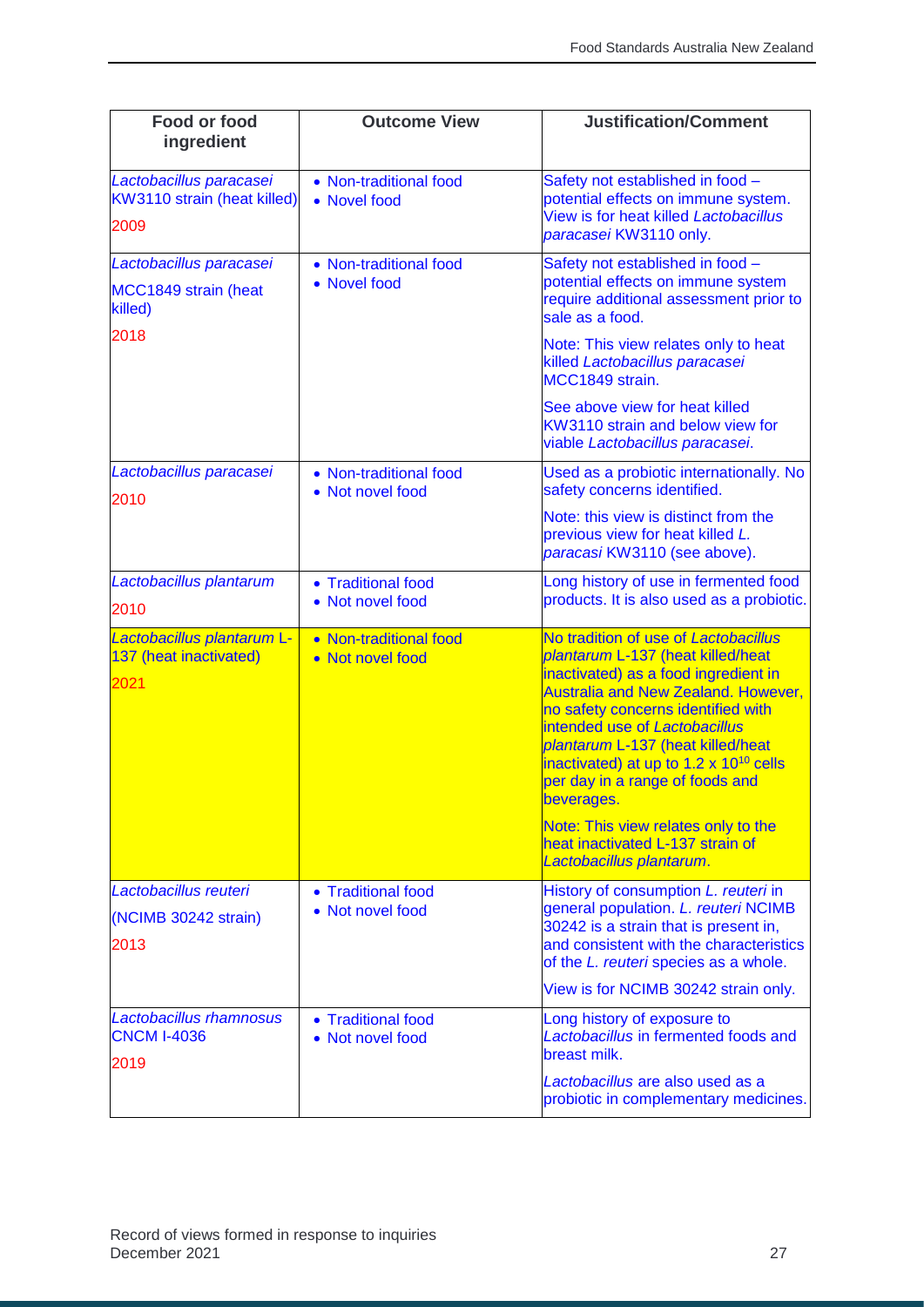| Food or food ingredient | Outcome View | Justification/Comment |
|---|---|---|
| *Lactobacillus paracasei* KW3110 strain (heat killed)<br><br>2009 | • Non-traditional food<br>• Novel food | Safety not established in food – potential effects on immune system. View is for heat killed *Lactobacillus paracasei* KW3110 only. |
| *Lactobacillus paracasei*<br><br>MCC1849 strain (heat killed)<br><br>2018 | • Non-traditional food<br>• Novel food | Safety not established in food – potential effects on immune system require additional assessment prior to sale as a food.<br><br>Note: This view relates only to heat killed *Lactobacillus paracasei* MCC1849 strain.<br><br>See above view for heat killed KW3110 strain and below view for viable *Lactobacillus paracasei*. |
| *Lactobacillus paracasei*<br><br>2010 | • Non-traditional food<br>• Not novel food | Used as a probiotic internationally. No safety concerns identified.<br><br>Note: this view is distinct from the previous view for heat killed *L. paracasi* KW3110 (see above). |
| *Lactobacillus plantarum*<br><br>2010 | • Traditional food<br>• Not novel food | Long history of use in fermented food products. It is also used as a probiotic. |
| *Lactobacillus plantarum* L-137 (heat inactivated)<br><br>2021 | • Non-traditional food<br>• Not novel food | No tradition of use of *Lactobacillus plantarum* L-137 (heat killed/heat inactivated) as a food ingredient in Australia and New Zealand. However, no safety concerns identified with intended use of *Lactobacillus plantarum* L-137 (heat killed/heat inactivated) at up to $1.2 \times 10^{10}$ cells per day in a range of foods and beverages.<br><br>Note: This view relates only to the heat inactivated L-137 strain of *Lactobacillus plantarum*. |
| *Lactobacillus reuteri*<br><br>(NCIMB 30242 strain)<br><br>2013 | • Traditional food<br>• Not novel food | History of consumption *L. reuteri* in general population. *L. reuteri* NCIMB 30242 is a strain that is present in, and consistent with the characteristics of the *L. reuteri* species as a whole.<br><br>View is for NCIMB 30242 strain only. |
| *Lactobacillus rhamnosus* CNCM I-4036<br><br>2019 | • Traditional food<br>• Not novel food | Long history of exposure to *Lactobacillus* in fermented foods and breast milk.<br><br>*Lactobacillus* are also used as a probiotic in complementary medicines. |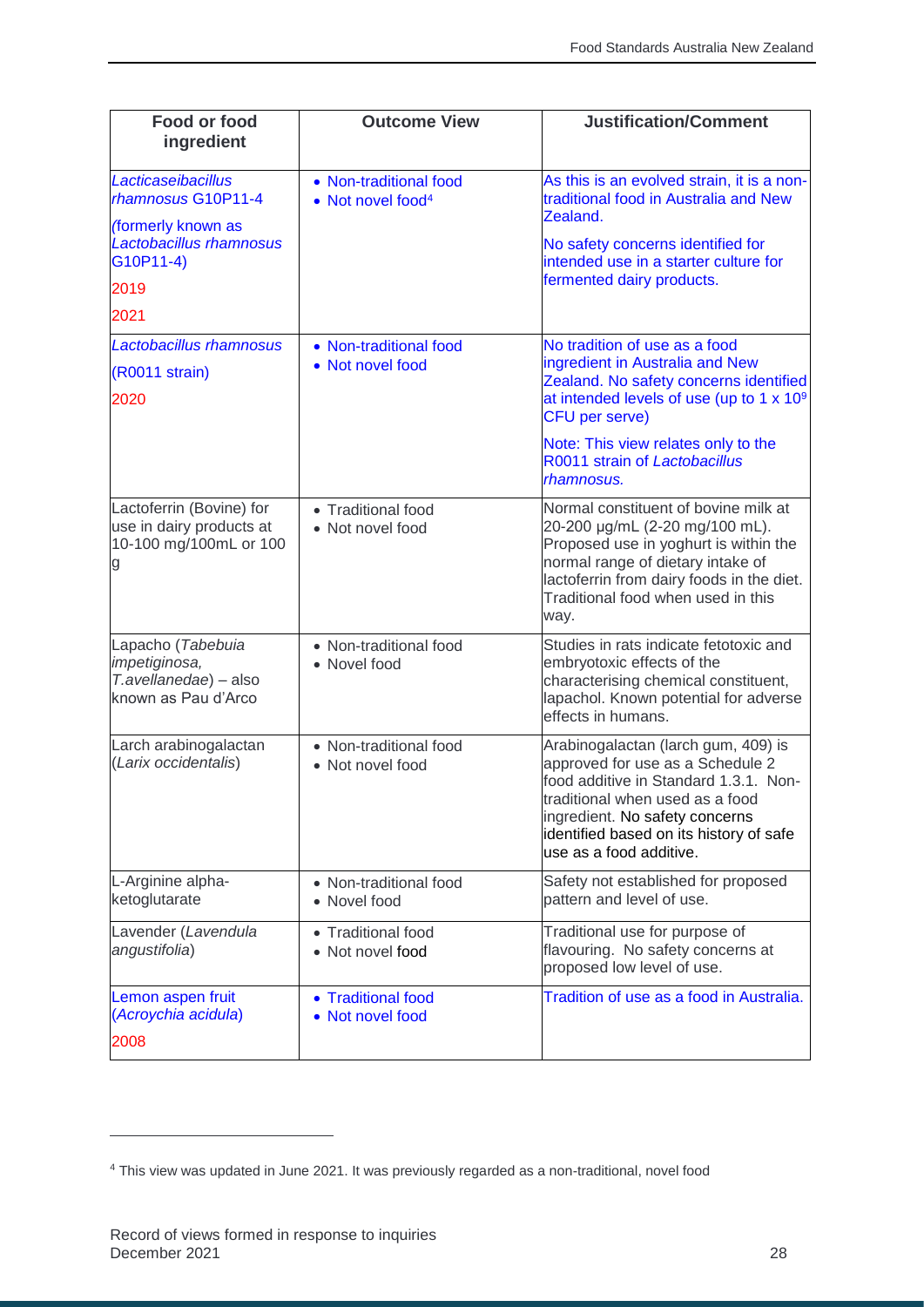| Food or food ingredient | Outcome View | Justification/Comment |
|---|---|---|
| *Lacticaseibacillus rhamnosus* G10P11-4<br><br>(formerly known as *Lactobacillus rhamnosus* G10P11-4)<br><br>2019<br><br>2021 | • Non-traditional food<br>• Not novel food[4] | As this is an evolved strain, it is a non-traditional food in Australia and New Zealand.<br><br>No safety concerns identified for intended use in a starter culture for fermented dairy products. |
| *Lactobacillus rhamnosus*<br><br>(R0011 strain)<br><br>2020 | • Non-traditional food<br>• Not novel food | No tradition of use as a food ingredient in Australia and New Zealand. No safety concerns identified at intended levels of use (up to 1 x $10^9$ CFU per serve)<br><br>Note: This view relates only to the R0011 strain of *Lactobacillus rhamnosus.* |
| Lactoferrin (Bovine) for use in dairy products at 10-100 mg/100mL or 100 g | • Traditional food<br>• Not novel food | Normal constituent of bovine milk at 20-200 µg/mL (2-20 mg/100 mL). Proposed use in yoghurt is within the normal range of dietary intake of lactoferrin from dairy foods in the diet. Traditional food when used in this way. |
| Lapacho (*Tabebuia impetiginosa, T.avellanedae*) – also known as Pau d'Arco | • Non-traditional food<br>• Novel food | Studies in rats indicate fetotoxic and embryotoxic effects of the characterising chemical constituent, lapachol. Known potential for adverse effects in humans. |
| Larch arabinogalactan (*Larix occidentalis*) | • Non-traditional food<br>• Not novel food | Arabinogalactan (larch gum, 409) is approved for use as a Schedule 2 food additive in Standard 1.3.1. Non-traditional when used as a food ingredient. No safety concerns identified based on its history of safe use as a food additive. |
| L-Arginine alpha-ketoglutarate | • Non-traditional food<br>• Novel food | Safety not established for proposed pattern and level of use. |
| Lavender (*Lavendula angustifolia*) | • Traditional food<br>• Not novel food | Traditional use for purpose of flavouring. No safety concerns at proposed low level of use. |
| Lemon aspen fruit (*Acroychia acidula*)<br><br>2008 | • Traditional food<br>• Not novel food | Tradition of use as a food in Australia. |

[4] This view was updated in June 2021. It was previously regarded as a non-traditional, novel food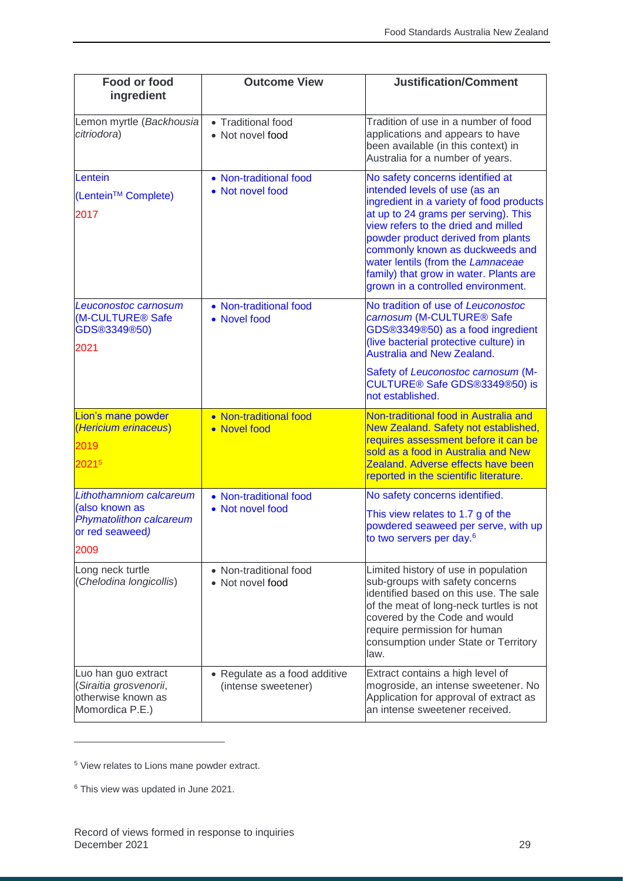| Food or food ingredient | Outcome View | Justification/Comment |
|---|---|---|
| Lemon myrtle (*Backhousia citriodora*) | • Traditional food<br>• Not novel food | Tradition of use in a number of food applications and appears to have been available (in this context) in Australia for a number of years. |
| Lentein<br>(Lentein™ Complete)<br>2017 | • Non-traditional food<br>• Not novel food | No safety concerns identified at intended levels of use (as an ingredient in a variety of food products at up to 24 grams per serving). This view refers to the dried and milled powder product derived from plants commonly known as duckweeds and water lentils (from the *Lamnaceae* family) that grow in water. Plants are grown in a controlled environment. |
| *Leuconostoc carnosum* (M-CULTURE® Safe GDS®3349®50)<br>2021 | • Non-traditional food<br>• Novel food | No tradition of use of *Leuconostoc carnosum* (M-CULTURE® Safe GDS®3349®50) as a food ingredient (live bacterial protective culture) in Australia and New Zealand.<br>Safety of *Leuconostoc carnosum* (M-CULTURE® Safe GDS®3349®50) is not established. |
| Lion's mane powder (*Hericium erinaceus*)<br>2019<br>2021[5] | • Non-traditional food<br>• Novel food | Non-traditional food in Australia and New Zealand. Safety not established, requires assessment before it can be sold as a food in Australia and New Zealand. Adverse effects have been reported in the scientific literature. |
| *Lithothamniom calcareum* (also known as *Phymatolithon calcareum* or red seaweed*)*<br>2009 | • Non-traditional food<br>• Not novel food | No safety concerns identified.<br>This view relates to 1.7 g of the powdered seaweed per serve, with up to two servers per day.[6] |
| Long neck turtle (*Chelodina longicollis*) | • Non-traditional food<br>• Not novel food | Limited history of use in population sub-groups with safety concerns identified based on this use. The sale of the meat of long-neck turtles is not covered by the Code and would require permission for human consumption under State or Territory law. |
| Luo han guo extract (*Siraitia grosvenorii*, otherwise known as Momordica P.E.) | • Regulate as a food additive (intense sweetener) | Extract contains a high level of mogroside, an intense sweetener. No Application for approval of extract as an intense sweetener received. |

[5] View relates to Lions mane powder extract.

[6] This view was updated in June 2021.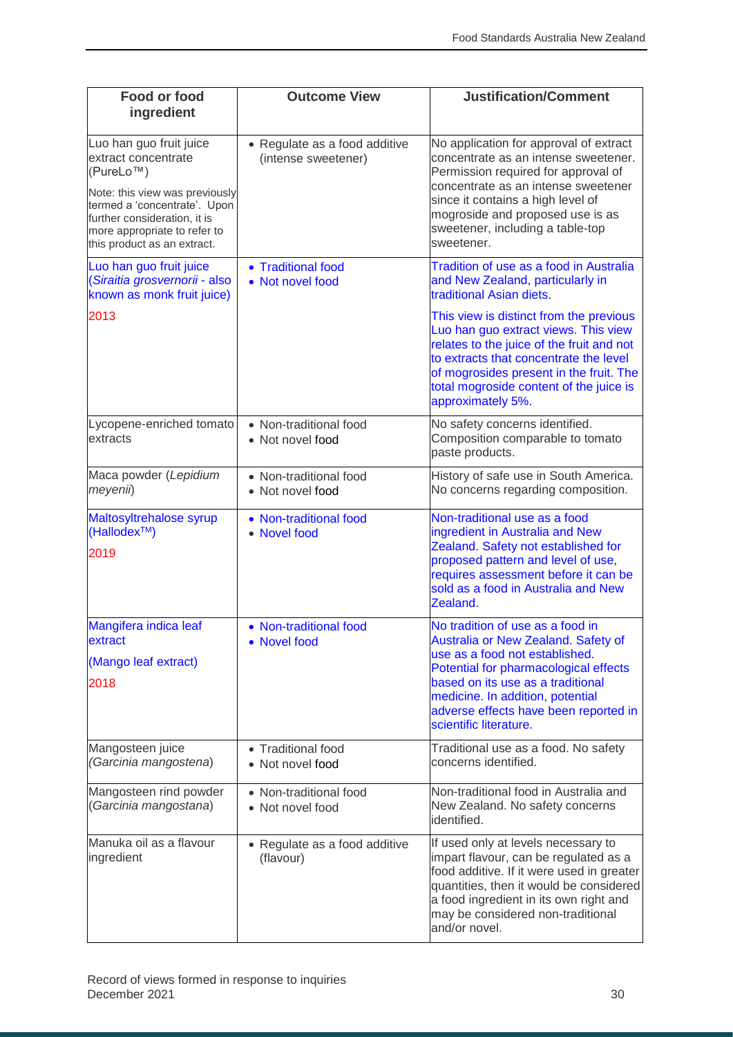| Food or food ingredient | Outcome View | Justification/Comment |
|---|---|---|
| Luo han guo fruit juice extract concentrate (PureLo™)<br><br>Note: this view was previously termed a 'concentrate'. Upon further consideration, it is more appropriate to refer to this product as an extract. | • Regulate as a food additive (intense sweetener) | No application for approval of extract concentrate as an intense sweetener. Permission required for approval of concentrate as an intense sweetener since it contains a high level of mogroside and proposed use is as sweetener, including a table-top sweetener. |
| Luo han guo fruit juice (*Siraitia grosvernorii* - also known as monk fruit juice)<br><br>2013 | • Traditional food<br>• Not novel food | Tradition of use as a food in Australia and New Zealand, particularly in traditional Asian diets.<br><br>This view is distinct from the previous Luo han guo extract views. This view relates to the juice of the fruit and not to extracts that concentrate the level of mogrosides present in the fruit. The total mogroside content of the juice is approximately 5%. |
| Lycopene-enriched tomato extracts | • Non-traditional food<br>• Not novel food | No safety concerns identified. Composition comparable to tomato paste products. |
| Maca powder (*Lepidium meyenii*) | • Non-traditional food<br>• Not novel food | History of safe use in South America. No concerns regarding composition. |
| Maltosyltrehalose syrup (Hallodex™)<br><br>2019 | • Non-traditional food<br>• Novel food | Non-traditional use as a food ingredient in Australia and New Zealand. Safety not established for proposed pattern and level of use, requires assessment before it can be sold as a food in Australia and New Zealand. |
| Mangifera indica leaf extract<br><br>(Mango leaf extract)<br><br>2018 | • Non-traditional food<br>• Novel food | No tradition of use as a food in Australia or New Zealand. Safety of use as a food not established. Potential for pharmacological effects based on its use as a traditional medicine. In addition, potential adverse effects have been reported in scientific literature. |
| Mangosteen juice (*Garcinia mangostena*) | • Traditional food<br>• Not novel food | Traditional use as a food. No safety concerns identified. |
| Mangosteen rind powder (*Garcinia mangostana*) | • Non-traditional food<br>• Not novel food | Non-traditional food in Australia and New Zealand. No safety concerns identified. |
| Manuka oil as a flavour ingredient | • Regulate as a food additive (flavour) | If used only at levels necessary to impart flavour, can be regulated as a food additive. If it were used in greater quantities, then it would be considered a food ingredient in its own right and may be considered non-traditional and/or novel. |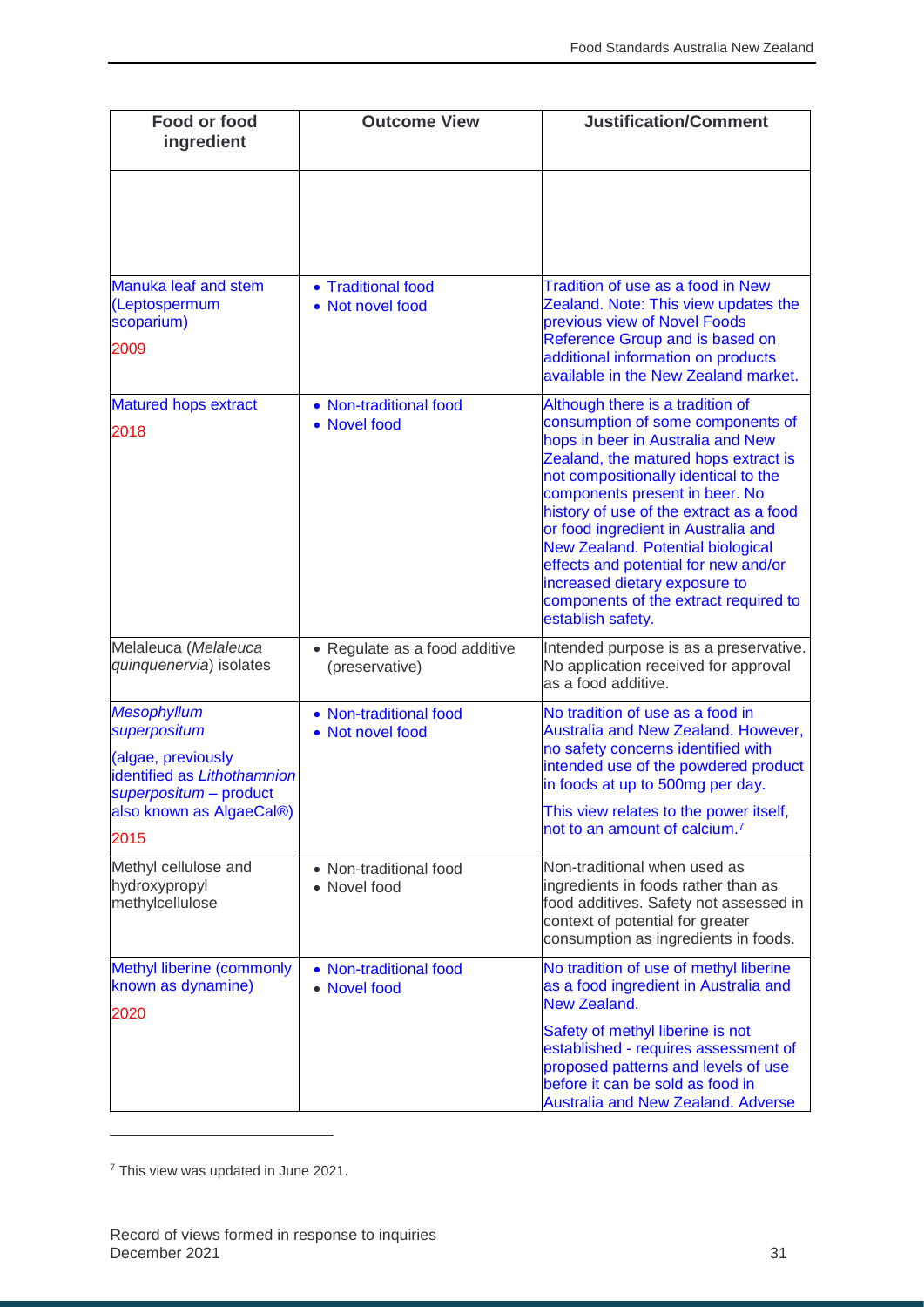| Food or food ingredient | Outcome View | Justification/Comment |
|---|---|---|
| | | |
| Manuka leaf and stem (Leptospermum scoparium)<br><br>2009 | • Traditional food<br>• Not novel food | Tradition of use as a food in New Zealand. Note: This view updates the previous view of Novel Foods Reference Group and is based on additional information on products available in the New Zealand market. |
| Matured hops extract<br><br>2018 | • Non-traditional food<br>• Novel food | Although there is a tradition of consumption of some components of hops in beer in Australia and New Zealand, the matured hops extract is not compositionally identical to the components present in beer. No history of use of the extract as a food or food ingredient in Australia and New Zealand. Potential biological effects and potential for new and/or increased dietary exposure to components of the extract required to establish safety. |
| Melaleuca (*Melaleuca quinquenervia*) isolates | • Regulate as a food additive (preservative) | Intended purpose is as a preservative. No application received for approval as a food additive. |
| *Mesophyllum superpositum*<br><br>(algae, previously identified as *Lithothamnion superpositum* – product also known as AlgaeCal®)<br><br>2015 | • Non-traditional food<br>• Not novel food | No tradition of use as a food in Australia and New Zealand. However, no safety concerns identified with intended use of the powdered product in foods at up to 500mg per day.<br><br>This view relates to the power itself, not to an amount of calcium.[7] |
| Methyl cellulose and hydroxypropyl methylcellulose | • Non-traditional food<br>• Novel food | Non-traditional when used as ingredients in foods rather than as food additives. Safety not assessed in context of potential for greater consumption as ingredients in foods. |
| Methyl liberine (commonly known as dynamine)<br><br>2020 | • Non-traditional food<br>• Novel food | No tradition of use of methyl liberine as a food ingredient in Australia and New Zealand.<br><br>Safety of methyl liberine is not established - requires assessment of proposed patterns and levels of use before it can be sold as food in Australia and New Zealand. Adverse |

[7] This view was updated in June 2021.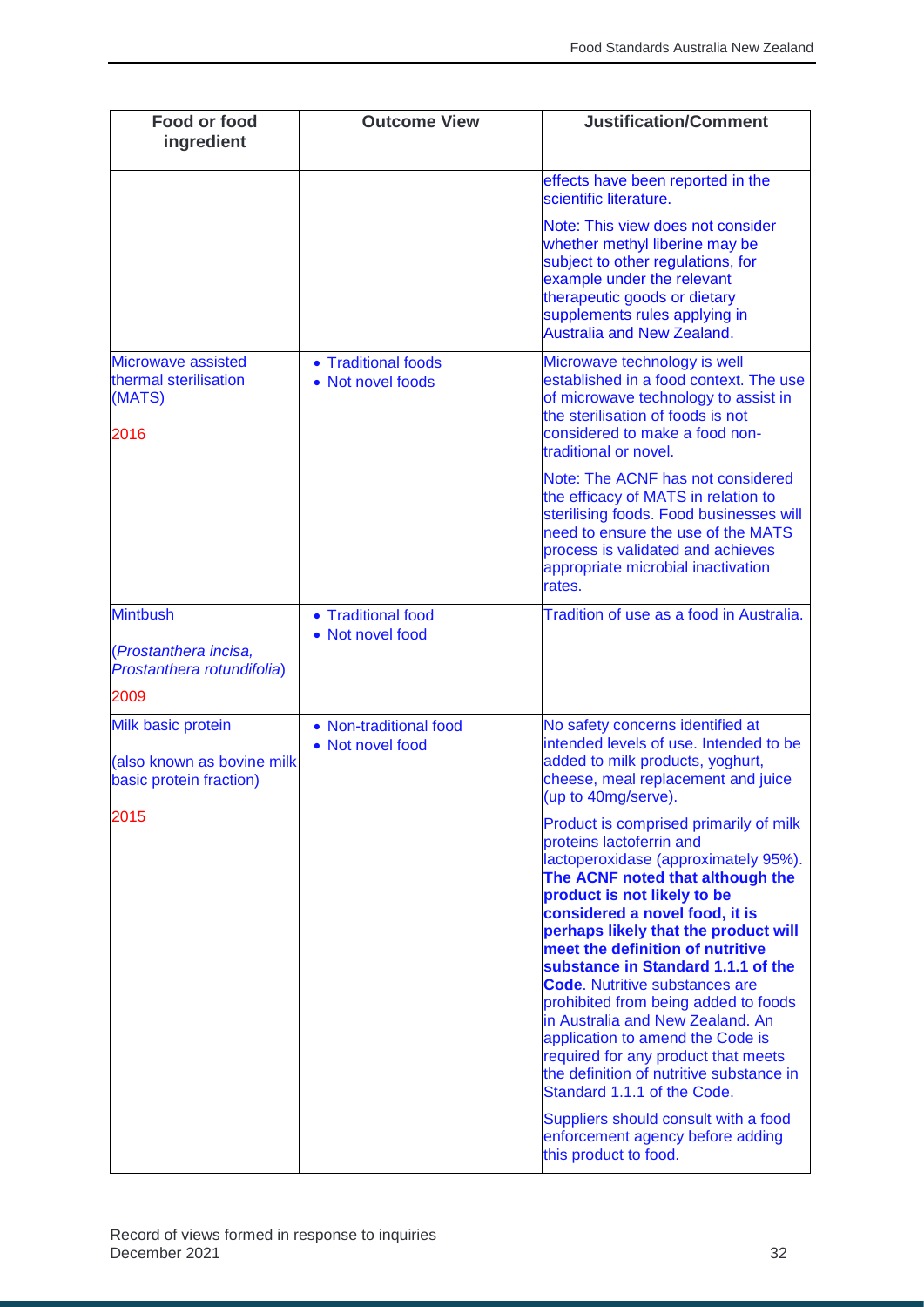| Food or food ingredient | Outcome View | Justification/Comment |
|---|---|---|
| | | effects have been reported in the scientific literature.<br><br>Note: This view does not consider whether methyl liberine may be subject to other regulations, for example under the relevant therapeutic goods or dietary supplements rules applying in Australia and New Zealand. |
| Microwave assisted thermal sterilisation (MATS)<br><br>2016 | • Traditional foods<br>• Not novel foods | Microwave technology is well established in a food context. The use of microwave technology to assist in the sterilisation of foods is not considered to make a food non-traditional or novel.<br><br>Note: The ACNF has not considered the efficacy of MATS in relation to sterilising foods. Food businesses will need to ensure the use of the MATS process is validated and achieves appropriate microbial inactivation rates. |
| Mintbush<br><br>(*Prostanthera incisa, Prostanthera rotundifolia*)<br><br>2009 | • Traditional food<br>• Not novel food | Tradition of use as a food in Australia. |
| Milk basic protein<br><br>(also known as bovine milk basic protein fraction)<br><br>2015 | • Non-traditional food<br>• Not novel food | No safety concerns identified at intended levels of use. Intended to be added to milk products, yoghurt, cheese, meal replacement and juice (up to 40mg/serve).<br><br>Product is comprised primarily of milk proteins lactoferrin and lactoperoxidase (approximately 95%). **The ACNF noted that although the product is not likely to be considered a novel food, it is perhaps likely that the product will meet the definition of nutritive substance in Standard 1.1.1 of the Code**. Nutritive substances are prohibited from being added to foods in Australia and New Zealand. An application to amend the Code is required for any product that meets the definition of nutritive substance in Standard 1.1.1 of the Code.<br><br>Suppliers should consult with a food enforcement agency before adding this product to food. |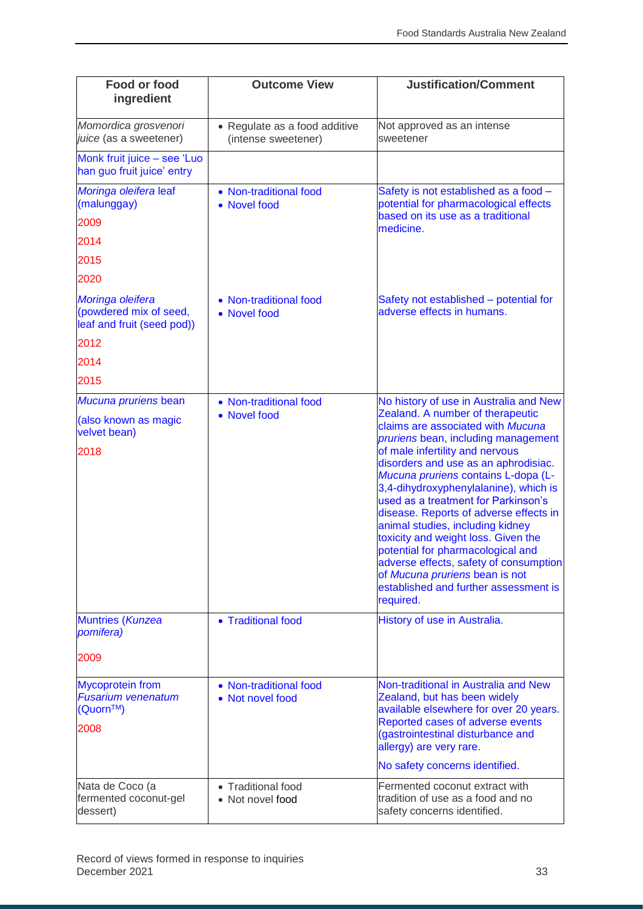| Food or food ingredient | Outcome View | Justification/Comment |
|---|---|---|
| *Momordica grosvenori juice* (as a sweetener) | • Regulate as a food additive (intense sweetener) | Not approved as an intense sweetener |
| Monk fruit juice – see 'Luo han guo fruit juice' entry | | |
| *Moringa oleifera* leaf (malunggay)<br>2009<br>2014<br>2015<br>2020 | • Non-traditional food<br>• Novel food | Safety is not established as a food – potential for pharmacological effects based on its use as a traditional medicine. |
| *Moringa oleifera* (powdered mix of seed, leaf and fruit (seed pod))<br>2012<br>2014<br>2015 | • Non-traditional food<br>• Novel food | Safety not established – potential for adverse effects in humans. |
| *Mucuna pruriens* bean<br>(also known as magic velvet bean)<br>2018 | • Non-traditional food<br>• Novel food | No history of use in Australia and New Zealand. A number of therapeutic claims are associated with *Mucuna pruriens* bean, including management of male infertility and nervous disorders and use as an aphrodisiac. *Mucuna pruriens* contains L-dopa (L-3,4-dihydroxyphenylalanine), which is used as a treatment for Parkinson's disease. Reports of adverse effects in animal studies, including kidney toxicity and weight loss. Given the potential for pharmacological and adverse effects, safety of consumption of *Mucuna pruriens* bean is not established and further assessment is required. |
| Muntries (*Kunzea pomifera)*<br>2009 | • Traditional food | History of use in Australia. |
| Mycoprotein from *Fusarium venenatum* (Quorn™)<br>2008 | • Non-traditional food<br>• Not novel food | Non-traditional in Australia and New Zealand, but has been widely available elsewhere for over 20 years. Reported cases of adverse events (gastrointestinal disturbance and allergy) are very rare.<br>No safety concerns identified. |
| Nata de Coco (a fermented coconut-gel dessert) | • Traditional food<br>• Not novel food | Fermented coconut extract with tradition of use as a food and no safety concerns identified. |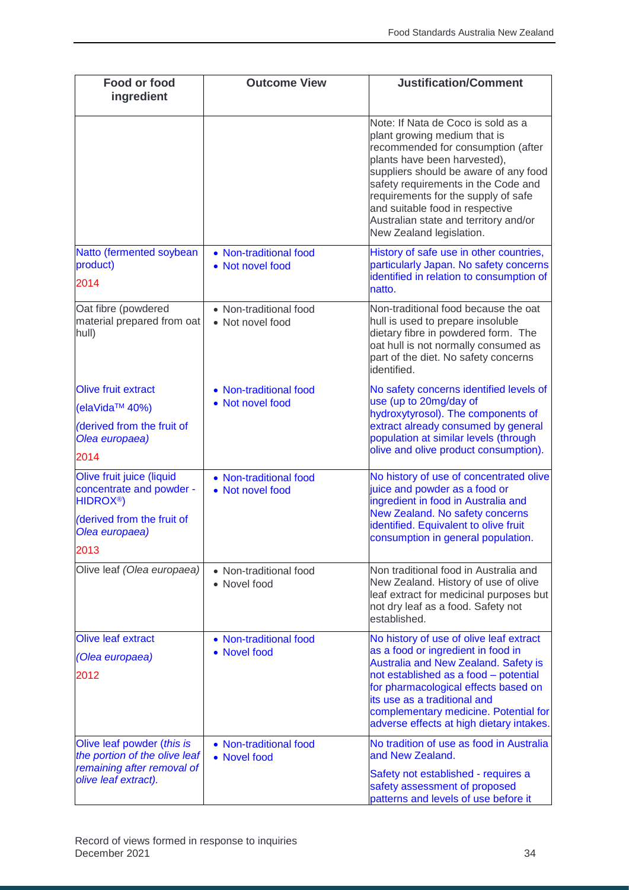| Food or food ingredient | Outcome View | Justification/Comment |
|---|---|---|
| | | Note: If Nata de Coco is sold as a plant growing medium that is recommended for consumption (after plants have been harvested), suppliers should be aware of any food safety requirements in the Code and requirements for the supply of safe and suitable food in respective Australian state and territory and/or New Zealand legislation. |
| Natto (fermented soybean product)<br><br>2014 | • Non-traditional food<br>• Not novel food | History of safe use in other countries, particularly Japan. No safety concerns identified in relation to consumption of natto. |
| Oat fibre (powdered material prepared from oat hull) | • Non-traditional food<br>• Not novel food | Non-traditional food because the oat hull is used to prepare insoluble dietary fibre in powdered form. The oat hull is not normally consumed as part of the diet. No safety concerns identified. |
| Olive fruit extract<br><br>(elaVida™ 40%)<br><br>*(derived from the fruit of Olea europaea)*<br><br>2014 | • Non-traditional food<br>• Not novel food | No safety concerns identified levels of use (up to 20mg/day of hydroxytyrosol). The components of extract already consumed by general population at similar levels (through olive and olive product consumption). |
| Olive fruit juice (liquid concentrate and powder - HIDROX®)<br><br>*(derived from the fruit of Olea europaea)*<br><br>2013 | • Non-traditional food<br>• Not novel food | No history of use of concentrated olive juice and powder as a food or ingredient in food in Australia and New Zealand. No safety concerns identified. Equivalent to olive fruit consumption in general population. |
| Olive leaf *(Olea europaea)* | • Non-traditional food<br>• Novel food | Non traditional food in Australia and New Zealand. History of use of olive leaf extract for medicinal purposes but not dry leaf as a food. Safety not established. |
| Olive leaf extract<br><br>*(Olea europaea)*<br><br>2012 | • Non-traditional food<br>• Novel food | No history of use of olive leaf extract as a food or ingredient in food in Australia and New Zealand. Safety is not established as a food – potential for pharmacological effects based on its use as a traditional and complementary medicine. Potential for adverse effects at high dietary intakes. |
| Olive leaf powder (*this is the portion of the olive leaf remaining after removal of olive leaf extract).* | • Non-traditional food<br>• Novel food | No tradition of use as food in Australia and New Zealand.<br><br>Safety not established - requires a safety assessment of proposed patterns and levels of use before it |

Record of views formed in response to inquiries
December 2021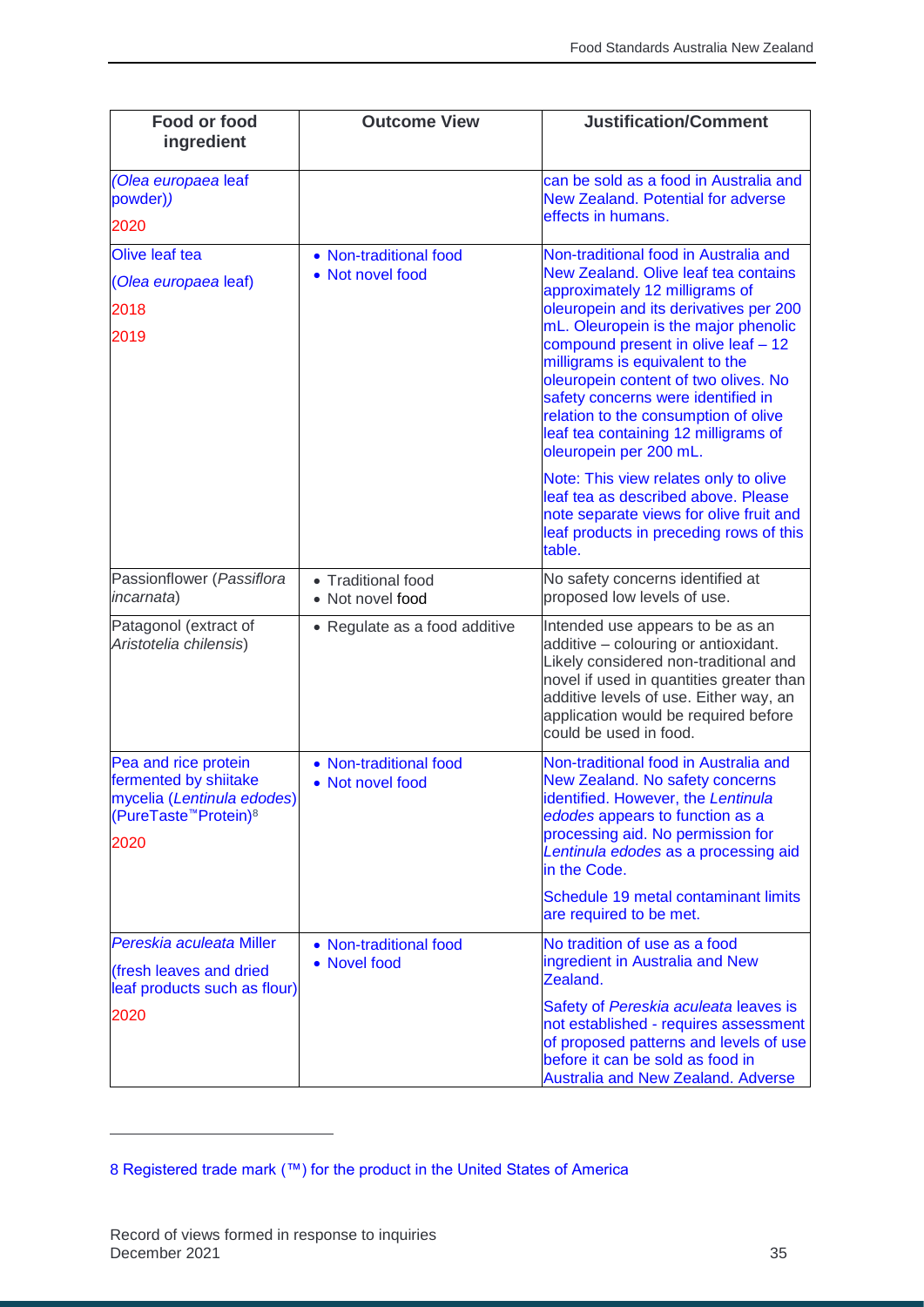| Food or food ingredient | Outcome View | Justification/Comment |
|---|---|---|
| (*Olea europaea* leaf powder))<br><br>2020 | | can be sold as a food in Australia and New Zealand. Potential for adverse effects in humans. |
| Olive leaf tea<br><br>(*Olea europaea* leaf)<br><br>2018<br><br>2019 | • Non-traditional food<br>• Not novel food | Non-traditional food in Australia and New Zealand. Olive leaf tea contains approximately 12 milligrams of oleuropein and its derivatives per 200 mL. Oleuropein is the major phenolic compound present in olive leaf – 12 milligrams is equivalent to the oleuropein content of two olives. No safety concerns were identified in relation to the consumption of olive leaf tea containing 12 milligrams of oleuropein per 200 mL.<br><br>Note: This view relates only to olive leaf tea as described above. Please note separate views for olive fruit and leaf products in preceding rows of this table. |
| Passionflower (*Passiflora incarnata*) | • Traditional food<br>• Not novel food | No safety concerns identified at proposed low levels of use. |
| Patagonol (extract of *Aristotelia chilensis*) | • Regulate as a food additive | Intended use appears to be as an additive – colouring or antioxidant. Likely considered non-traditional and novel if used in quantities greater than additive levels of use. Either way, an application would be required before could be used in food. |
| Pea and rice protein fermented by shiitake mycelia (*Lentinula edodes*) (PureTaste™Protein)[8]<br><br>2020 | • Non-traditional food<br>• Not novel food | Non-traditional food in Australia and New Zealand. No safety concerns identified. However, the *Lentinula edodes* appears to function as a processing aid. No permission for *Lentinula edodes* as a processing aid in the Code.<br><br>Schedule 19 metal contaminant limits are required to be met. |
| *Pereskia aculeata* Miller<br><br>(fresh leaves and dried leaf products such as flour)<br><br>2020 | • Non-traditional food<br>• Novel food | No tradition of use as a food ingredient in Australia and New Zealand.<br><br>Safety of *Pereskia aculeata* leaves is not established - requires assessment of proposed patterns and levels of use before it can be sold as food in Australia and New Zealand. Adverse |

8 Registered trade mark (™) for the product in the United States of America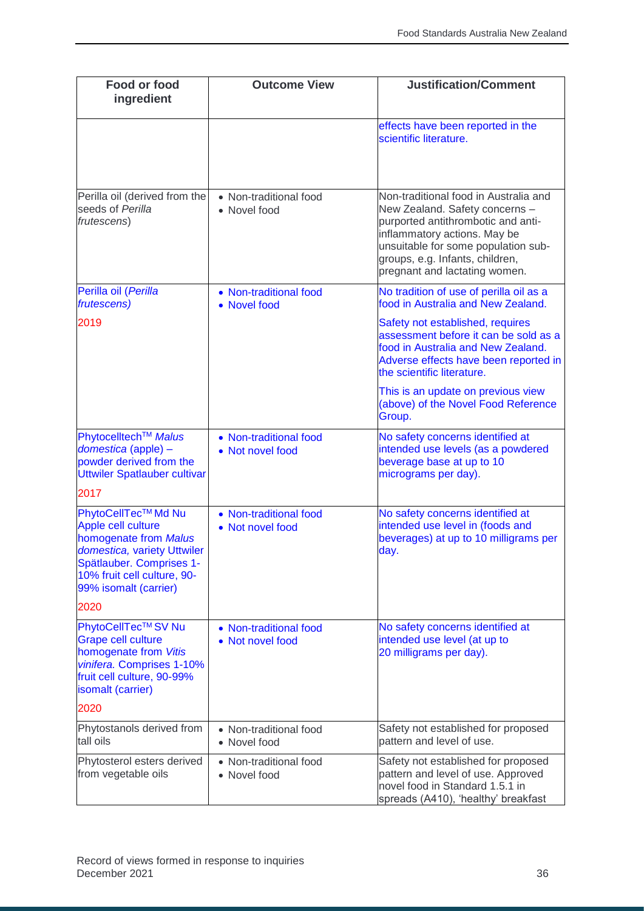| Food or food ingredient | Outcome View | Justification/Comment |
|---|---|---|
| | | effects have been reported in the scientific literature. |
| Perilla oil (derived from the seeds of *Perilla frutescens*) | • Non-traditional food<br>• Novel food | Non-traditional food in Australia and New Zealand. Safety concerns – purported antithrombotic and anti-inflammatory actions. May be unsuitable for some population sub-groups, e.g. Infants, children, pregnant and lactating women. |
| Perilla oil (*Perilla frutescens)*<br><br>2019 | • Non-traditional food<br>• Novel food | No tradition of use of perilla oil as a food in Australia and New Zealand.<br><br>Safety not established, requires assessment before it can be sold as a food in Australia and New Zealand. Adverse effects have been reported in the scientific literature.<br><br>This is an update on previous view (above) of the Novel Food Reference Group. |
| Phytocelltech™ *Malus domestica* (apple) – powder derived from the Uttwiler Spatlauber cultivar<br><br>2017 | • Non-traditional food<br>• Not novel food | No safety concerns identified at intended use levels (as a powdered beverage base at up to 10 micrograms per day). |
| PhytoCellTec™ Md Nu Apple cell culture homogenate from *Malus domestica,* variety Uttwiler Spätlauber. Comprises 1-10% fruit cell culture, 90-99% isomalt (carrier)<br><br>2020 | • Non-traditional food<br>• Not novel food | No safety concerns identified at intended use level in (foods and beverages) at up to 10 milligrams per day. |
| PhytoCellTec™ SV Nu Grape cell culture homogenate from *Vitis vinifera.* Comprises 1-10% fruit cell culture, 90-99% isomalt (carrier)<br><br>2020 | • Non-traditional food<br>• Not novel food | No safety concerns identified at intended use level (at up to 20 milligrams per day). |
| Phytostanols derived from tall oils | • Non-traditional food<br>• Novel food | Safety not established for proposed pattern and level of use. |
| Phytosterol esters derived from vegetable oils | • Non-traditional food<br>• Novel food | Safety not established for proposed pattern and level of use. Approved novel food in Standard 1.5.1 in spreads (A410), 'healthy' breakfast |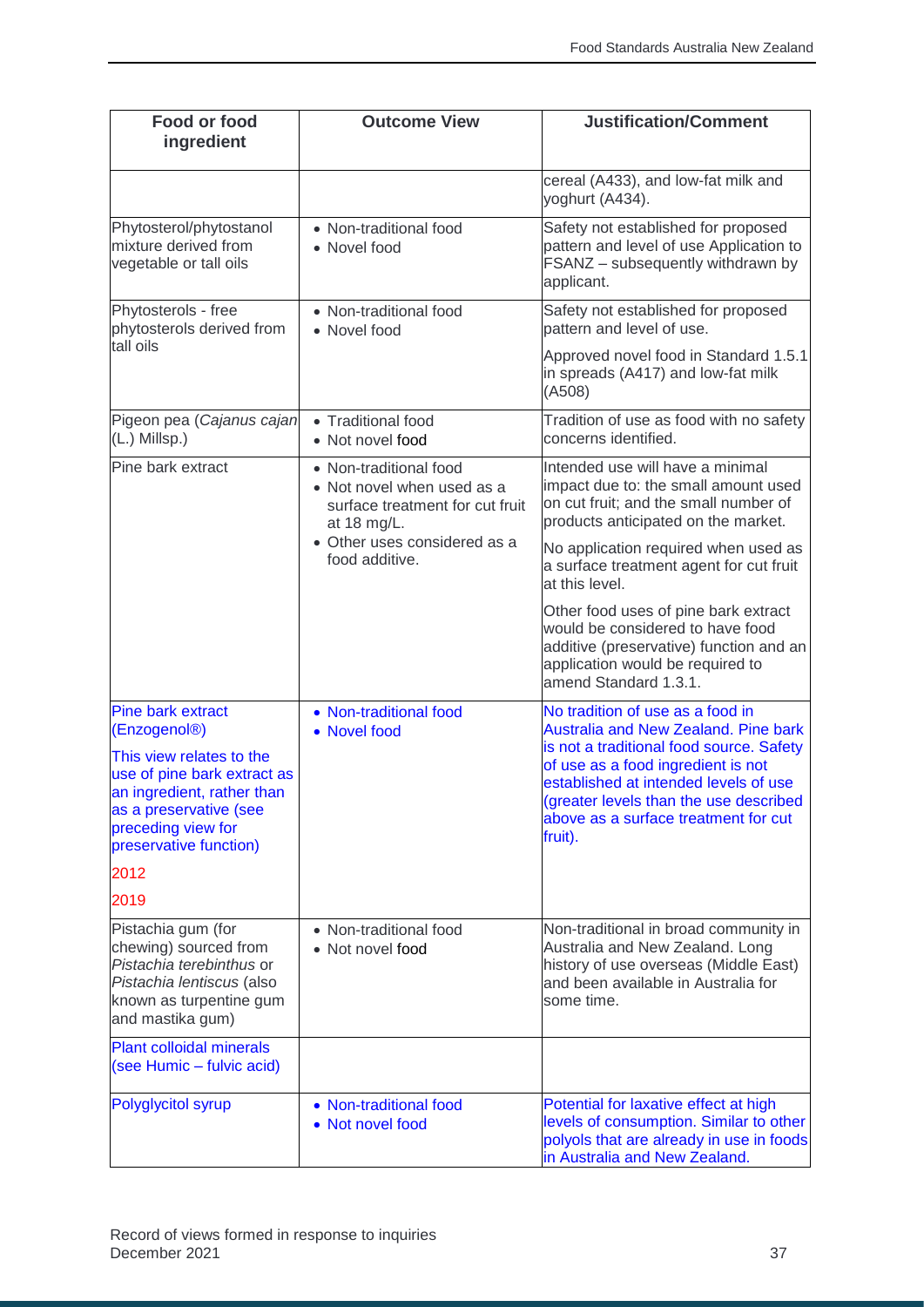| Food or food ingredient | Outcome View | Justification/Comment |
| --- | --- | --- |
| | | cereal (A433), and low-fat milk and yoghurt (A434). |
| Phytosterol/phytostanol mixture derived from vegetable or tall oils | • Non-traditional food<br>• Novel food | Safety not established for proposed pattern and level of use Application to FSANZ – subsequently withdrawn by applicant. |
| Phytosterols - free phytosterols derived from tall oils | • Non-traditional food<br>• Novel food | Safety not established for proposed pattern and level of use.<br><br>Approved novel food in Standard 1.5.1 in spreads (A417) and low-fat milk (A508) |
| Pigeon pea (*Cajanus cajan* (L.) Millsp.) | • Traditional food<br>• Not novel food | Tradition of use as food with no safety concerns identified. |
| Pine bark extract | • Non-traditional food<br>• Not novel when used as a surface treatment for cut fruit at 18 mg/L.<br>• Other uses considered as a food additive. | Intended use will have a minimal impact due to: the small amount used on cut fruit; and the small number of products anticipated on the market.<br><br>No application required when used as a surface treatment agent for cut fruit at this level.<br><br>Other food uses of pine bark extract would be considered to have food additive (preservative) function and an application would be required to amend Standard 1.3.1. |
| Pine bark extract (Enzogenol®)<br><br>This view relates to the use of pine bark extract as an ingredient, rather than as a preservative (see preceding view for preservative function)<br><br>2012<br><br>2019 | • Non-traditional food<br>• Novel food | No tradition of use as a food in Australia and New Zealand. Pine bark is not a traditional food source. Safety of use as a food ingredient is not established at intended levels of use (greater levels than the use described above as a surface treatment for cut fruit). |
| Pistachia gum (for chewing) sourced from *Pistachia terebinthus* or *Pistachia lentiscus* (also known as turpentine gum and mastika gum) | • Non-traditional food<br>• Not novel food | Non-traditional in broad community in Australia and New Zealand. Long history of use overseas (Middle East) and been available in Australia for some time. |
| Plant colloidal minerals (see Humic – fulvic acid) | | |
| Polyglycitol syrup | • Non-traditional food<br>• Not novel food | Potential for laxative effect at high levels of consumption. Similar to other polyols that are already in use in foods in Australia and New Zealand. |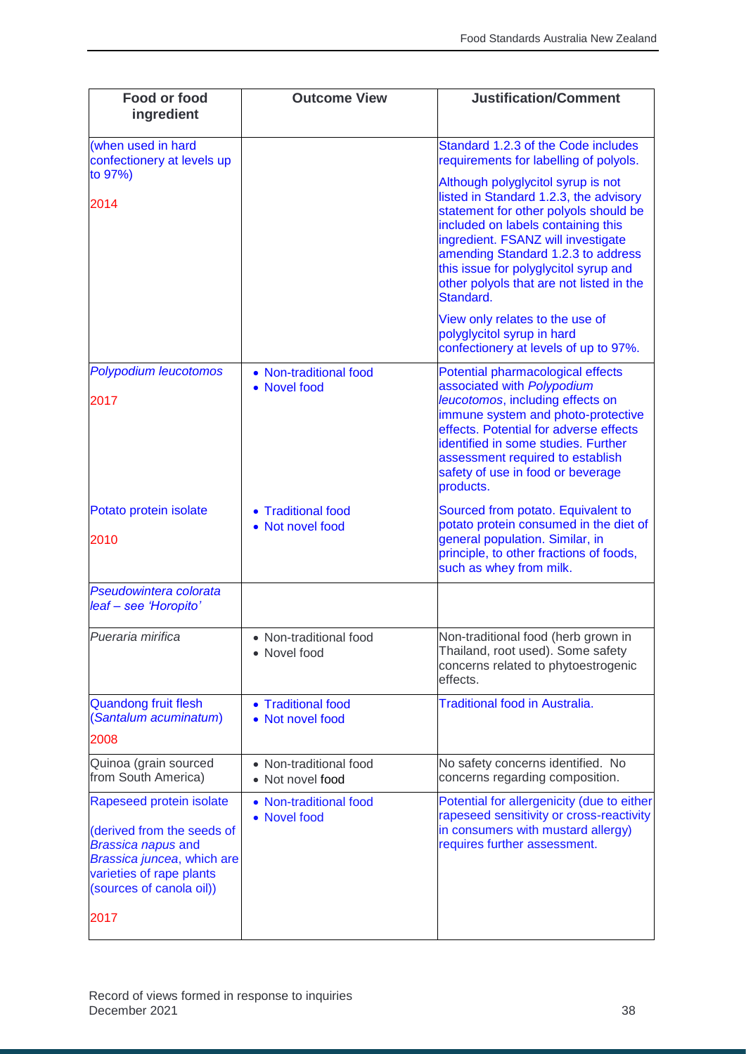| Food or food ingredient | Outcome View | Justification/Comment |
| --- | --- | --- |
| (when used in hard confectionery at levels up to 97%)<br><br>2014 | | Standard 1.2.3 of the Code includes requirements for labelling of polyols.<br><br>Although polyglycitol syrup is not listed in Standard 1.2.3, the advisory statement for other polyols should be included on labels containing this ingredient. FSANZ will investigate amending Standard 1.2.3 to address this issue for polyglycitol syrup and other polyols that are not listed in the Standard.<br><br>View only relates to the use of polyglycitol syrup in hard confectionery at levels of up to 97%. |
| *Polypodium leucotomos*<br><br>2017 | • Non-traditional food<br>• Novel food | Potential pharmacological effects associated with *Polypodium leucotomos*, including effects on immune system and photo-protective effects. Potential for adverse effects identified in some studies. Further assessment required to establish safety of use in food or beverage products. |
| Potato protein isolate<br><br>2010 | • Traditional food<br>• Not novel food | Sourced from potato. Equivalent to potato protein consumed in the diet of general population. Similar, in principle, to other fractions of foods, such as whey from milk. |
| *Pseudowintera colorata leaf – see 'Horopito'* | | |
| *Pueraria mirifica* | • Non-traditional food<br>• Novel food | Non-traditional food (herb grown in Thailand, root used). Some safety concerns related to phytoestrogenic effects. |
| Quandong fruit flesh (*Santalum acuminatum*)<br><br>2008 | • Traditional food<br>• Not novel food | Traditional food in Australia. |
| Quinoa (grain sourced from South America) | • Non-traditional food<br>• Not novel food | No safety concerns identified. No concerns regarding composition. |
| Rapeseed protein isolate<br><br>(derived from the seeds of *Brassica napus* and *Brassica juncea*, which are varieties of rape plants (sources of canola oil))<br><br>2017 | • Non-traditional food<br>• Novel food | Potential for allergenicity (due to either rapeseed sensitivity or cross-reactivity in consumers with mustard allergy) requires further assessment. |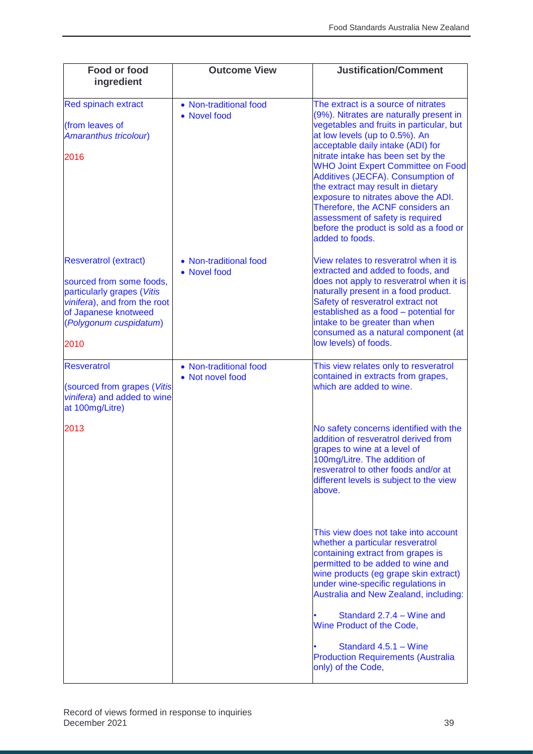| Food or food ingredient | Outcome View | Justification/Comment |
|---|---|---|
| Red spinach extract<br><br>(from leaves of *Amaranthus tricolour*)<br><br>2016 | • Non-traditional food<br>• Novel food | The extract is a source of nitrates (9%). Nitrates are naturally present in vegetables and fruits in particular, but at low levels (up to 0.5%). An acceptable daily intake (ADI) for nitrate intake has been set by the WHO Joint Expert Committee on Food Additives (JECFA). Consumption of the extract may result in dietary exposure to nitrates above the ADI. Therefore, the ACNF considers an assessment of safety is required before the product is sold as a food or added to foods. |
| Resveratrol (extract)<br><br>sourced from some foods, particularly grapes (*Vitis vinifera*), and from the root of Japanese knotweed (*Polygonum cuspidatum*)<br><br>2010 | • Non-traditional food<br>• Novel food | View relates to resveratrol when it is extracted and added to foods, and does not apply to resveratrol when it is naturally present in a food product. Safety of resveratrol extract not established as a food – potential for intake to be greater than when consumed as a natural component (at low levels) of foods. |
| Resveratrol<br><br>(sourced from grapes (*Vitis vinifera*) and added to wine at 100mg/Litre)<br><br>2013 | • Non-traditional food<br>• Not novel food | This view relates only to resveratrol contained in extracts from grapes, which are added to wine.<br><br>No safety concerns identified with the addition of resveratrol derived from grapes to wine at a level of 100mg/Litre. The addition of resveratrol to other foods and/or at different levels is subject to the view above.<br><br>This view does not take into account whether a particular resveratrol containing extract from grapes is permitted to be added to wine and wine products (eg grape skin extract) under wine-specific regulations in Australia and New Zealand, including:<br><br>• Standard 2.7.4 – Wine and Wine Product of the Code,<br><br>• Standard 4.5.1 – Wine Production Requirements (Australia only) of the Code, |

Record of views formed in response to inquiries
December 2021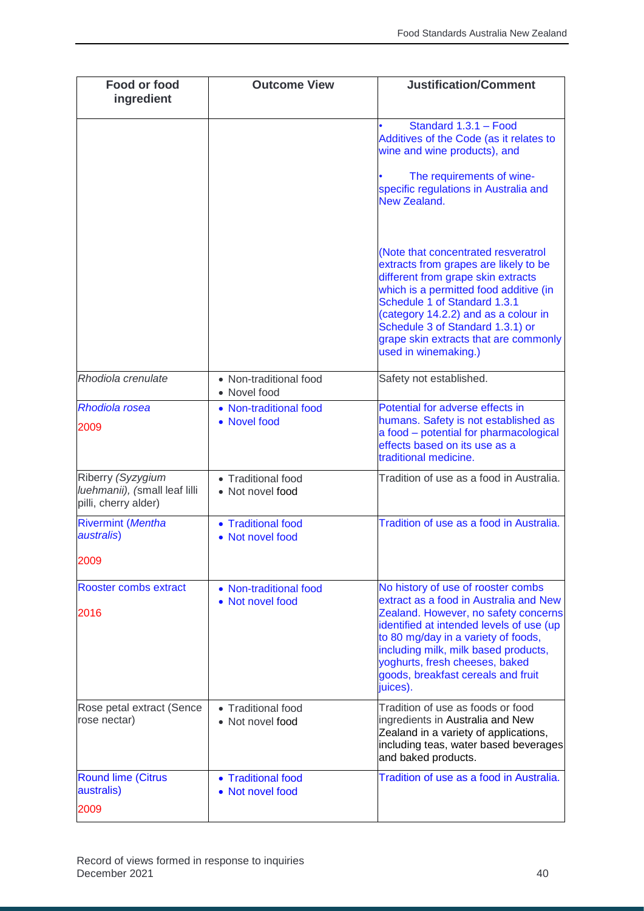| Food or food ingredient | Outcome View | Justification/Comment |
|---|---|---|
| | | • Standard 1.3.1 – Food Additives of the Code (as it relates to wine and wine products), and<br><br>• The requirements of wine-specific regulations in Australia and New Zealand.<br><br>(Note that concentrated resveratrol extracts from grapes are likely to be different from grape skin extracts which is a permitted food additive (in Schedule 1 of Standard 1.3.1 (category 14.2.2) and as a colour in Schedule 3 of Standard 1.3.1) or grape skin extracts that are commonly used in winemaking.) |
| *Rhodiola crenulate* | • Non-traditional food<br>• Novel food | Safety not established. |
| *Rhodiola rosea*<br><br>2009 | • Non-traditional food<br>• Novel food | Potential for adverse effects in humans. Safety is not established as a food – potential for pharmacological effects based on its use as a traditional medicine. |
| Riberry *(Syzygium luehmanii), (*small leaf lilli pilli, cherry alder) | • Traditional food<br>• Not novel food | Tradition of use as a food in Australia. |
| Rivermint (*Mentha australis*)<br><br>2009 | • Traditional food<br>• Not novel food | Tradition of use as a food in Australia. |
| Rooster combs extract<br><br>2016 | • Non-traditional food<br>• Not novel food | No history of use of rooster combs extract as a food in Australia and New Zealand. However, no safety concerns identified at intended levels of use (up to 80 mg/day in a variety of foods, including milk, milk based products, yoghurts, fresh cheeses, baked goods, breakfast cereals and fruit juices). |
| Rose petal extract (Sence rose nectar) | • Traditional food<br>• Not novel food | Tradition of use as foods or food ingredients in Australia and New Zealand in a variety of applications, including teas, water based beverages and baked products. |
| Round lime (Citrus australis)<br><br>2009 | • Traditional food<br>• Not novel food | Tradition of use as a food in Australia. |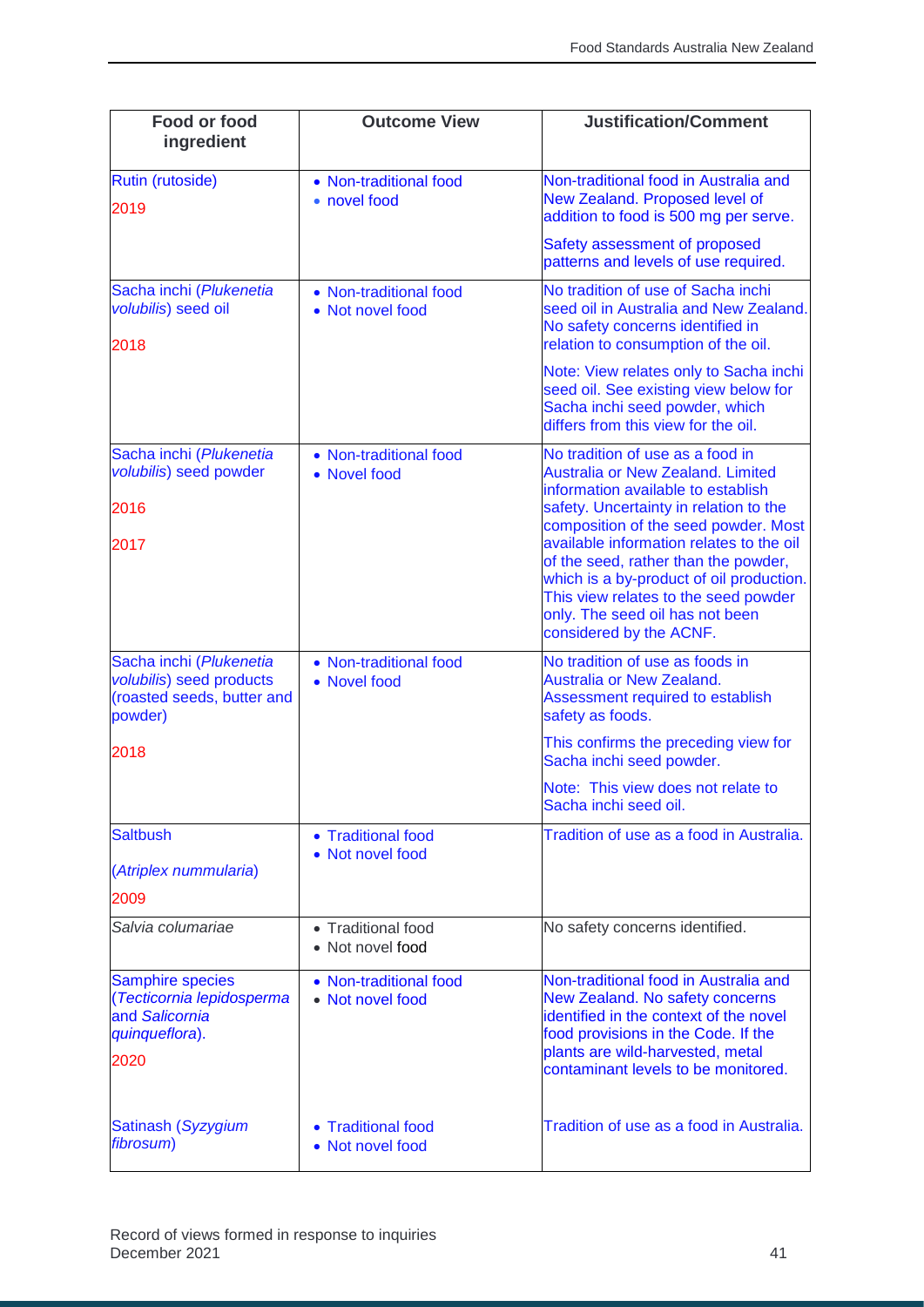| Food or food ingredient | Outcome View | Justification/Comment |
|---|---|---|
| Rutin (rutoside)<br><br>2019 | • Non-traditional food<br>• novel food | Non-traditional food in Australia and New Zealand. Proposed level of addition to food is 500 mg per serve.<br><br>Safety assessment of proposed patterns and levels of use required. |
| Sacha inchi (*Plukenetia volubilis*) seed oil<br><br>2018 | • Non-traditional food<br>• Not novel food | No tradition of use of Sacha inchi seed oil in Australia and New Zealand. No safety concerns identified in relation to consumption of the oil.<br><br>Note: View relates only to Sacha inchi seed oil. See existing view below for Sacha inchi seed powder, which differs from this view for the oil. |
| Sacha inchi (*Plukenetia volubilis*) seed powder<br><br>2016<br><br>2017 | • Non-traditional food<br>• Novel food | No tradition of use as a food in Australia or New Zealand. Limited information available to establish safety. Uncertainty in relation to the composition of the seed powder. Most available information relates to the oil of the seed, rather than the powder, which is a by-product of oil production. This view relates to the seed powder only. The seed oil has not been considered by the ACNF. |
| Sacha inchi (*Plukenetia volubilis*) seed products (roasted seeds, butter and powder)<br><br>2018 | • Non-traditional food<br>• Novel food | No tradition of use as foods in Australia or New Zealand. Assessment required to establish safety as foods.<br><br>This confirms the preceding view for Sacha inchi seed powder.<br><br>Note: This view does not relate to Sacha inchi seed oil. |
| Saltbush<br><br>(*Atriplex nummularia*)<br><br>2009 | • Traditional food<br>• Not novel food | Tradition of use as a food in Australia. |
| *Salvia columariae* | • Traditional food<br>• Not novel food | No safety concerns identified. |
| Samphire species (*Tecticornia lepidosperma* and *Salicornia quinqueflora*).<br><br>2020 | • Non-traditional food<br>• Not novel food | Non-traditional food in Australia and New Zealand. No safety concerns identified in the context of the novel food provisions in the Code. If the plants are wild-harvested, metal contaminant levels to be monitored. |
| Satinash (*Syzygium fibrosum*) | • Traditional food<br>• Not novel food | Tradition of use as a food in Australia. |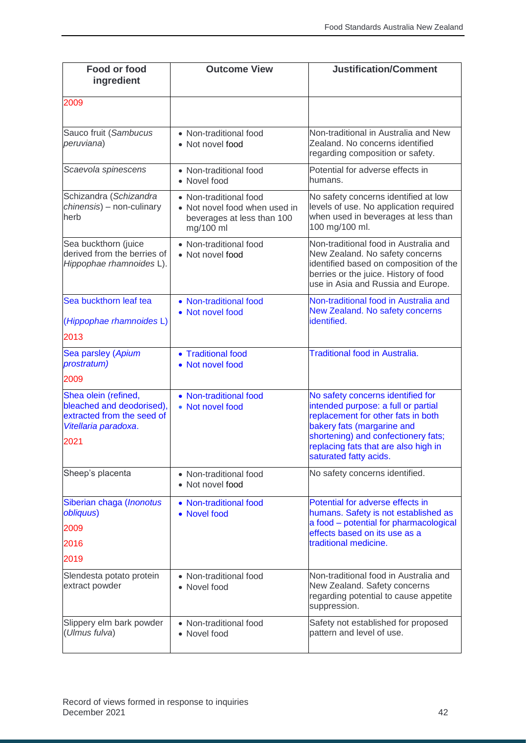| Food or food ingredient | Outcome View | Justification/Comment |
|---|---|---|
| 2009 | | |
| Sauco fruit (*Sambucus peruviana*) | • Non-traditional food<br>• Not novel food | Non-traditional in Australia and New Zealand. No concerns identified regarding composition or safety. |
| *Scaevola spinescens* | • Non-traditional food<br>• Novel food | Potential for adverse effects in humans. |
| Schizandra (*Schizandra chinensis*) – non-culinary herb | • Non-traditional food<br>• Not novel food when used in beverages at less than 100 mg/100 ml | No safety concerns identified at low levels of use. No application required when used in beverages at less than 100 mg/100 ml. |
| Sea buckthorn (juice derived from the berries of *Hippophae rhamnoides* L). | • Non-traditional food<br>• Not novel food | Non-traditional food in Australia and New Zealand. No safety concerns identified based on composition of the berries or the juice. History of food use in Asia and Russia and Europe. |
| Sea buckthorn leaf tea (*Hippophae ramnoides* L)<br>2013 | • Non-traditional food<br>• Not novel food | Non-traditional food in Australia and New Zealand. No safety concerns identified. |
| Sea parsley (*Apium prostratum)*<br>2009 | • Traditional food<br>• Not novel food | Traditional food in Australia. |
| Shea olein (refined, bleached and deodorised), extracted from the seed of *Vitellaria paradoxa*.<br>2021 | • Non-traditional food<br>• Not novel food | No safety concerns identified for intended purpose: a full or partial replacement for other fats in both bakery fats (margarine and shortening) and confectionery fats; replacing fats that are also high in saturated fatty acids. |
| Sheep's placenta | • Non-traditional food<br>• Not novel food | No safety concerns identified. |
| Siberian chaga (*Inonotus obliquus*)<br>2009<br>2016<br>2019 | • Non-traditional food<br>• Novel food | Potential for adverse effects in humans. Safety is not established as a food – potential for pharmacological effects based on its use as a traditional medicine. |
| Slendesta potato protein extract powder | • Non-traditional food<br>• Novel food | Non-traditional food in Australia and New Zealand. Safety concerns regarding potential to cause appetite suppression. |
| Slippery elm bark powder (*Ulmus fulva*) | • Non-traditional food<br>• Novel food | Safety not established for proposed pattern and level of use. |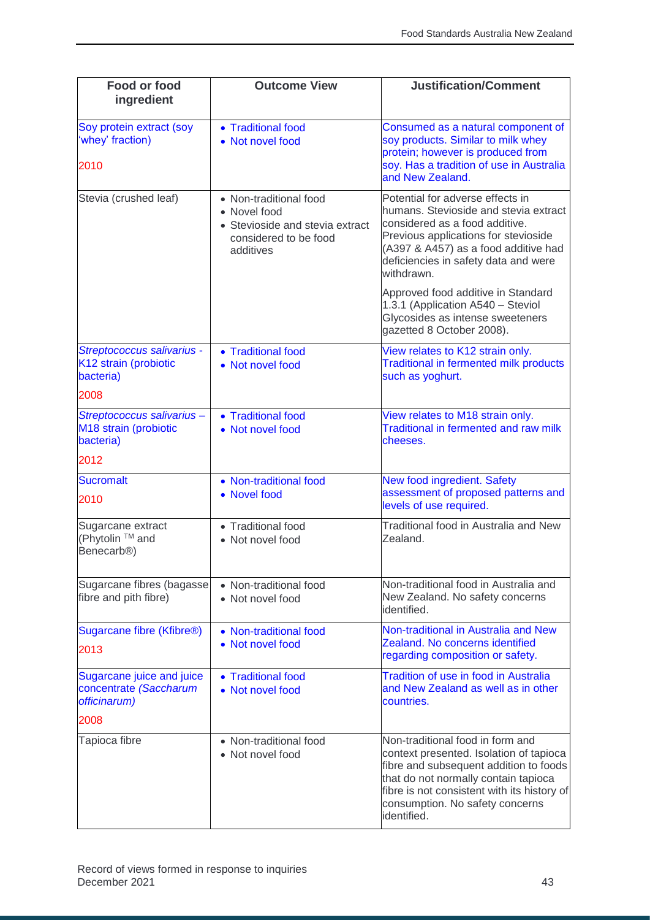| Food or food ingredient | Outcome View | Justification/Comment |
|---|---|---|
| Soy protein extract (soy 'whey' fraction)<br><br>2010 | • Traditional food<br>• Not novel food | Consumed as a natural component of soy products. Similar to milk whey protein; however is produced from soy. Has a tradition of use in Australia and New Zealand. |
| Stevia (crushed leaf) | • Non-traditional food<br>• Novel food<br>• Stevioside and stevia extract considered to be food additives | Potential for adverse effects in humans. Stevioside and stevia extract considered as a food additive. Previous applications for stevioside (A397 & A457) as a food additive had deficiencies in safety data and were withdrawn.<br><br>Approved food additive in Standard 1.3.1 (Application A540 – Steviol Glycosides as intense sweeteners gazetted 8 October 2008). |
| *Streptococcus salivarius* - K12 strain (probiotic bacteria)<br><br>2008 | • Traditional food<br>• Not novel food | View relates to K12 strain only. Traditional in fermented milk products such as yoghurt. |
| *Streptococcus salivarius* – M18 strain (probiotic bacteria)<br><br>2012 | • Traditional food<br>• Not novel food | View relates to M18 strain only. Traditional in fermented and raw milk cheeses. |
| Sucromalt<br><br>2010 | • Non-traditional food<br>• Novel food | New food ingredient. Safety assessment of proposed patterns and levels of use required. |
| Sugarcane extract (Phytolin ™ and Benecarb®) | • Traditional food<br>• Not novel food | Traditional food in Australia and New Zealand. |
| Sugarcane fibres (bagasse fibre and pith fibre) | • Non-traditional food<br>• Not novel food | Non-traditional food in Australia and New Zealand. No safety concerns identified. |
| Sugarcane fibre (Kfibre®)<br><br>2013 | • Non-traditional food<br>• Not novel food | Non-traditional in Australia and New Zealand. No concerns identified regarding composition or safety. |
| Sugarcane juice and juice concentrate *(Saccharum officinarum)*<br><br>2008 | • Traditional food<br>• Not novel food | Tradition of use in food in Australia and New Zealand as well as in other countries. |
| Tapioca fibre | • Non-traditional food<br>• Not novel food | Non-traditional food in form and context presented. Isolation of tapioca fibre and subsequent addition to foods that do not normally contain tapioca fibre is not consistent with its history of consumption. No safety concerns identified. |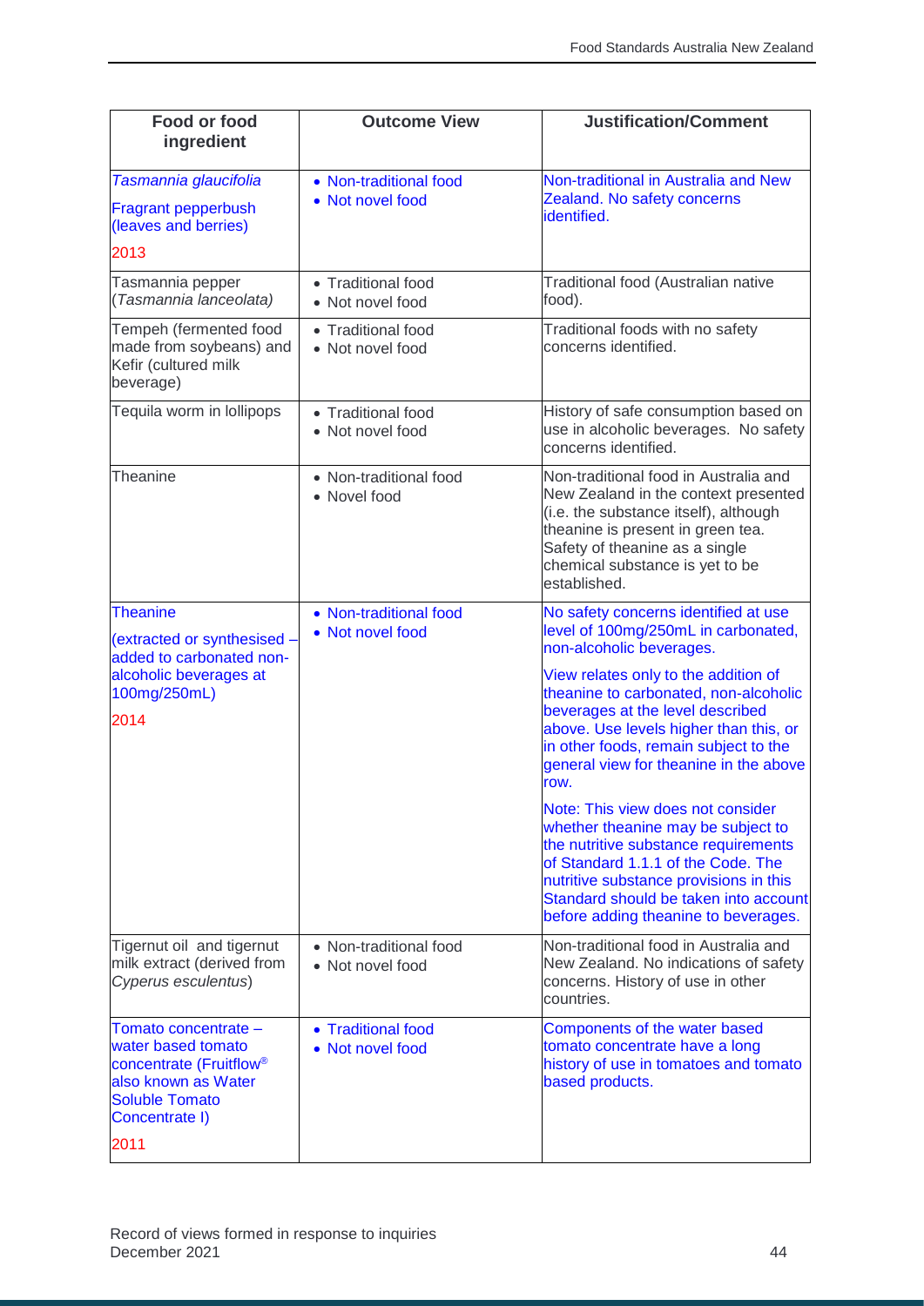| Food or food ingredient | Outcome View | Justification/Comment |
|---|---|---|
| *Tasmannia glaucifolia*<br>Fragrant pepperbush (leaves and berries)<br>2013 | • Non-traditional food<br>• Not novel food | Non-traditional in Australia and New Zealand. No safety concerns identified. |
| Tasmannia pepper (*Tasmannia lanceolata)* | • Traditional food<br>• Not novel food | Traditional food (Australian native food). |
| Tempeh (fermented food made from soybeans) and Kefir (cultured milk beverage) | • Traditional food<br>• Not novel food | Traditional foods with no safety concerns identified. |
| Tequila worm in lollipops | • Traditional food<br>• Not novel food | History of safe consumption based on use in alcoholic beverages. No safety concerns identified. |
| Theanine | • Non-traditional food<br>• Novel food | Non-traditional food in Australia and New Zealand in the context presented (i.e. the substance itself), although theanine is present in green tea. Safety of theanine as a single chemical substance is yet to be established. |
| Theanine<br>(extracted or synthesised – added to carbonated non-alcoholic beverages at 100mg/250mL)<br>2014 | • Non-traditional food<br>• Not novel food | No safety concerns identified at use level of 100mg/250mL in carbonated, non-alcoholic beverages.<br>View relates only to the addition of theanine to carbonated, non-alcoholic beverages at the level described above. Use levels higher than this, or in other foods, remain subject to the general view for theanine in the above row.<br>Note: This view does not consider whether theanine may be subject to the nutritive substance requirements of Standard 1.1.1 of the Code. The nutritive substance provisions in this Standard should be taken into account before adding theanine to beverages. |
| Tigernut oil and tigernut milk extract (derived from *Cyperus esculentus*) | • Non-traditional food<br>• Not novel food | Non-traditional food in Australia and New Zealand. No indications of safety concerns. History of use in other countries. |
| Tomato concentrate – water based tomato concentrate (Fruitflow® also known as Water Soluble Tomato Concentrate I)<br>2011 | • Traditional food<br>• Not novel food | Components of the water based tomato concentrate have a long history of use in tomatoes and tomato based products. |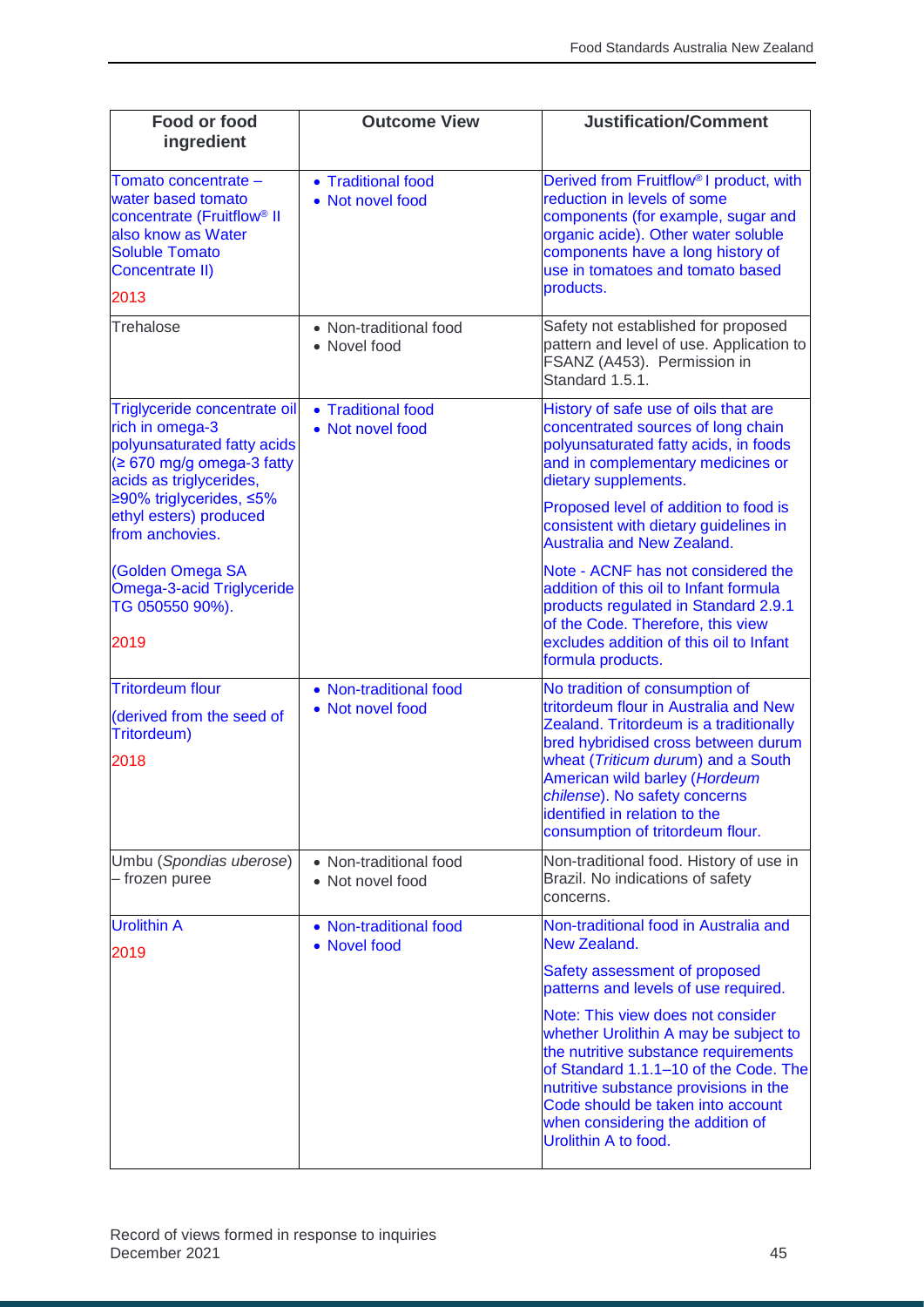| Food or food ingredient | Outcome View | Justification/Comment |
|---|---|---|
| Tomato concentrate – water based tomato concentrate (Fruitflow® II also know as Water Soluble Tomato Concentrate II)<br><br>2013 | • Traditional food<br>• Not novel food | Derived from Fruitflow® I product, with reduction in levels of some components (for example, sugar and organic acide). Other water soluble components have a long history of use in tomatoes and tomato based products. |
| Trehalose | • Non-traditional food<br>• Novel food | Safety not established for proposed pattern and level of use. Application to FSANZ (A453). Permission in Standard 1.5.1. |
| Triglyceride concentrate oil rich in omega-3 polyunsaturated fatty acids (≥ 670 mg/g omega-3 fatty acids as triglycerides, ≥90% triglycerides, ≤5% ethyl esters) produced from anchovies.<br><br>(Golden Omega SA Omega-3-acid Triglyceride TG 050550 90%).<br><br>2019 | • Traditional food<br>• Not novel food | History of safe use of oils that are concentrated sources of long chain polyunsaturated fatty acids, in foods and in complementary medicines or dietary supplements.<br><br>Proposed level of addition to food is consistent with dietary guidelines in Australia and New Zealand.<br><br>Note - ACNF has not considered the addition of this oil to Infant formula products regulated in Standard 2.9.1 of the Code. Therefore, this view excludes addition of this oil to Infant formula products. |
| Tritordeum flour<br><br>(derived from the seed of Tritordeum)<br><br>2018 | • Non-traditional food<br>• Not novel food | No tradition of consumption of tritordeum flour in Australia and New Zealand. Tritordeum is a traditionally bred hybridised cross between durum wheat (*Triticum durum*) and a South American wild barley (*Hordeum chilense*). No safety concerns identified in relation to the consumption of tritordeum flour. |
| Umbu (*Spondias uberose*) – frozen puree | • Non-traditional food<br>• Not novel food | Non-traditional food. History of use in Brazil. No indications of safety concerns. |
| Urolithin A<br><br>2019 | • Non-traditional food<br>• Novel food | Non-traditional food in Australia and New Zealand.<br><br>Safety assessment of proposed patterns and levels of use required.<br><br>Note: This view does not consider whether Urolithin A may be subject to the nutritive substance requirements of Standard 1.1.1–10 of the Code. The nutritive substance provisions in the Code should be taken into account when considering the addition of Urolithin A to food. |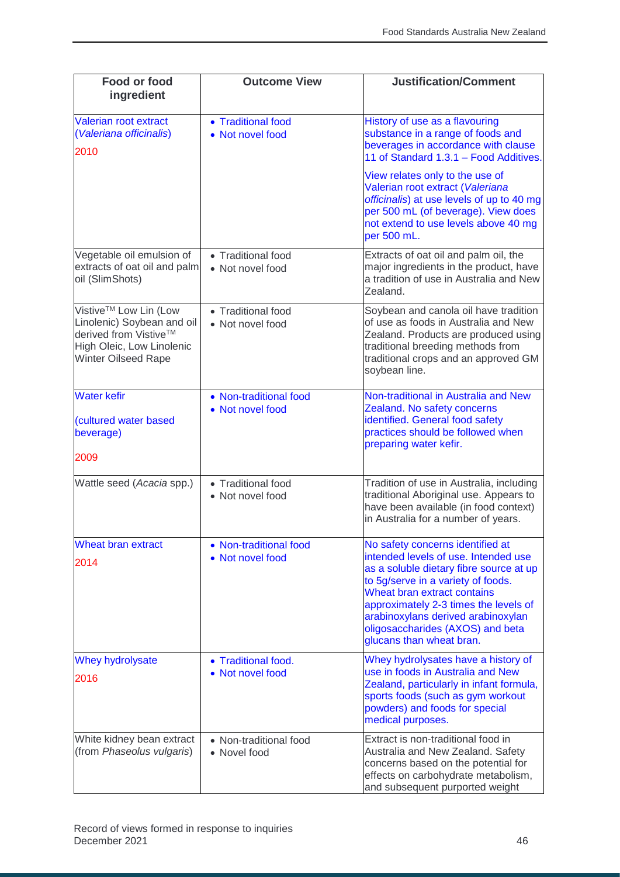| Food or food ingredient | Outcome View | Justification/Comment |
|---|---|---|
| Valerian root extract (*Valeriana officinalis*) 2010 | • Traditional food • Not novel food | History of use as a flavouring substance in a range of foods and beverages in accordance with clause 11 of Standard 1.3.1 – Food Additives. View relates only to the use of Valerian root extract (*Valeriana officinalis*) at use levels of up to 40 mg per 500 mL (of beverage). View does not extend to use levels above 40 mg per 500 mL. |
| Vegetable oil emulsion of extracts of oat oil and palm oil (SlimShots) | • Traditional food • Not novel food | Extracts of oat oil and palm oil, the major ingredients in the product, have a tradition of use in Australia and New Zealand. |
| Vistive™ Low Lin (Low Linolenic) Soybean and oil derived from Vistive™ High Oleic, Low Linolenic Winter Oilseed Rape | • Traditional food • Not novel food | Soybean and canola oil have tradition of use as foods in Australia and New Zealand. Products are produced using traditional breeding methods from traditional crops and an approved GM soybean line. |
| Water kefir (cultured water based beverage) 2009 | • Non-traditional food • Not novel food | Non-traditional in Australia and New Zealand. No safety concerns identified. General food safety practices should be followed when preparing water kefir. |
| Wattle seed (*Acacia* spp.) | • Traditional food • Not novel food | Tradition of use in Australia, including traditional Aboriginal use. Appears to have been available (in food context) in Australia for a number of years. |
| Wheat bran extract 2014 | • Non-traditional food • Not novel food | No safety concerns identified at intended levels of use. Intended use as a soluble dietary fibre source at up to 5g/serve in a variety of foods. Wheat bran extract contains approximately 2-3 times the levels of arabinoxylans derived arabinoxylan oligosaccharides (AXOS) and beta glucans than wheat bran. |
| Whey hydrolysate 2016 | • Traditional food. • Not novel food | Whey hydrolysates have a history of use in foods in Australia and New Zealand, particularly in infant formula, sports foods (such as gym workout powders) and foods for special medical purposes. |
| White kidney bean extract (from *Phaseolus vulgaris*) | • Non-traditional food • Novel food | Extract is non-traditional food in Australia and New Zealand. Safety concerns based on the potential for effects on carbohydrate metabolism, and subsequent purported weight |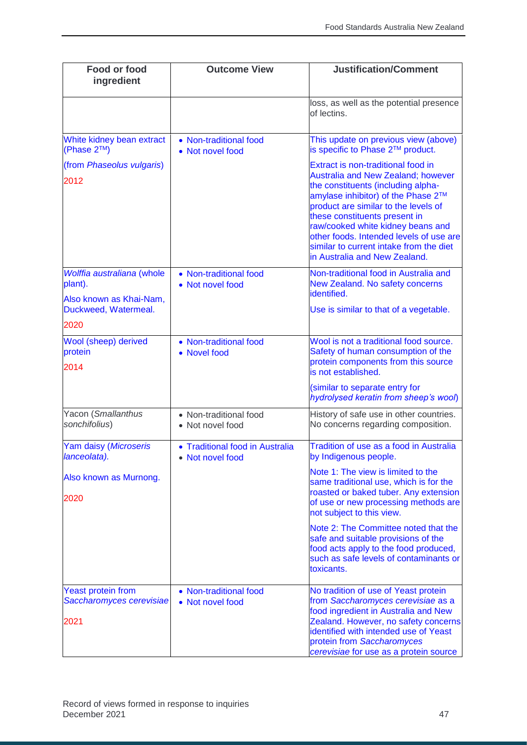| Food or food ingredient | Outcome View | Justification/Comment |
|---|---|---|
| | | loss, as well as the potential presence of lectins. |
| White kidney bean extract (Phase 2™) (from *Phaseolus vulgaris*) 2012 | • Non-traditional food • Not novel food | This update on previous view (above) is specific to Phase 2™ product. Extract is non-traditional food in Australia and New Zealand; however the constituents (including alpha-amylase inhibitor) of the Phase 2™ product are similar to the levels of these constituents present in raw/cooked white kidney beans and other foods. Intended levels of use are similar to current intake from the diet in Australia and New Zealand. |
| *Wolffia australiana* (whole plant). Also known as Khai-Nam, Duckweed, Watermeal. 2020 | • Non-traditional food • Not novel food | Non-traditional food in Australia and New Zealand. No safety concerns identified. Use is similar to that of a vegetable. |
| Wool (sheep) derived protein 2014 | • Non-traditional food • Novel food | Wool is not a traditional food source. Safety of human consumption of the protein components from this source is not established. (similar to separate entry for *hydrolysed keratin from sheep's wool*) |
| Yacon (*Smallanthus sonchifolius*) | • Non-traditional food • Not novel food | History of safe use in other countries. No concerns regarding composition. |
| Yam daisy (*Microseris lanceolata*). Also known as Murnong. 2020 | • Traditional food in Australia • Not novel food | Tradition of use as a food in Australia by Indigenous people. Note 1: The view is limited to the same traditional use, which is for the roasted or baked tuber. Any extension of use or new processing methods are not subject to this view. Note 2: The Committee noted that the safe and suitable provisions of the food acts apply to the food produced, such as safe levels of contaminants or toxicants. |
| Yeast protein from *Saccharomyces cerevisiae* 2021 | • Non-traditional food • Not novel food | No tradition of use of Yeast protein from *Saccharomyces cerevisiae* as a food ingredient in Australia and New Zealand. However, no safety concerns identified with intended use of Yeast protein from *Saccharomyces cerevisiae* for use as a protein source |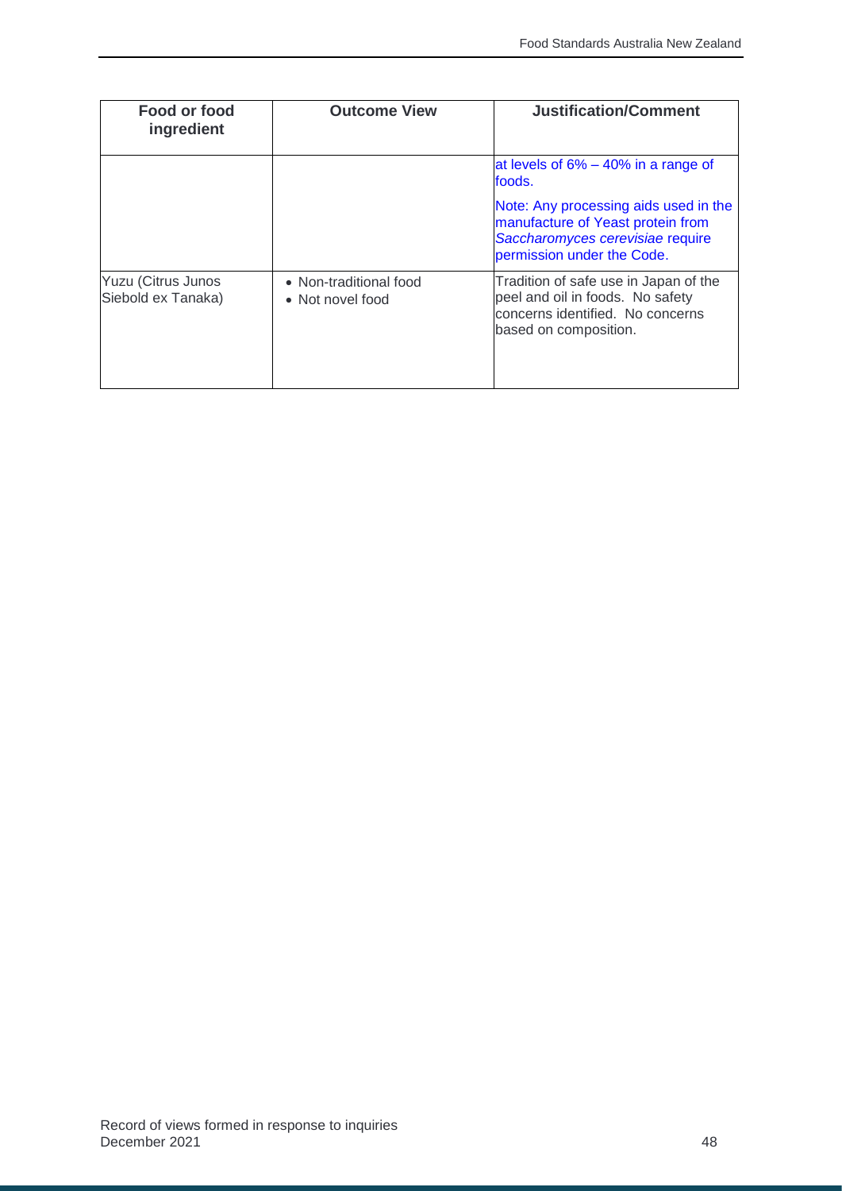| Food or food ingredient | Outcome View | Justification/Comment |
|---|---|---|
| | | at levels of 6% – 40% in a range of foods.<br><br>Note: Any processing aids used in the manufacture of Yeast protein from *Saccharomyces cerevisiae* require permission under the Code. |
| Yuzu (Citrus Junos Siebold ex Tanaka) | • Non-traditional food<br>• Not novel food | Tradition of safe use in Japan of the peel and oil in foods. No safety concerns identified. No concerns based on composition. |